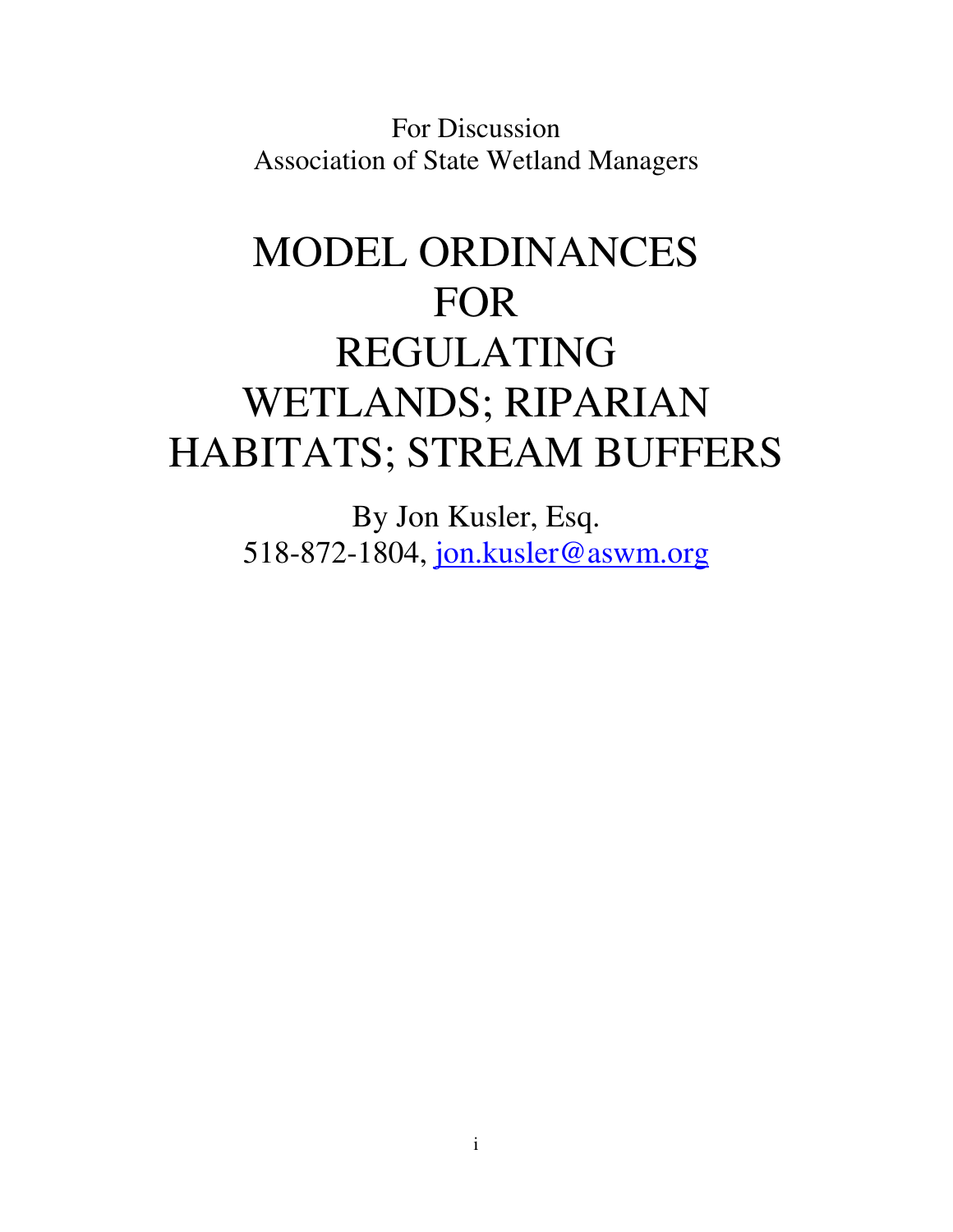For Discussion
Association of State Wetland Managers

# MODEL ORDINANCES FOR REGULATING WETLANDS; RIPARIAN HABITATS; STREAM BUFFERS

By Jon Kusler, Esq.
518-872-1804, [jon.kusler@aswm.org](mailto:jon.kusler@aswm.org)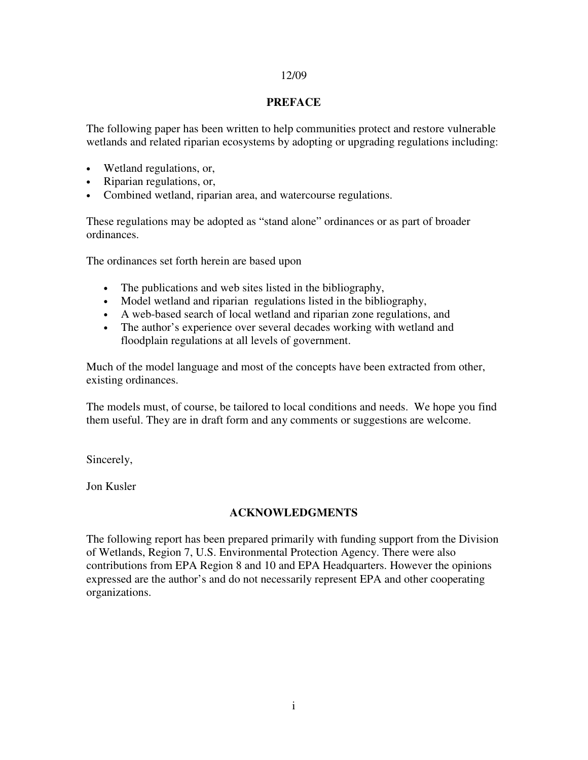12/09

## PREFACE

The following paper has been written to help communities protect and restore vulnerable wetlands and related riparian ecosystems by adopting or upgrading regulations including:

- Wetland regulations, or,
- Riparian regulations, or,
- Combined wetland, riparian area, and watercourse regulations.

These regulations may be adopted as "stand alone" ordinances or as part of broader ordinances.

The ordinances set forth herein are based upon

- The publications and web sites listed in the bibliography,
- Model wetland and riparian regulations listed in the bibliography,
- A web-based search of local wetland and riparian zone regulations, and
- The author's experience over several decades working with wetland and floodplain regulations at all levels of government.

Much of the model language and most of the concepts have been extracted from other, existing ordinances.

The models must, of course, be tailored to local conditions and needs. We hope you find them useful. They are in draft form and any comments or suggestions are welcome.

Sincerely,

Jon Kusler

## ACKNOWLEDGMENTS

The following report has been prepared primarily with funding support from the Division of Wetlands, Region 7, U.S. Environmental Protection Agency. There were also contributions from EPA Region 8 and 10 and EPA Headquarters. However the opinions expressed are the author's and do not necessarily represent EPA and other cooperating organizations.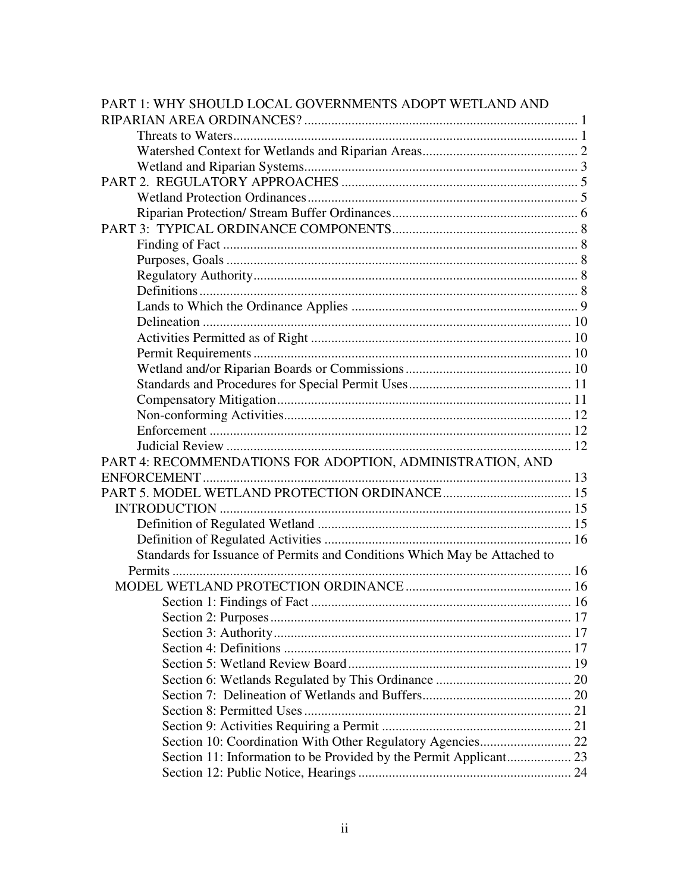PART 1: WHY SHOULD LOCAL GOVERNMENTS ADOPT WETLAND AND RIPARIAN AREA ORDINANCES? ........ 1
- Threats to Waters ........ 1
- Watershed Context for Wetlands and Riparian Areas ........ 2
- Wetland and Riparian Systems ........ 3

PART 2. REGULATORY APPROACHES ........ 5
- Wetland Protection Ordinances ........ 5
- Riparian Protection/ Stream Buffer Ordinances ........ 6

PART 3: TYPICAL ORDINANCE COMPONENTS ........ 8
- Finding of Fact ........ 8
- Purposes, Goals ........ 8
- Regulatory Authority ........ 8
- Definitions ........ 8
- Lands to Which the Ordinance Applies ........ 9
- Delineation ........ 10
- Activities Permitted as of Right ........ 10
- Permit Requirements ........ 10
- Wetland and/or Riparian Boards or Commissions ........ 10
- Standards and Procedures for Special Permit Uses ........ 11
- Compensatory Mitigation ........ 11
- Non-conforming Activities ........ 12
- Enforcement ........ 12
- Judicial Review ........ 12

PART 4: RECOMMENDATIONS FOR ADOPTION, ADMINISTRATION, AND ENFORCEMENT ........ 13

PART 5. MODEL WETLAND PROTECTION ORDINANCE ........ 15
- INTRODUCTION ........ 15
  - Definition of Regulated Wetland ........ 15
  - Definition of Regulated Activities ........ 16
  - Standards for Issuance of Permits and Conditions Which May be Attached to Permits ........ 16
- MODEL WETLAND PROTECTION ORDINANCE ........ 16
  - Section 1: Findings of Fact ........ 16
  - Section 2: Purposes ........ 17
  - Section 3: Authority ........ 17
  - Section 4: Definitions ........ 17
  - Section 5: Wetland Review Board ........ 19
  - Section 6: Wetlands Regulated by This Ordinance ........ 20
  - Section 7: Delineation of Wetlands and Buffers ........ 20
  - Section 8: Permitted Uses ........ 21
  - Section 9: Activities Requiring a Permit ........ 21
  - Section 10: Coordination With Other Regulatory Agencies ........ 22
  - Section 11: Information to be Provided by the Permit Applicant ........ 23
  - Section 12: Public Notice, Hearings ........ 24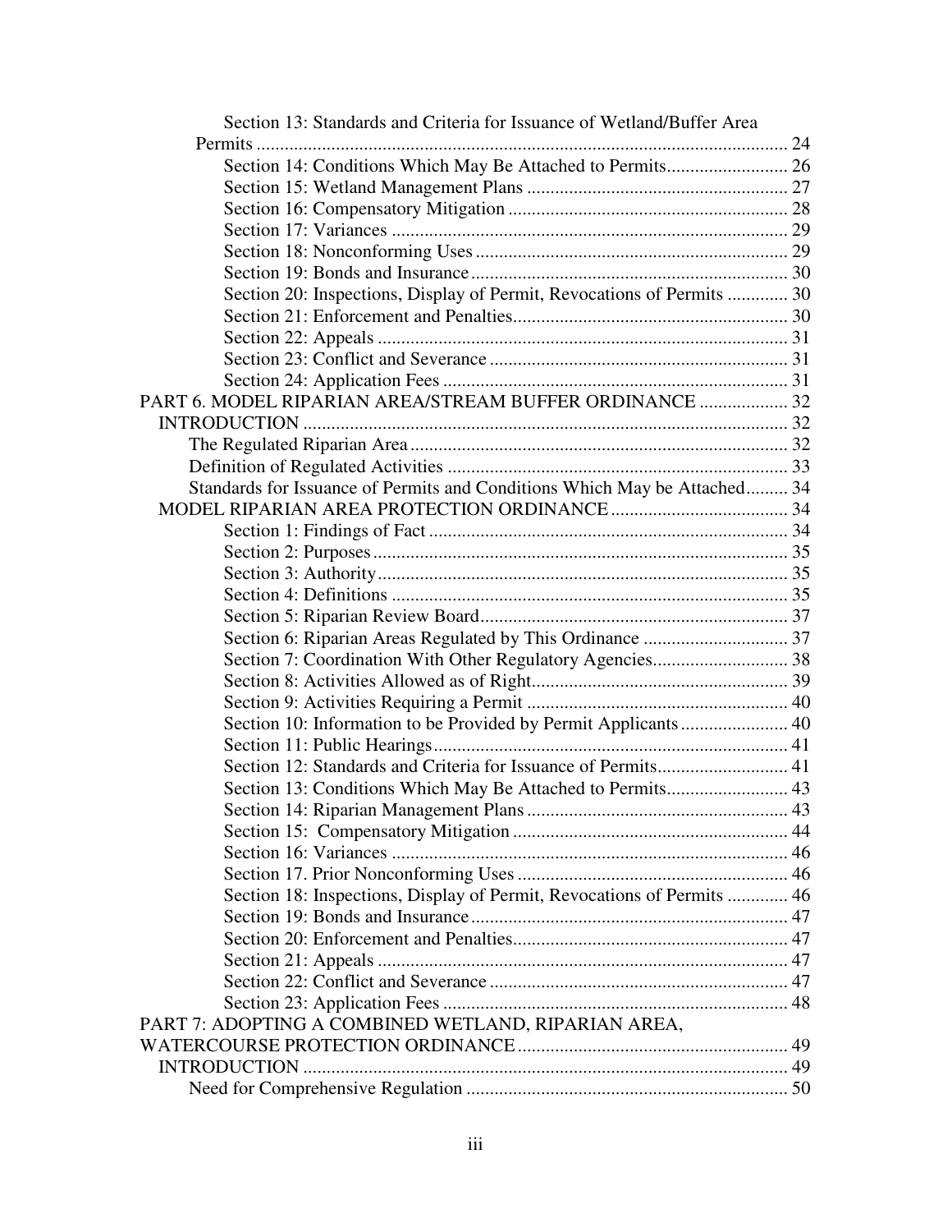Section 13: Standards and Criteria for Issuance of Wetland/Buffer Area Permits ........ 24
Section 14: Conditions Which May Be Attached to Permits........ 26
Section 15: Wetland Management Plans ........ 27
Section 16: Compensatory Mitigation ........ 28
Section 17: Variances ........ 29
Section 18: Nonconforming Uses ........ 29
Section 19: Bonds and Insurance ........ 30
Section 20: Inspections, Display of Permit, Revocations of Permits ........ 30
Section 21: Enforcement and Penalties........ 30
Section 22: Appeals ........ 31
Section 23: Conflict and Severance ........ 31
Section 24: Application Fees ........ 31

PART 6. MODEL RIPARIAN AREA/STREAM BUFFER ORDINANCE ........ 32

INTRODUCTION ........ 32

The Regulated Riparian Area ........ 32
Definition of Regulated Activities ........ 33
Standards for Issuance of Permits and Conditions Which May be Attached........ 34

MODEL RIPARIAN AREA PROTECTION ORDINANCE ........ 34

Section 1: Findings of Fact ........ 34
Section 2: Purposes ........ 35
Section 3: Authority ........ 35
Section 4: Definitions ........ 35
Section 5: Riparian Review Board ........ 37
Section 6: Riparian Areas Regulated by This Ordinance ........ 37
Section 7: Coordination With Other Regulatory Agencies........ 38
Section 8: Activities Allowed as of Right........ 39
Section 9: Activities Requiring a Permit ........ 40
Section 10: Information to be Provided by Permit Applicants ........ 40
Section 11: Public Hearings ........ 41
Section 12: Standards and Criteria for Issuance of Permits........ 41
Section 13: Conditions Which May Be Attached to Permits........ 43
Section 14: Riparian Management Plans ........ 43
Section 15: Compensatory Mitigation ........ 44
Section 16: Variances ........ 46
Section 17. Prior Nonconforming Uses ........ 46
Section 18: Inspections, Display of Permit, Revocations of Permits ........ 46
Section 19: Bonds and Insurance ........ 47
Section 20: Enforcement and Penalties........ 47
Section 21: Appeals ........ 47
Section 22: Conflict and Severance ........ 47
Section 23: Application Fees ........ 48

PART 7: ADOPTING A COMBINED WETLAND, RIPARIAN AREA, WATERCOURSE PROTECTION ORDINANCE ........ 49

INTRODUCTION ........ 49

Need for Comprehensive Regulation ........ 50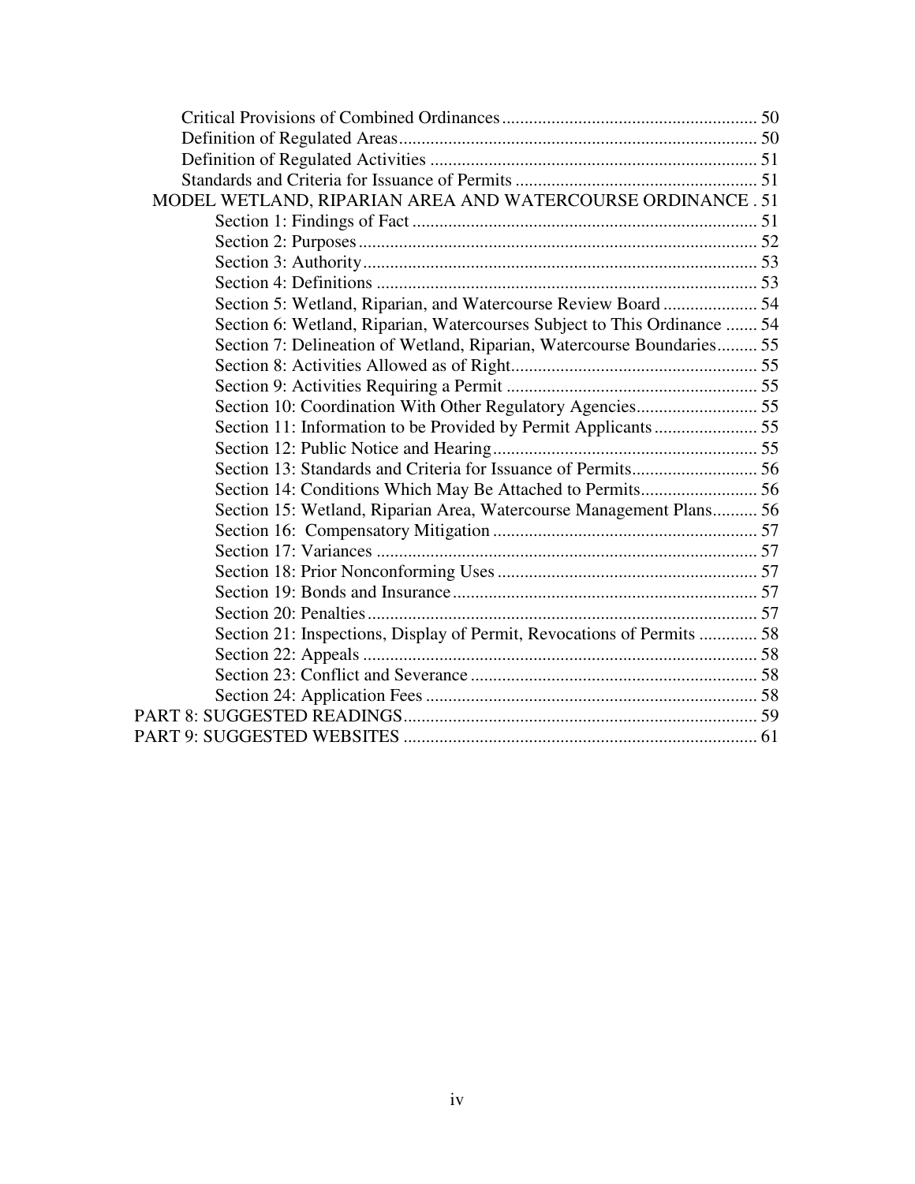- Critical Provisions of Combined Ordinances ........................................................ 50
- Definition of Regulated Areas ............................................................................ 50
- Definition of Regulated Activities ........................................................................ 51
- Standards and Criteria for Issuance of Permits ..................................................... 51

MODEL WETLAND, RIPARIAN AREA AND WATERCOURSE ORDINANCE . 51

- Section 1: Findings of Fact ............................................................................ 51
- Section 2: Purposes ........................................................................................ 52
- Section 3: Authority ........................................................................................ 53
- Section 4: Definitions ..................................................................................... 53
- Section 5: Wetland, Riparian, and Watercourse Review Board ..................... 54
- Section 6: Wetland, Riparian, Watercourses Subject to This Ordinance ....... 54
- Section 7: Delineation of Wetland, Riparian, Watercourse Boundaries......... 55
- Section 8: Activities Allowed as of Right ...................................................... 55
- Section 9: Activities Requiring a Permit ........................................................ 55
- Section 10: Coordination With Other Regulatory Agencies ........................... 55
- Section 11: Information to be Provided by Permit Applicants ....................... 55
- Section 12: Public Notice and Hearing ........................................................... 55
- Section 13: Standards and Criteria for Issuance of Permits ............................ 56
- Section 14: Conditions Which May Be Attached to Permits .......................... 56
- Section 15: Wetland, Riparian Area, Watercourse Management Plans .......... 56
- Section 16: Compensatory Mitigation ........................................................... 57
- Section 17: Variances .................................................................................... 57
- Section 18: Prior Nonconforming Uses .......................................................... 57
- Section 19: Bonds and Insurance .................................................................... 57
- Section 20: Penalties ...................................................................................... 57
- Section 21: Inspections, Display of Permit, Revocations of Permits ............. 58
- Section 22: Appeals ........................................................................................ 58
- Section 23: Conflict and Severance ................................................................ 58
- Section 24: Application Fees .......................................................................... 58

PART 8: SUGGESTED READINGS .............................................................................. 59

PART 9: SUGGESTED WEBSITES .............................................................................. 61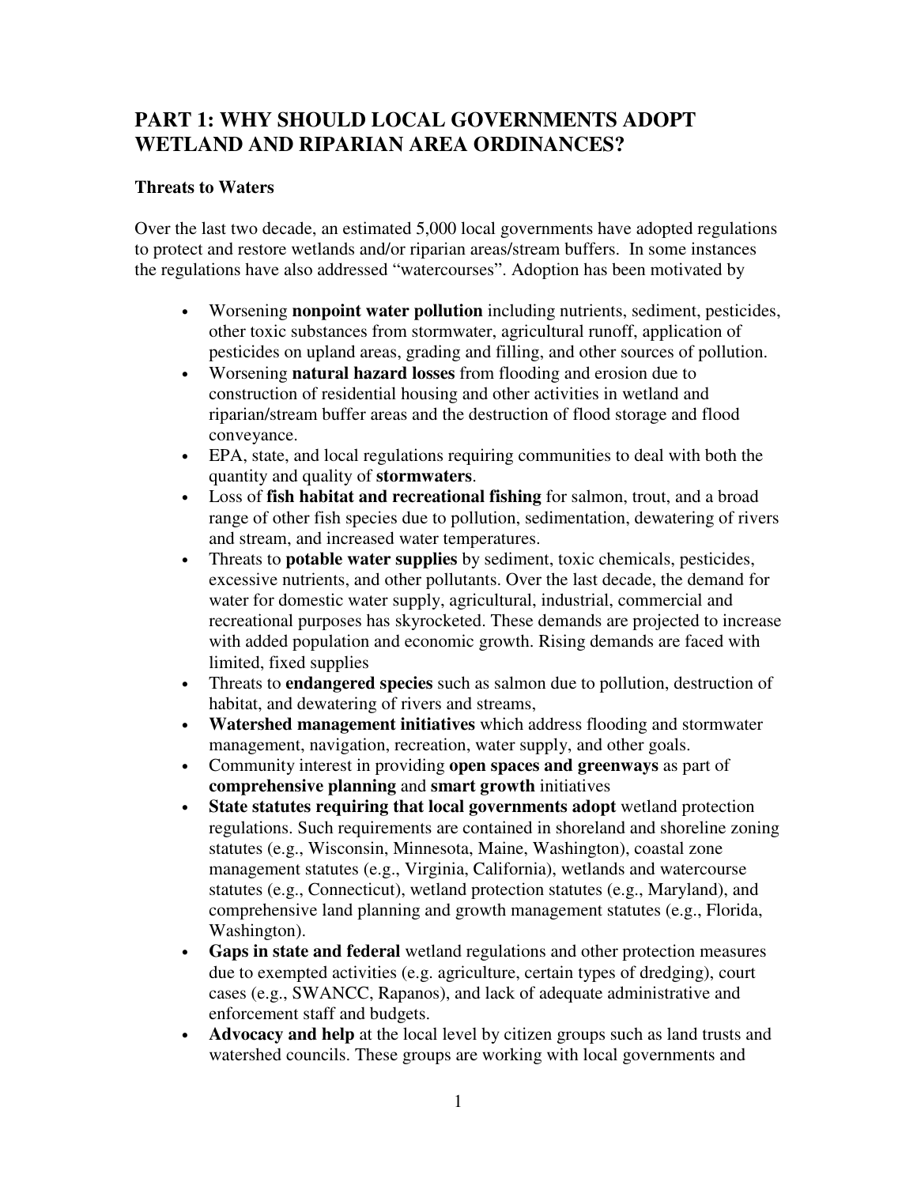# PART 1: WHY SHOULD LOCAL GOVERNMENTS ADOPT WETLAND AND RIPARIAN AREA ORDINANCES?

### Threats to Waters

Over the last two decade, an estimated 5,000 local governments have adopted regulations to protect and restore wetlands and/or riparian areas/stream buffers. In some instances the regulations have also addressed "watercourses". Adoption has been motivated by

- Worsening **nonpoint water pollution** including nutrients, sediment, pesticides, other toxic substances from stormwater, agricultural runoff, application of pesticides on upland areas, grading and filling, and other sources of pollution.
- Worsening **natural hazard losses** from flooding and erosion due to construction of residential housing and other activities in wetland and riparian/stream buffer areas and the destruction of flood storage and flood conveyance.
- EPA, state, and local regulations requiring communities to deal with both the quantity and quality of **stormwaters**.
- Loss of **fish habitat and recreational fishing** for salmon, trout, and a broad range of other fish species due to pollution, sedimentation, dewatering of rivers and stream, and increased water temperatures.
- Threats to **potable water supplies** by sediment, toxic chemicals, pesticides, excessive nutrients, and other pollutants. Over the last decade, the demand for water for domestic water supply, agricultural, industrial, commercial and recreational purposes has skyrocketed. These demands are projected to increase with added population and economic growth. Rising demands are faced with limited, fixed supplies
- Threats to **endangered species** such as salmon due to pollution, destruction of habitat, and dewatering of rivers and streams,
- **Watershed management initiatives** which address flooding and stormwater management, navigation, recreation, water supply, and other goals.
- Community interest in providing **open spaces and greenways** as part of **comprehensive planning** and **smart growth** initiatives
- **State statutes requiring that local governments adopt** wetland protection regulations. Such requirements are contained in shoreland and shoreline zoning statutes (e.g., Wisconsin, Minnesota, Maine, Washington), coastal zone management statutes (e.g., Virginia, California), wetlands and watercourse statutes (e.g., Connecticut), wetland protection statutes (e.g., Maryland), and comprehensive land planning and growth management statutes (e.g., Florida, Washington).
- **Gaps in state and federal** wetland regulations and other protection measures due to exempted activities (e.g. agriculture, certain types of dredging), court cases (e.g., SWANCC, Rapanos), and lack of adequate administrative and enforcement staff and budgets.
- **Advocacy and help** at the local level by citizen groups such as land trusts and watershed councils. These groups are working with local governments and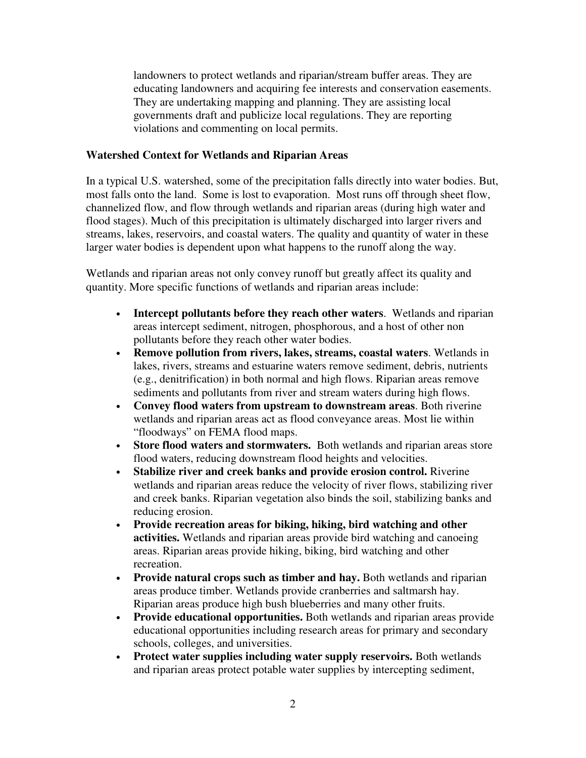landowners to protect wetlands and riparian/stream buffer areas. They are educating landowners and acquiring fee interests and conservation easements. They are undertaking mapping and planning. They are assisting local governments draft and publicize local regulations. They are reporting violations and commenting on local permits.

**Watershed Context for Wetlands and Riparian Areas**

In a typical U.S. watershed, some of the precipitation falls directly into water bodies. But, most falls onto the land. Some is lost to evaporation. Most runs off through sheet flow, channelized flow, and flow through wetlands and riparian areas (during high water and flood stages). Much of this precipitation is ultimately discharged into larger rivers and streams, lakes, reservoirs, and coastal waters. The quality and quantity of water in these larger water bodies is dependent upon what happens to the runoff along the way.

Wetlands and riparian areas not only convey runoff but greatly affect its quality and quantity. More specific functions of wetlands and riparian areas include:

- **Intercept pollutants before they reach other waters**. Wetlands and riparian areas intercept sediment, nitrogen, phosphorous, and a host of other non pollutants before they reach other water bodies.
- **Remove pollution from rivers, lakes, streams, coastal waters**. Wetlands in lakes, rivers, streams and estuarine waters remove sediment, debris, nutrients (e.g., denitrification) in both normal and high flows. Riparian areas remove sediments and pollutants from river and stream waters during high flows.
- **Convey flood waters from upstream to downstream areas**. Both riverine wetlands and riparian areas act as flood conveyance areas. Most lie within "floodways" on FEMA flood maps.
- **Store flood waters and stormwaters.** Both wetlands and riparian areas store flood waters, reducing downstream flood heights and velocities.
- **Stabilize river and creek banks and provide erosion control.** Riverine wetlands and riparian areas reduce the velocity of river flows, stabilizing river and creek banks. Riparian vegetation also binds the soil, stabilizing banks and reducing erosion.
- **Provide recreation areas for biking, hiking, bird watching and other activities.** Wetlands and riparian areas provide bird watching and canoeing areas. Riparian areas provide hiking, biking, bird watching and other recreation.
- **Provide natural crops such as timber and hay.** Both wetlands and riparian areas produce timber. Wetlands provide cranberries and saltmarsh hay. Riparian areas produce high bush blueberries and many other fruits.
- **Provide educational opportunities.** Both wetlands and riparian areas provide educational opportunities including research areas for primary and secondary schools, colleges, and universities.
- **Protect water supplies including water supply reservoirs.** Both wetlands and riparian areas protect potable water supplies by intercepting sediment,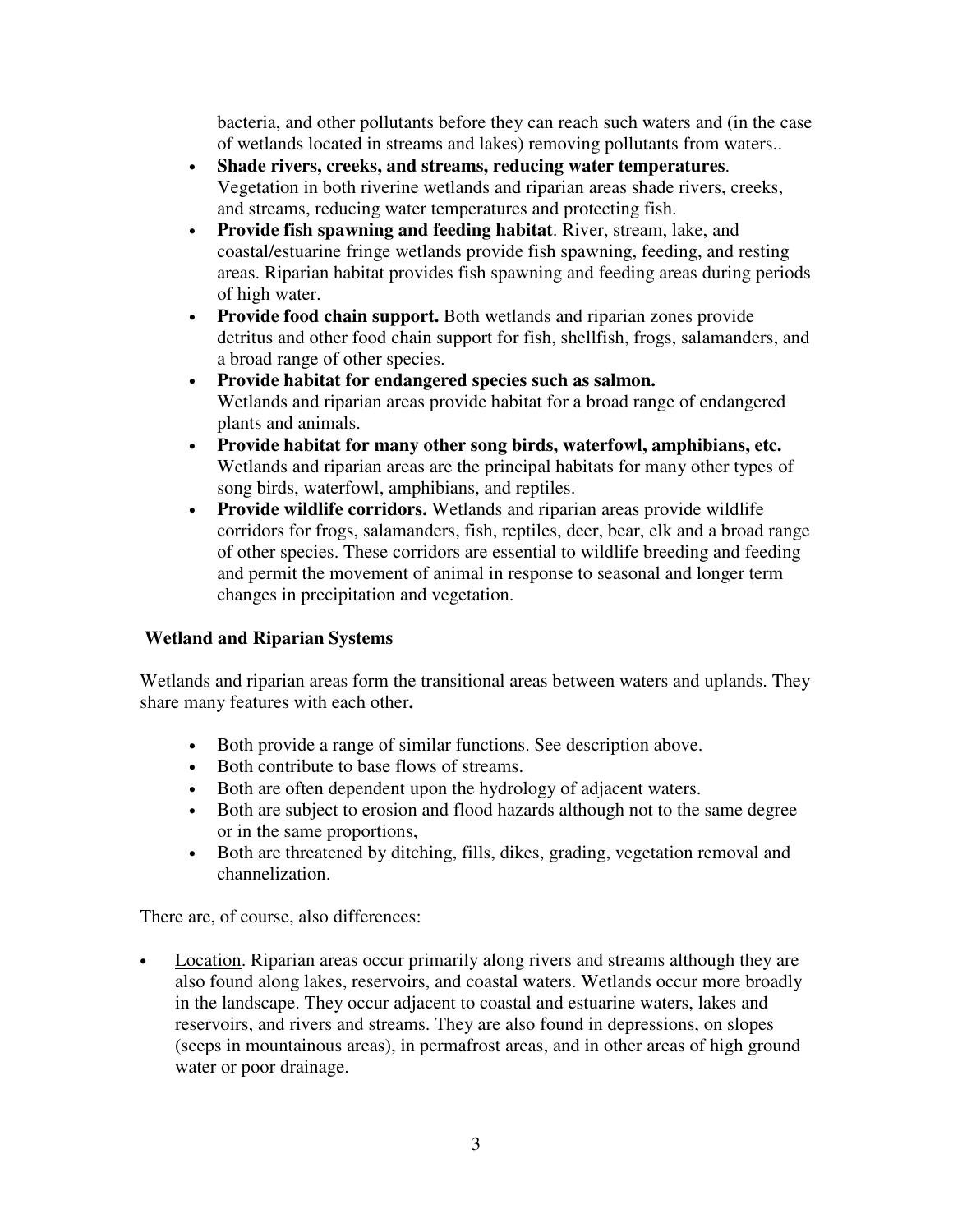bacteria, and other pollutants before they can reach such waters and (in the case of wetlands located in streams and lakes) removing pollutants from waters..

- **Shade rivers, creeks, and streams, reducing water temperatures**. Vegetation in both riverine wetlands and riparian areas shade rivers, creeks, and streams, reducing water temperatures and protecting fish.
- **Provide fish spawning and feeding habitat**. River, stream, lake, and coastal/estuarine fringe wetlands provide fish spawning, feeding, and resting areas. Riparian habitat provides fish spawning and feeding areas during periods of high water.
- **Provide food chain support.** Both wetlands and riparian zones provide detritus and other food chain support for fish, shellfish, frogs, salamanders, and a broad range of other species.
- **Provide habitat for endangered species such as salmon.** Wetlands and riparian areas provide habitat for a broad range of endangered plants and animals.
- **Provide habitat for many other song birds, waterfowl, amphibians, etc.** Wetlands and riparian areas are the principal habitats for many other types of song birds, waterfowl, amphibians, and reptiles.
- **Provide wildlife corridors.** Wetlands and riparian areas provide wildlife corridors for frogs, salamanders, fish, reptiles, deer, bear, elk and a broad range of other species. These corridors are essential to wildlife breeding and feeding and permit the movement of animal in response to seasonal and longer term changes in precipitation and vegetation.

**Wetland and Riparian Systems**

Wetlands and riparian areas form the transitional areas between waters and uplands. They share many features with each other**.**

- Both provide a range of similar functions. See description above.
- Both contribute to base flows of streams.
- Both are often dependent upon the hydrology of adjacent waters.
- Both are subject to erosion and flood hazards although not to the same degree or in the same proportions,
- Both are threatened by ditching, fills, dikes, grading, vegetation removal and channelization.

There are, of course, also differences:

- Location. Riparian areas occur primarily along rivers and streams although they are also found along lakes, reservoirs, and coastal waters. Wetlands occur more broadly in the landscape. They occur adjacent to coastal and estuarine waters, lakes and reservoirs, and rivers and streams. They are also found in depressions, on slopes (seeps in mountainous areas), in permafrost areas, and in other areas of high ground water or poor drainage.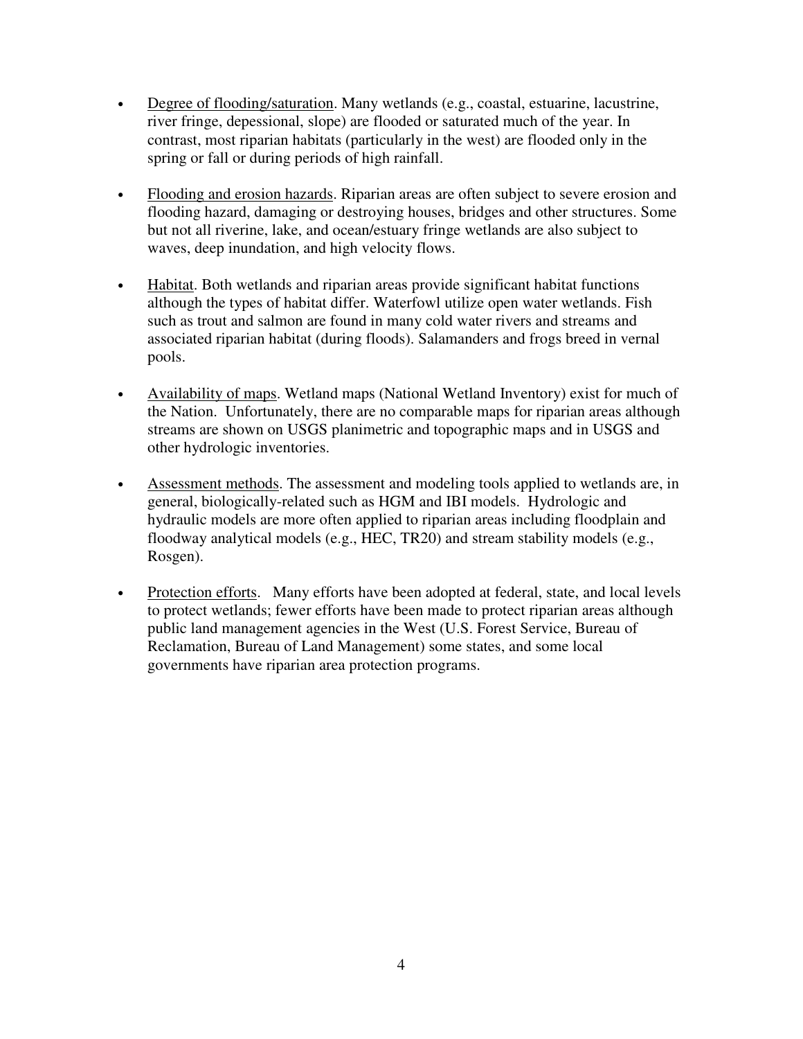- Degree of flooding/saturation. Many wetlands (e.g., coastal, estuarine, lacustrine, river fringe, depessional, slope) are flooded or saturated much of the year. In contrast, most riparian habitats (particularly in the west) are flooded only in the spring or fall or during periods of high rainfall.

- Flooding and erosion hazards. Riparian areas are often subject to severe erosion and flooding hazard, damaging or destroying houses, bridges and other structures. Some but not all riverine, lake, and ocean/estuary fringe wetlands are also subject to waves, deep inundation, and high velocity flows.

- Habitat. Both wetlands and riparian areas provide significant habitat functions although the types of habitat differ. Waterfowl utilize open water wetlands. Fish such as trout and salmon are found in many cold water rivers and streams and associated riparian habitat (during floods). Salamanders and frogs breed in vernal pools.

- Availability of maps. Wetland maps (National Wetland Inventory) exist for much of the Nation. Unfortunately, there are no comparable maps for riparian areas although streams are shown on USGS planimetric and topographic maps and in USGS and other hydrologic inventories.

- Assessment methods. The assessment and modeling tools applied to wetlands are, in general, biologically-related such as HGM and IBI models. Hydrologic and hydraulic models are more often applied to riparian areas including floodplain and floodway analytical models (e.g., HEC, TR20) and stream stability models (e.g., Rosgen).

- Protection efforts. Many efforts have been adopted at federal, state, and local levels to protect wetlands; fewer efforts have been made to protect riparian areas although public land management agencies in the West (U.S. Forest Service, Bureau of Reclamation, Bureau of Land Management) some states, and some local governments have riparian area protection programs.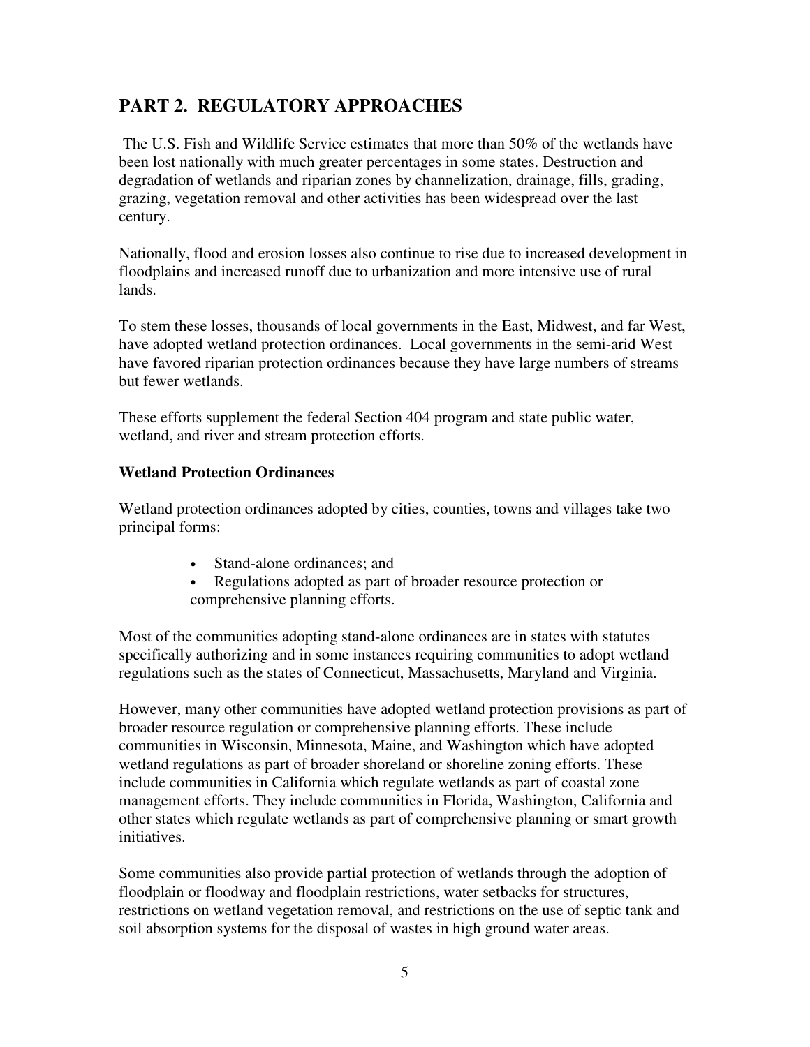## PART 2. REGULATORY APPROACHES

The U.S. Fish and Wildlife Service estimates that more than 50% of the wetlands have been lost nationally with much greater percentages in some states. Destruction and degradation of wetlands and riparian zones by channelization, drainage, fills, grading, grazing, vegetation removal and other activities has been widespread over the last century.

Nationally, flood and erosion losses also continue to rise due to increased development in floodplains and increased runoff due to urbanization and more intensive use of rural lands.

To stem these losses, thousands of local governments in the East, Midwest, and far West, have adopted wetland protection ordinances. Local governments in the semi-arid West have favored riparian protection ordinances because they have large numbers of streams but fewer wetlands.

These efforts supplement the federal Section 404 program and state public water, wetland, and river and stream protection efforts.

### Wetland Protection Ordinances

Wetland protection ordinances adopted by cities, counties, towns and villages take two principal forms:

- Stand-alone ordinances; and
- Regulations adopted as part of broader resource protection or comprehensive planning efforts.

Most of the communities adopting stand-alone ordinances are in states with statutes specifically authorizing and in some instances requiring communities to adopt wetland regulations such as the states of Connecticut, Massachusetts, Maryland and Virginia.

However, many other communities have adopted wetland protection provisions as part of broader resource regulation or comprehensive planning efforts. These include communities in Wisconsin, Minnesota, Maine, and Washington which have adopted wetland regulations as part of broader shoreland or shoreline zoning efforts. These include communities in California which regulate wetlands as part of coastal zone management efforts. They include communities in Florida, Washington, California and other states which regulate wetlands as part of comprehensive planning or smart growth initiatives.

Some communities also provide partial protection of wetlands through the adoption of floodplain or floodway and floodplain restrictions, water setbacks for structures, restrictions on wetland vegetation removal, and restrictions on the use of septic tank and soil absorption systems for the disposal of wastes in high ground water areas.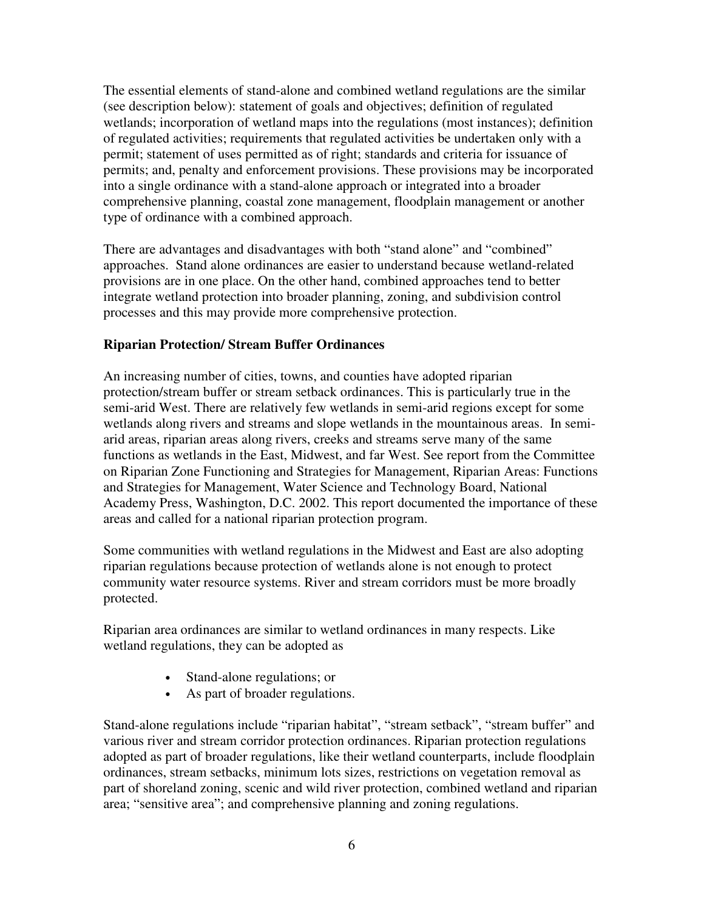The essential elements of stand-alone and combined wetland regulations are the similar (see description below): statement of goals and objectives; definition of regulated wetlands; incorporation of wetland maps into the regulations (most instances); definition of regulated activities; requirements that regulated activities be undertaken only with a permit; statement of uses permitted as of right; standards and criteria for issuance of permits; and, penalty and enforcement provisions. These provisions may be incorporated into a single ordinance with a stand-alone approach or integrated into a broader comprehensive planning, coastal zone management, floodplain management or another type of ordinance with a combined approach.

There are advantages and disadvantages with both "stand alone" and "combined" approaches. Stand alone ordinances are easier to understand because wetland-related provisions are in one place. On the other hand, combined approaches tend to better integrate wetland protection into broader planning, zoning, and subdivision control processes and this may provide more comprehensive protection.

**Riparian Protection/ Stream Buffer Ordinances**

An increasing number of cities, towns, and counties have adopted riparian protection/stream buffer or stream setback ordinances. This is particularly true in the semi-arid West. There are relatively few wetlands in semi-arid regions except for some wetlands along rivers and streams and slope wetlands in the mountainous areas. In semi-arid areas, riparian areas along rivers, creeks and streams serve many of the same functions as wetlands in the East, Midwest, and far West. See report from the Committee on Riparian Zone Functioning and Strategies for Management, Riparian Areas: Functions and Strategies for Management, Water Science and Technology Board, National Academy Press, Washington, D.C. 2002. This report documented the importance of these areas and called for a national riparian protection program.

Some communities with wetland regulations in the Midwest and East are also adopting riparian regulations because protection of wetlands alone is not enough to protect community water resource systems. River and stream corridors must be more broadly protected.

Riparian area ordinances are similar to wetland ordinances in many respects. Like wetland regulations, they can be adopted as

- Stand-alone regulations; or
- As part of broader regulations.

Stand-alone regulations include "riparian habitat", "stream setback", "stream buffer" and various river and stream corridor protection ordinances. Riparian protection regulations adopted as part of broader regulations, like their wetland counterparts, include floodplain ordinances, stream setbacks, minimum lots sizes, restrictions on vegetation removal as part of shoreland zoning, scenic and wild river protection, combined wetland and riparian area; "sensitive area"; and comprehensive planning and zoning regulations.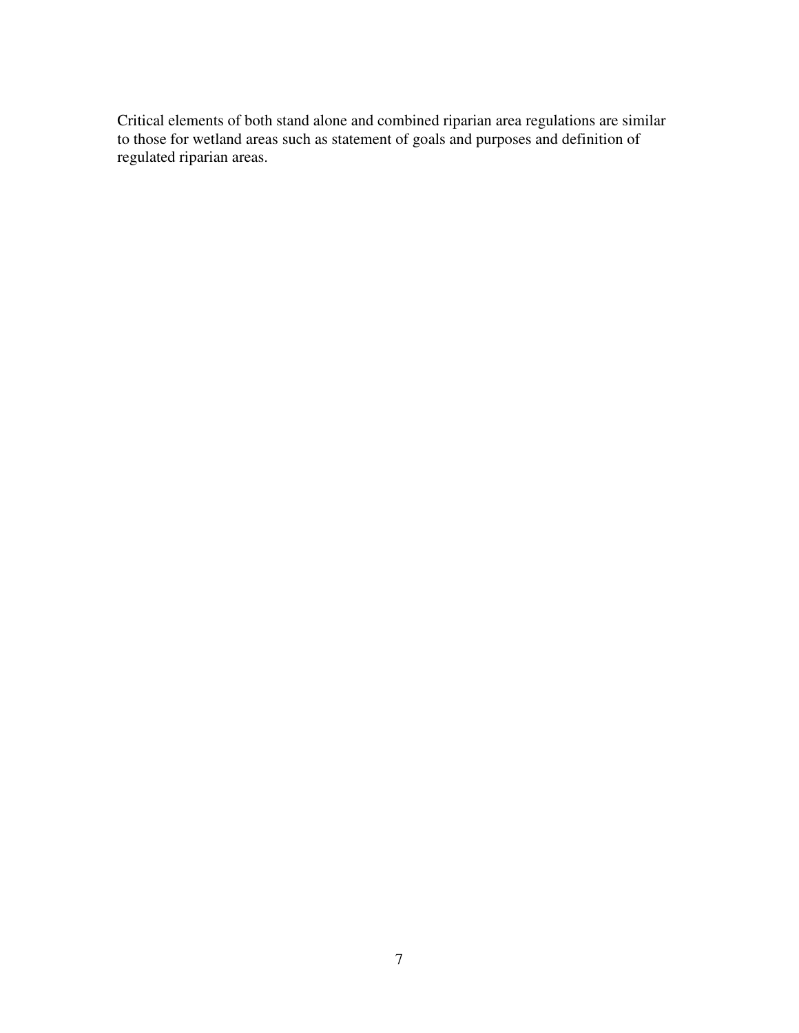Critical elements of both stand alone and combined riparian area regulations are similar to those for wetland areas such as statement of goals and purposes and definition of regulated riparian areas.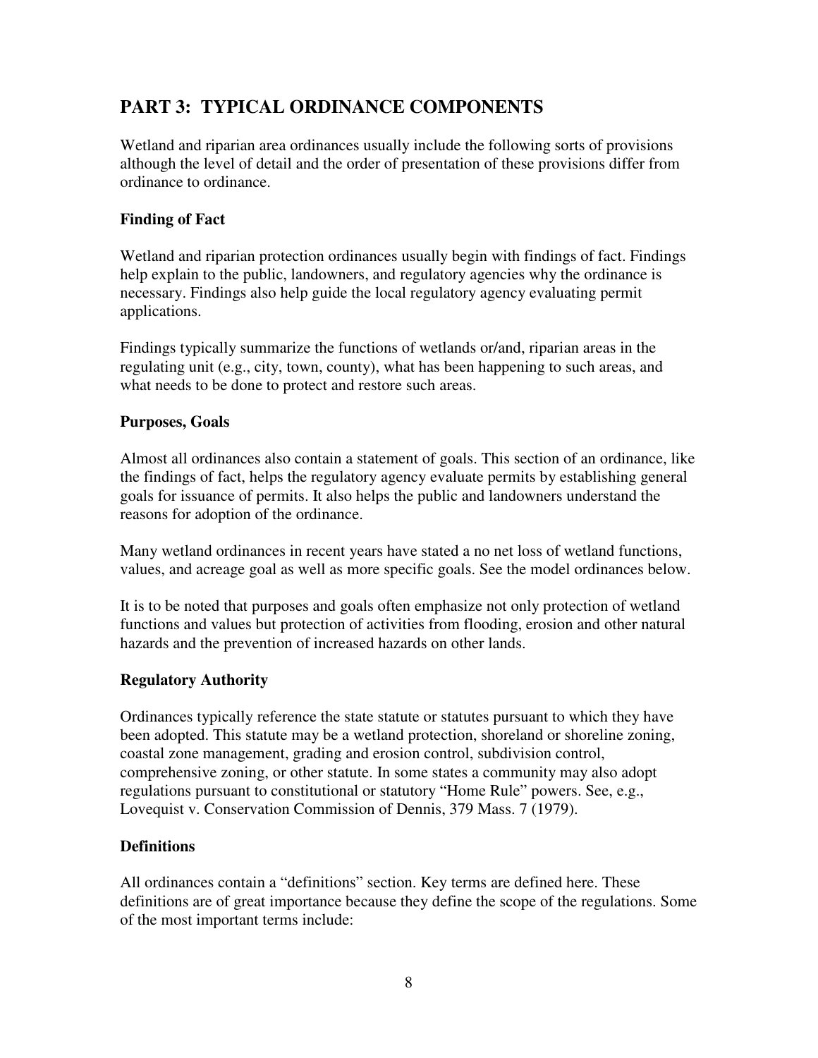## PART 3: TYPICAL ORDINANCE COMPONENTS

Wetland and riparian area ordinances usually include the following sorts of provisions although the level of detail and the order of presentation of these provisions differ from ordinance to ordinance.

### Finding of Fact

Wetland and riparian protection ordinances usually begin with findings of fact. Findings help explain to the public, landowners, and regulatory agencies why the ordinance is necessary. Findings also help guide the local regulatory agency evaluating permit applications.

Findings typically summarize the functions of wetlands or/and, riparian areas in the regulating unit (e.g., city, town, county), what has been happening to such areas, and what needs to be done to protect and restore such areas.

### Purposes, Goals

Almost all ordinances also contain a statement of goals. This section of an ordinance, like the findings of fact, helps the regulatory agency evaluate permits by establishing general goals for issuance of permits. It also helps the public and landowners understand the reasons for adoption of the ordinance.

Many wetland ordinances in recent years have stated a no net loss of wetland functions, values, and acreage goal as well as more specific goals. See the model ordinances below.

It is to be noted that purposes and goals often emphasize not only protection of wetland functions and values but protection of activities from flooding, erosion and other natural hazards and the prevention of increased hazards on other lands.

### Regulatory Authority

Ordinances typically reference the state statute or statutes pursuant to which they have been adopted. This statute may be a wetland protection, shoreland or shoreline zoning, coastal zone management, grading and erosion control, subdivision control, comprehensive zoning, or other statute. In some states a community may also adopt regulations pursuant to constitutional or statutory "Home Rule" powers. See, e.g., Lovequist v. Conservation Commission of Dennis, 379 Mass. 7 (1979).

### Definitions

All ordinances contain a "definitions" section. Key terms are defined here. These definitions are of great importance because they define the scope of the regulations. Some of the most important terms include: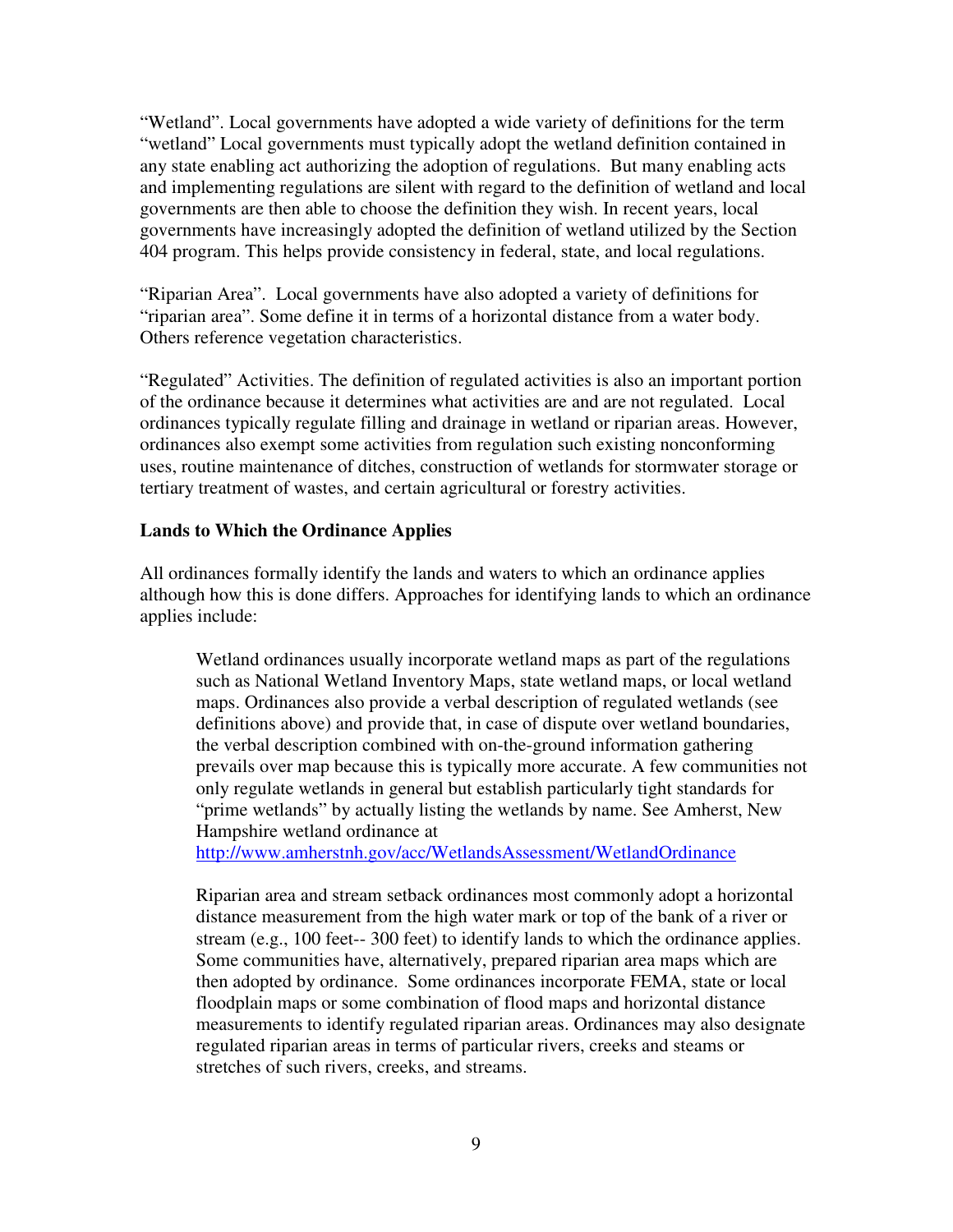"Wetland". Local governments have adopted a wide variety of definitions for the term "wetland" Local governments must typically adopt the wetland definition contained in any state enabling act authorizing the adoption of regulations. But many enabling acts and implementing regulations are silent with regard to the definition of wetland and local governments are then able to choose the definition they wish. In recent years, local governments have increasingly adopted the definition of wetland utilized by the Section 404 program. This helps provide consistency in federal, state, and local regulations.

"Riparian Area". Local governments have also adopted a variety of definitions for "riparian area". Some define it in terms of a horizontal distance from a water body. Others reference vegetation characteristics.

"Regulated" Activities. The definition of regulated activities is also an important portion of the ordinance because it determines what activities are and are not regulated. Local ordinances typically regulate filling and drainage in wetland or riparian areas. However, ordinances also exempt some activities from regulation such existing nonconforming uses, routine maintenance of ditches, construction of wetlands for stormwater storage or tertiary treatment of wastes, and certain agricultural or forestry activities.

**Lands to Which the Ordinance Applies**

All ordinances formally identify the lands and waters to which an ordinance applies although how this is done differs. Approaches for identifying lands to which an ordinance applies include:

> Wetland ordinances usually incorporate wetland maps as part of the regulations such as National Wetland Inventory Maps, state wetland maps, or local wetland maps. Ordinances also provide a verbal description of regulated wetlands (see definitions above) and provide that, in case of dispute over wetland boundaries, the verbal description combined with on-the-ground information gathering prevails over map because this is typically more accurate. A few communities not only regulate wetlands in general but establish particularly tight standards for "prime wetlands" by actually listing the wetlands by name. See Amherst, New Hampshire wetland ordinance at http://www.amherstnh.gov/acc/WetlandsAssessment/WetlandOrdinance
>
> Riparian area and stream setback ordinances most commonly adopt a horizontal distance measurement from the high water mark or top of the bank of a river or stream (e.g., 100 feet-- 300 feet) to identify lands to which the ordinance applies. Some communities have, alternatively, prepared riparian area maps which are then adopted by ordinance. Some ordinances incorporate FEMA, state or local floodplain maps or some combination of flood maps and horizontal distance measurements to identify regulated riparian areas. Ordinances may also designate regulated riparian areas in terms of particular rivers, creeks and steams or stretches of such rivers, creeks, and streams.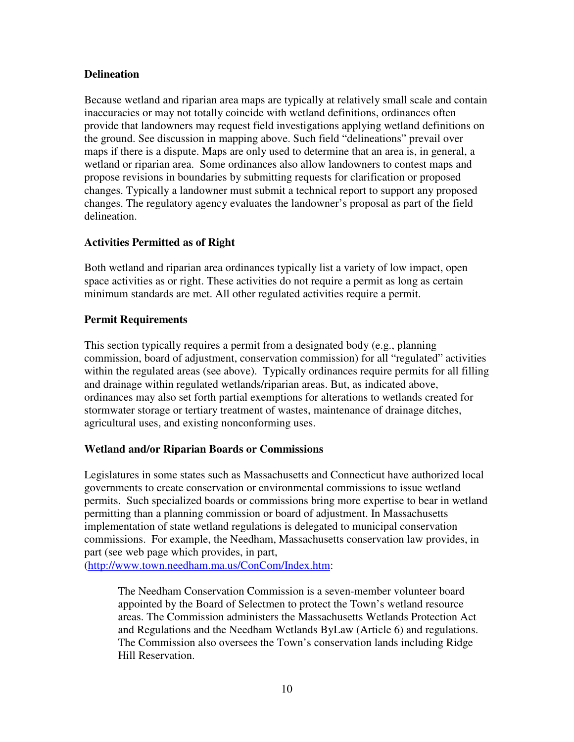**Delineation**

Because wetland and riparian area maps are typically at relatively small scale and contain inaccuracies or may not totally coincide with wetland definitions, ordinances often provide that landowners may request field investigations applying wetland definitions on the ground. See discussion in mapping above. Such field "delineations" prevail over maps if there is a dispute. Maps are only used to determine that an area is, in general, a wetland or riparian area. Some ordinances also allow landowners to contest maps and propose revisions in boundaries by submitting requests for clarification or proposed changes. Typically a landowner must submit a technical report to support any proposed changes. The regulatory agency evaluates the landowner's proposal as part of the field delineation.

**Activities Permitted as of Right**

Both wetland and riparian area ordinances typically list a variety of low impact, open space activities as or right. These activities do not require a permit as long as certain minimum standards are met. All other regulated activities require a permit.

**Permit Requirements**

This section typically requires a permit from a designated body (e.g., planning commission, board of adjustment, conservation commission) for all "regulated" activities within the regulated areas (see above). Typically ordinances require permits for all filling and drainage within regulated wetlands/riparian areas. But, as indicated above, ordinances may also set forth partial exemptions for alterations to wetlands created for stormwater storage or tertiary treatment of wastes, maintenance of drainage ditches, agricultural uses, and existing nonconforming uses.

**Wetland and/or Riparian Boards or Commissions**

Legislatures in some states such as Massachusetts and Connecticut have authorized local governments to create conservation or environmental commissions to issue wetland permits. Such specialized boards or commissions bring more expertise to bear in wetland permitting than a planning commission or board of adjustment. In Massachusetts implementation of state wetland regulations is delegated to municipal conservation commissions. For example, the Needham, Massachusetts conservation law provides, in part (see web page which provides, in part, (http://www.town.needham.ma.us/ConCom/Index.htm:

> The Needham Conservation Commission is a seven-member volunteer board appointed by the Board of Selectmen to protect the Town's wetland resource areas. The Commission administers the Massachusetts Wetlands Protection Act and Regulations and the Needham Wetlands ByLaw (Article 6) and regulations. The Commission also oversees the Town's conservation lands including Ridge Hill Reservation.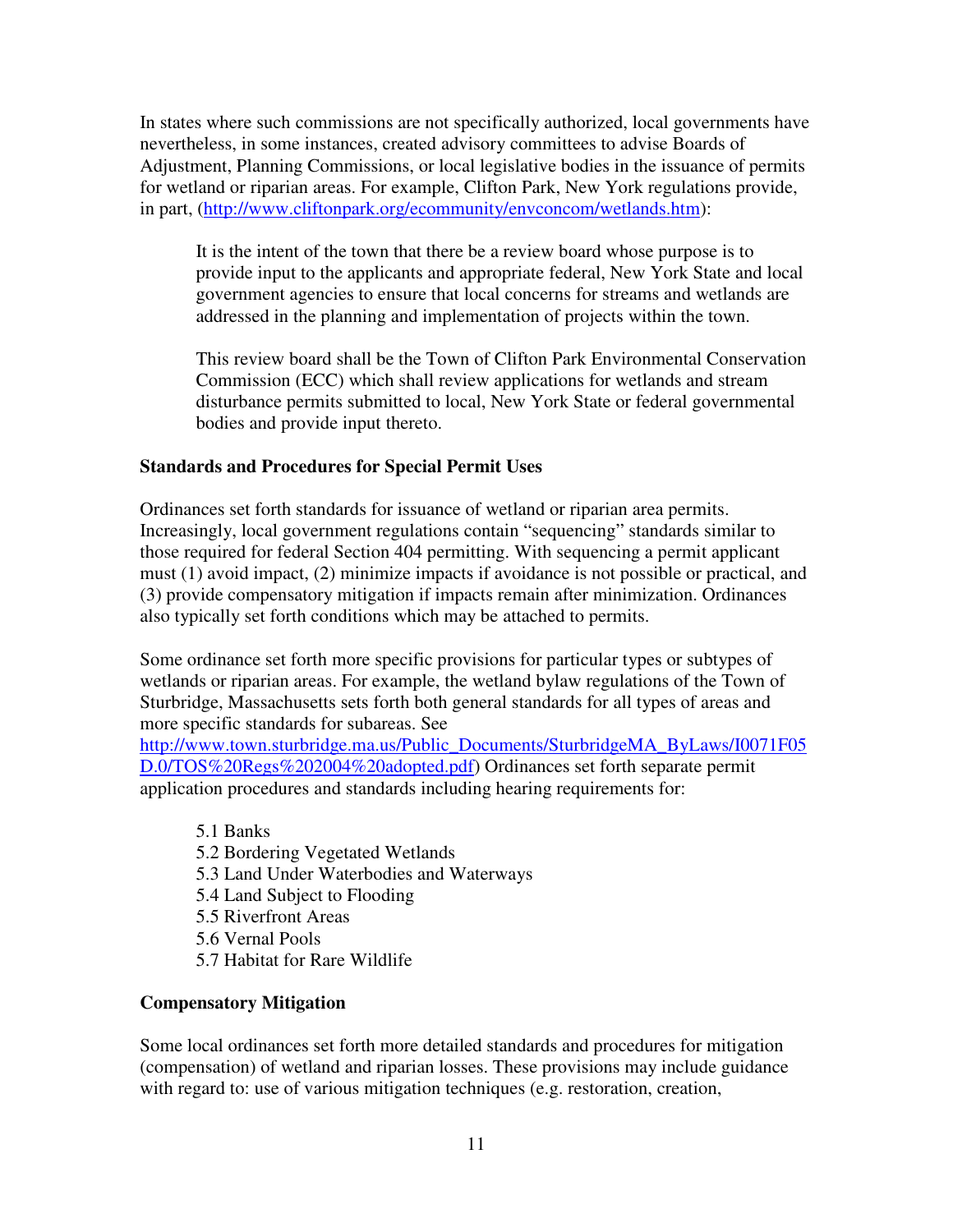In states where such commissions are not specifically authorized, local governments have nevertheless, in some instances, created advisory committees to advise Boards of Adjustment, Planning Commissions, or local legislative bodies in the issuance of permits for wetland or riparian areas. For example, Clifton Park, New York regulations provide, in part, (http://www.cliftonpark.org/ecommunity/envconcom/wetlands.htm):

> It is the intent of the town that there be a review board whose purpose is to provide input to the applicants and appropriate federal, New York State and local government agencies to ensure that local concerns for streams and wetlands are addressed in the planning and implementation of projects within the town.
>
> This review board shall be the Town of Clifton Park Environmental Conservation Commission (ECC) which shall review applications for wetlands and stream disturbance permits submitted to local, New York State or federal governmental bodies and provide input thereto.

**Standards and Procedures for Special Permit Uses**

Ordinances set forth standards for issuance of wetland or riparian area permits. Increasingly, local government regulations contain "sequencing" standards similar to those required for federal Section 404 permitting. With sequencing a permit applicant must (1) avoid impact, (2) minimize impacts if avoidance is not possible or practical, and (3) provide compensatory mitigation if impacts remain after minimization. Ordinances also typically set forth conditions which may be attached to permits.

Some ordinance set forth more specific provisions for particular types or subtypes of wetlands or riparian areas. For example, the wetland bylaw regulations of the Town of Sturbridge, Massachusetts sets forth both general standards for all types of areas and more specific standards for subareas. See http://www.town.sturbridge.ma.us/Public_Documents/SturbridgeMA_ByLaws/I0071F05D.0/TOS%20Regs%202004%20adopted.pdf) Ordinances set forth separate permit application procedures and standards including hearing requirements for:

- 5.1 Banks
- 5.2 Bordering Vegetated Wetlands
- 5.3 Land Under Waterbodies and Waterways
- 5.4 Land Subject to Flooding
- 5.5 Riverfront Areas
- 5.6 Vernal Pools
- 5.7 Habitat for Rare Wildlife

**Compensatory Mitigation**

Some local ordinances set forth more detailed standards and procedures for mitigation (compensation) of wetland and riparian losses. These provisions may include guidance with regard to: use of various mitigation techniques (e.g. restoration, creation,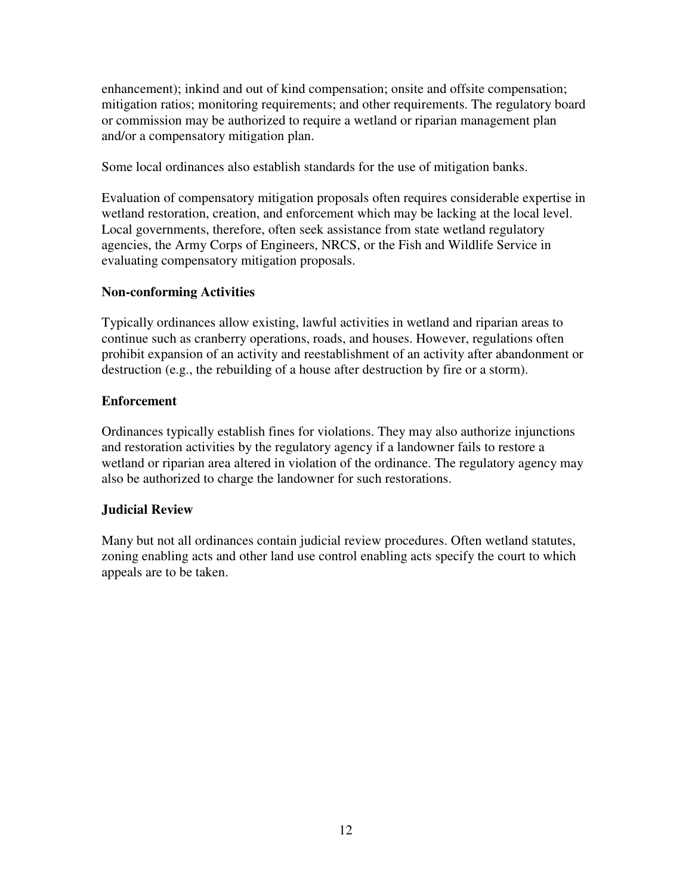enhancement); inkind and out of kind compensation; onsite and offsite compensation; mitigation ratios; monitoring requirements; and other requirements. The regulatory board or commission may be authorized to require a wetland or riparian management plan and/or a compensatory mitigation plan.

Some local ordinances also establish standards for the use of mitigation banks.

Evaluation of compensatory mitigation proposals often requires considerable expertise in wetland restoration, creation, and enforcement which may be lacking at the local level. Local governments, therefore, often seek assistance from state wetland regulatory agencies, the Army Corps of Engineers, NRCS, or the Fish and Wildlife Service in evaluating compensatory mitigation proposals.

**Non-conforming Activities**

Typically ordinances allow existing, lawful activities in wetland and riparian areas to continue such as cranberry operations, roads, and houses. However, regulations often prohibit expansion of an activity and reestablishment of an activity after abandonment or destruction (e.g., the rebuilding of a house after destruction by fire or a storm).

**Enforcement**

Ordinances typically establish fines for violations. They may also authorize injunctions and restoration activities by the regulatory agency if a landowner fails to restore a wetland or riparian area altered in violation of the ordinance. The regulatory agency may also be authorized to charge the landowner for such restorations.

**Judicial Review**

Many but not all ordinances contain judicial review procedures. Often wetland statutes, zoning enabling acts and other land use control enabling acts specify the court to which appeals are to be taken.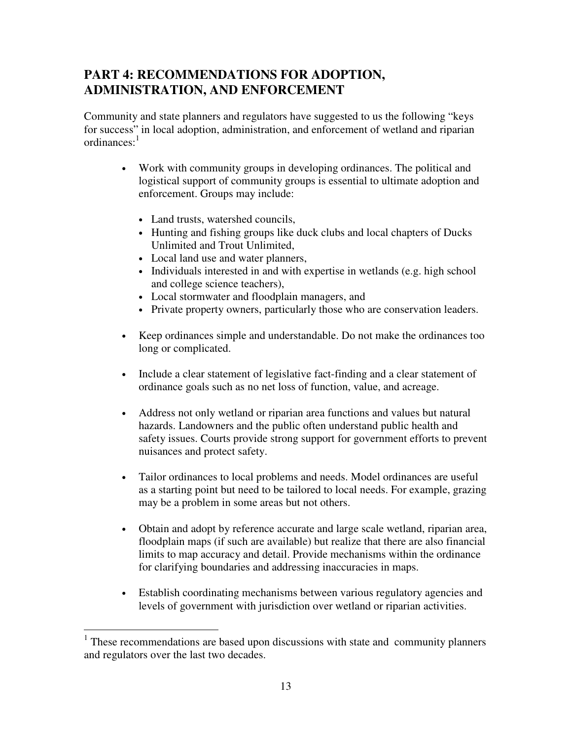## PART 4: RECOMMENDATIONS FOR ADOPTION, ADMINISTRATION, AND ENFORCEMENT

Community and state planners and regulators have suggested to us the following "keys for success" in local adoption, administration, and enforcement of wetland and riparian ordinances:[1]

- Work with community groups in developing ordinances. The political and logistical support of community groups is essential to ultimate adoption and enforcement. Groups may include:
  - Land trusts, watershed councils,
  - Hunting and fishing groups like duck clubs and local chapters of Ducks Unlimited and Trout Unlimited,
  - Local land use and water planners,
  - Individuals interested in and with expertise in wetlands (e.g. high school and college science teachers),
  - Local stormwater and floodplain managers, and
  - Private property owners, particularly those who are conservation leaders.

- Keep ordinances simple and understandable. Do not make the ordinances too long or complicated.

- Include a clear statement of legislative fact-finding and a clear statement of ordinance goals such as no net loss of function, value, and acreage.

- Address not only wetland or riparian area functions and values but natural hazards. Landowners and the public often understand public health and safety issues. Courts provide strong support for government efforts to prevent nuisances and protect safety.

- Tailor ordinances to local problems and needs. Model ordinances are useful as a starting point but need to be tailored to local needs. For example, grazing may be a problem in some areas but not others.

- Obtain and adopt by reference accurate and large scale wetland, riparian area, floodplain maps (if such are available) but realize that there are also financial limits to map accuracy and detail. Provide mechanisms within the ordinance for clarifying boundaries and addressing inaccuracies in maps.

- Establish coordinating mechanisms between various regulatory agencies and levels of government with jurisdiction over wetland or riparian activities.

[1] These recommendations are based upon discussions with state and community planners and regulators over the last two decades.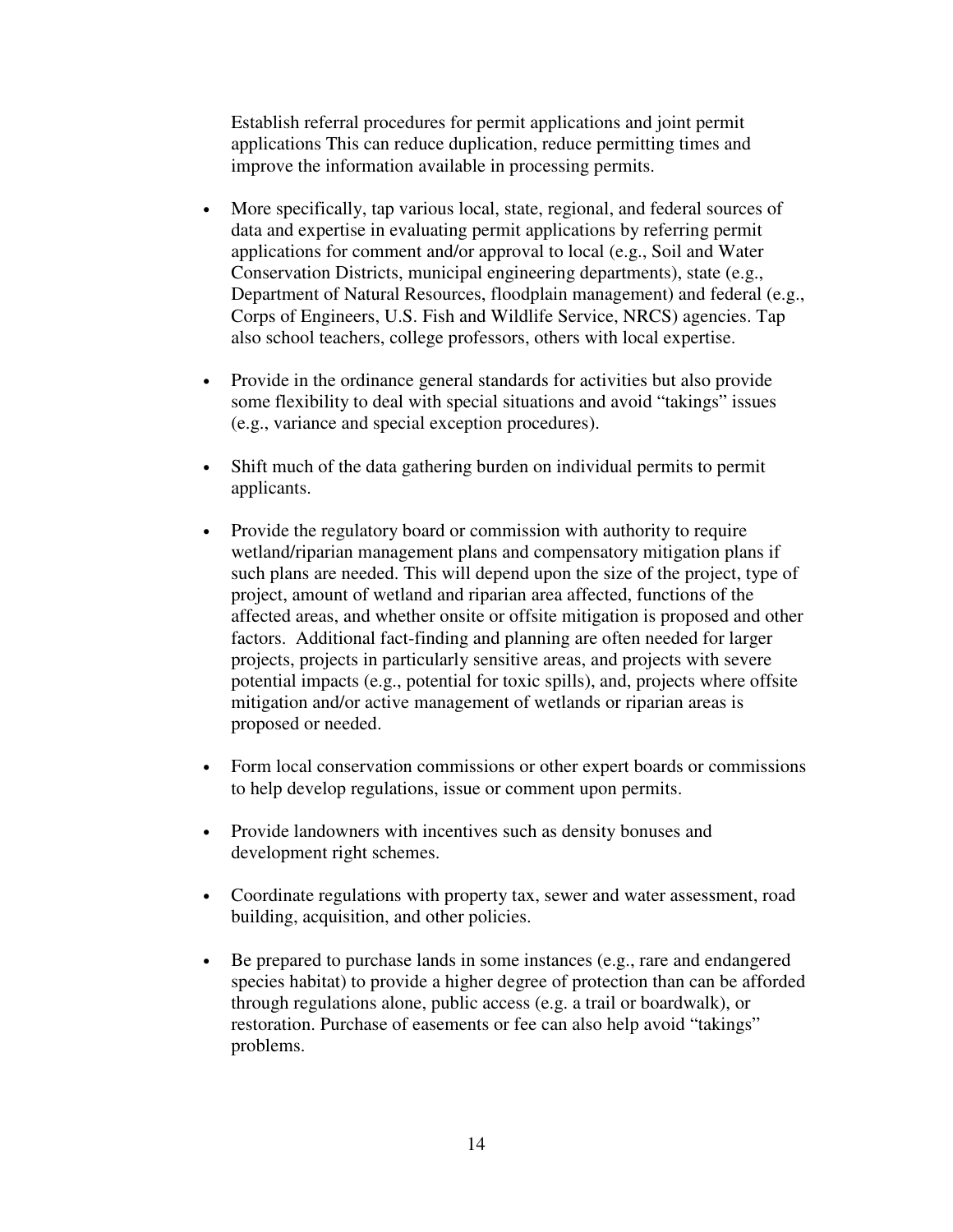Establish referral procedures for permit applications and joint permit applications This can reduce duplication, reduce permitting times and improve the information available in processing permits.

- More specifically, tap various local, state, regional, and federal sources of data and expertise in evaluating permit applications by referring permit applications for comment and/or approval to local (e.g., Soil and Water Conservation Districts, municipal engineering departments), state (e.g., Department of Natural Resources, floodplain management) and federal (e.g., Corps of Engineers, U.S. Fish and Wildlife Service, NRCS) agencies. Tap also school teachers, college professors, others with local expertise.

- Provide in the ordinance general standards for activities but also provide some flexibility to deal with special situations and avoid "takings" issues (e.g., variance and special exception procedures).

- Shift much of the data gathering burden on individual permits to permit applicants.

- Provide the regulatory board or commission with authority to require wetland/riparian management plans and compensatory mitigation plans if such plans are needed. This will depend upon the size of the project, type of project, amount of wetland and riparian area affected, functions of the affected areas, and whether onsite or offsite mitigation is proposed and other factors. Additional fact-finding and planning are often needed for larger projects, projects in particularly sensitive areas, and projects with severe potential impacts (e.g., potential for toxic spills), and, projects where offsite mitigation and/or active management of wetlands or riparian areas is proposed or needed.

- Form local conservation commissions or other expert boards or commissions to help develop regulations, issue or comment upon permits.

- Provide landowners with incentives such as density bonuses and development right schemes.

- Coordinate regulations with property tax, sewer and water assessment, road building, acquisition, and other policies.

- Be prepared to purchase lands in some instances (e.g., rare and endangered species habitat) to provide a higher degree of protection than can be afforded through regulations alone, public access (e.g. a trail or boardwalk), or restoration. Purchase of easements or fee can also help avoid "takings" problems.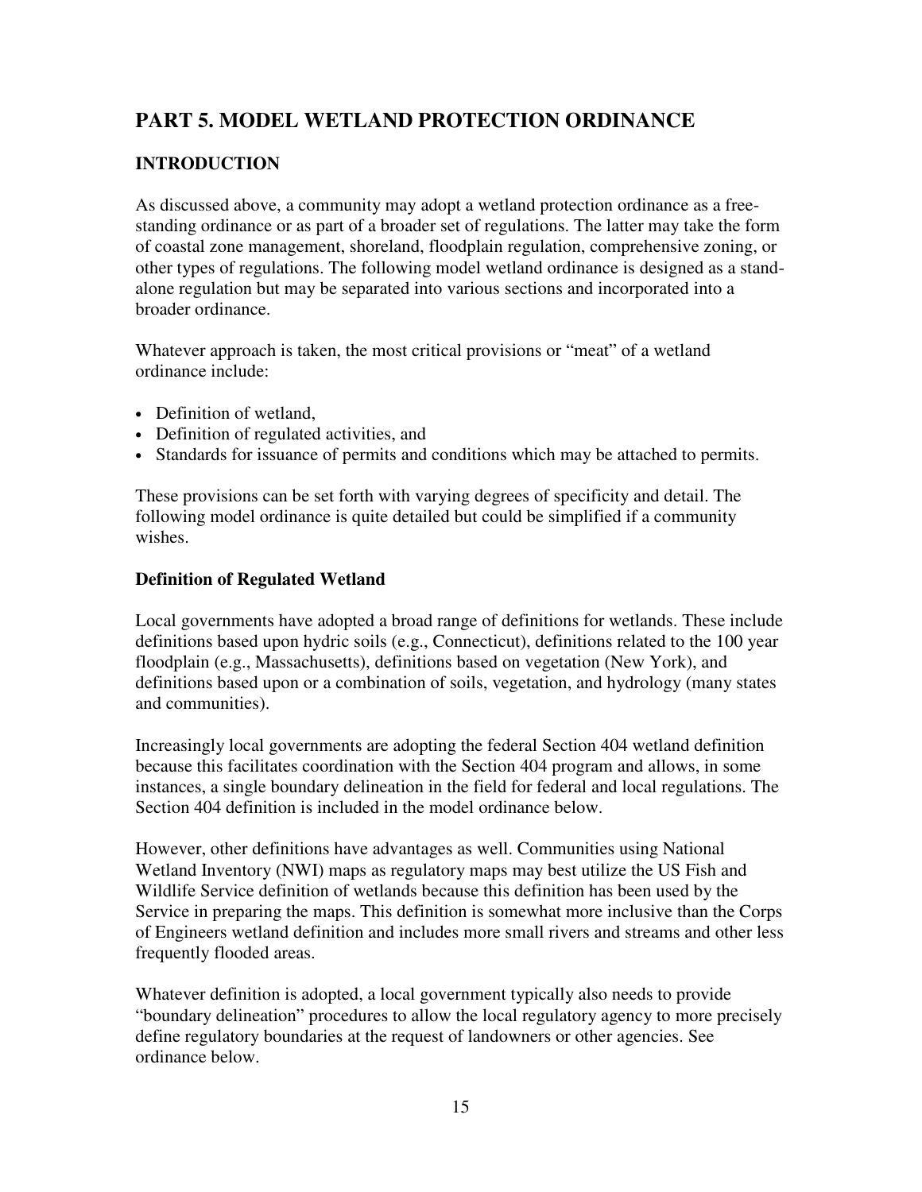## PART 5. MODEL WETLAND PROTECTION ORDINANCE

### INTRODUCTION

As discussed above, a community may adopt a wetland protection ordinance as a free-standing ordinance or as part of a broader set of regulations. The latter may take the form of coastal zone management, shoreland, floodplain regulation, comprehensive zoning, or other types of regulations. The following model wetland ordinance is designed as a stand-alone regulation but may be separated into various sections and incorporated into a broader ordinance.

Whatever approach is taken, the most critical provisions or "meat" of a wetland ordinance include:

- Definition of wetland,
- Definition of regulated activities, and
- Standards for issuance of permits and conditions which may be attached to permits.

These provisions can be set forth with varying degrees of specificity and detail. The following model ordinance is quite detailed but could be simplified if a community wishes.

#### Definition of Regulated Wetland

Local governments have adopted a broad range of definitions for wetlands. These include definitions based upon hydric soils (e.g., Connecticut), definitions related to the 100 year floodplain (e.g., Massachusetts), definitions based on vegetation (New York), and definitions based upon or a combination of soils, vegetation, and hydrology (many states and communities).

Increasingly local governments are adopting the federal Section 404 wetland definition because this facilitates coordination with the Section 404 program and allows, in some instances, a single boundary delineation in the field for federal and local regulations. The Section 404 definition is included in the model ordinance below.

However, other definitions have advantages as well. Communities using National Wetland Inventory (NWI) maps as regulatory maps may best utilize the US Fish and Wildlife Service definition of wetlands because this definition has been used by the Service in preparing the maps. This definition is somewhat more inclusive than the Corps of Engineers wetland definition and includes more small rivers and streams and other less frequently flooded areas.

Whatever definition is adopted, a local government typically also needs to provide "boundary delineation" procedures to allow the local regulatory agency to more precisely define regulatory boundaries at the request of landowners or other agencies. See ordinance below.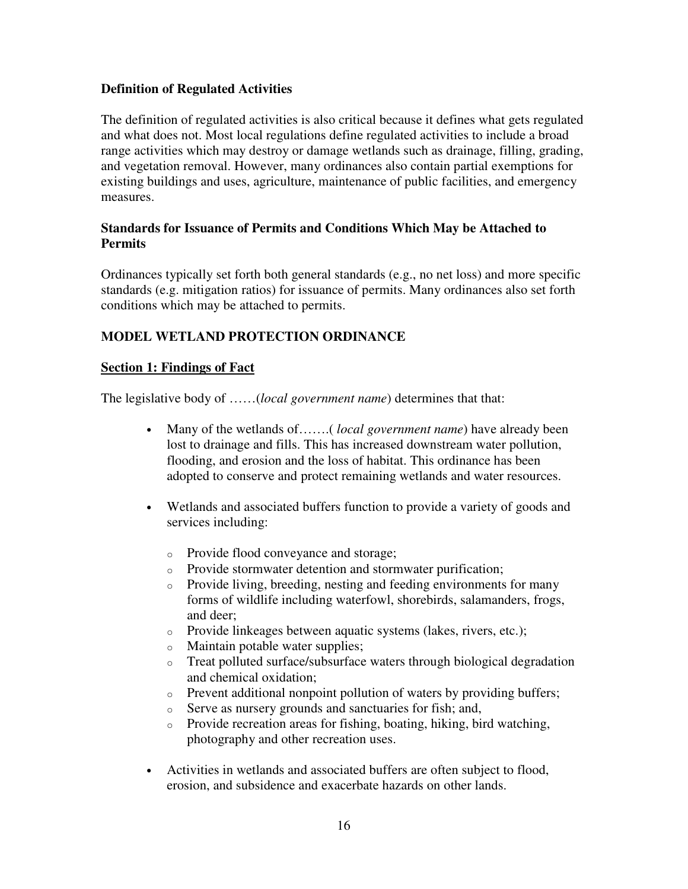**Definition of Regulated Activities**

The definition of regulated activities is also critical because it defines what gets regulated and what does not. Most local regulations define regulated activities to include a broad range activities which may destroy or damage wetlands such as drainage, filling, grading, and vegetation removal. However, many ordinances also contain partial exemptions for existing buildings and uses, agriculture, maintenance of public facilities, and emergency measures.

**Standards for Issuance of Permits and Conditions Which May be Attached to Permits**

Ordinances typically set forth both general standards (e.g., no net loss) and more specific standards (e.g. mitigation ratios) for issuance of permits. Many ordinances also set forth conditions which may be attached to permits.

## MODEL WETLAND PROTECTION ORDINANCE

### Section 1: Findings of Fact

The legislative body of ……(*local government name*) determines that that:

- Many of the wetlands of…….( *local government name*) have already been lost to drainage and fills. This has increased downstream water pollution, flooding, and erosion and the loss of habitat. This ordinance has been adopted to conserve and protect remaining wetlands and water resources.

- Wetlands and associated buffers function to provide a variety of goods and services including:

  - Provide flood conveyance and storage;
  - Provide stormwater detention and stormwater purification;
  - Provide living, breeding, nesting and feeding environments for many forms of wildlife including waterfowl, shorebirds, salamanders, frogs, and deer;
  - Provide linkeages between aquatic systems (lakes, rivers, etc.);
  - Maintain potable water supplies;
  - Treat polluted surface/subsurface waters through biological degradation and chemical oxidation;
  - Prevent additional nonpoint pollution of waters by providing buffers;
  - Serve as nursery grounds and sanctuaries for fish; and,
  - Provide recreation areas for fishing, boating, hiking, bird watching, photography and other recreation uses.

- Activities in wetlands and associated buffers are often subject to flood, erosion, and subsidence and exacerbate hazards on other lands.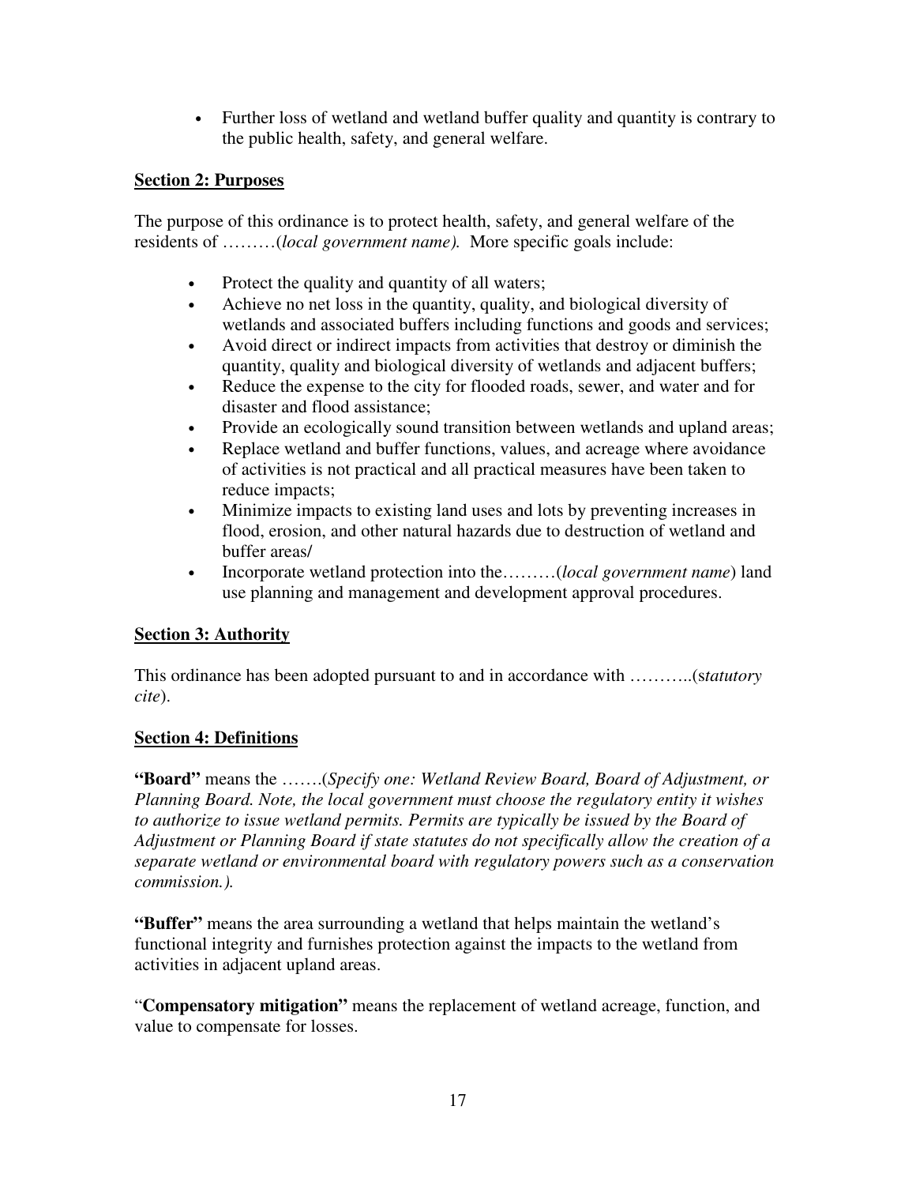- Further loss of wetland and wetland buffer quality and quantity is contrary to the public health, safety, and general welfare.

**<u>Section 2: Purposes</u>**

The purpose of this ordinance is to protect health, safety, and general welfare of the residents of ………(*local government name).* More specific goals include:

- Protect the quality and quantity of all waters;
- Achieve no net loss in the quantity, quality, and biological diversity of wetlands and associated buffers including functions and goods and services;
- Avoid direct or indirect impacts from activities that destroy or diminish the quantity, quality and biological diversity of wetlands and adjacent buffers;
- Reduce the expense to the city for flooded roads, sewer, and water and for disaster and flood assistance;
- Provide an ecologically sound transition between wetlands and upland areas;
- Replace wetland and buffer functions, values, and acreage where avoidance of activities is not practical and all practical measures have been taken to reduce impacts;
- Minimize impacts to existing land uses and lots by preventing increases in flood, erosion, and other natural hazards due to destruction of wetland and buffer areas/
- Incorporate wetland protection into the………(*local government name*) land use planning and management and development approval procedures.

**<u>Section 3: Authority</u>**

This ordinance has been adopted pursuant to and in accordance with ………..(s*tatutory cite*).

**<u>Section 4: Definitions</u>**

**"Board"** means the …….(*Specify one: Wetland Review Board, Board of Adjustment, or Planning Board. Note, the local government must choose the regulatory entity it wishes to authorize to issue wetland permits. Permits are typically be issued by the Board of Adjustment or Planning Board if state statutes do not specifically allow the creation of a separate wetland or environmental board with regulatory powers such as a conservation commission.).*

**"Buffer"** means the area surrounding a wetland that helps maintain the wetland's functional integrity and furnishes protection against the impacts to the wetland from activities in adjacent upland areas.

"**Compensatory mitigation"** means the replacement of wetland acreage, function, and value to compensate for losses.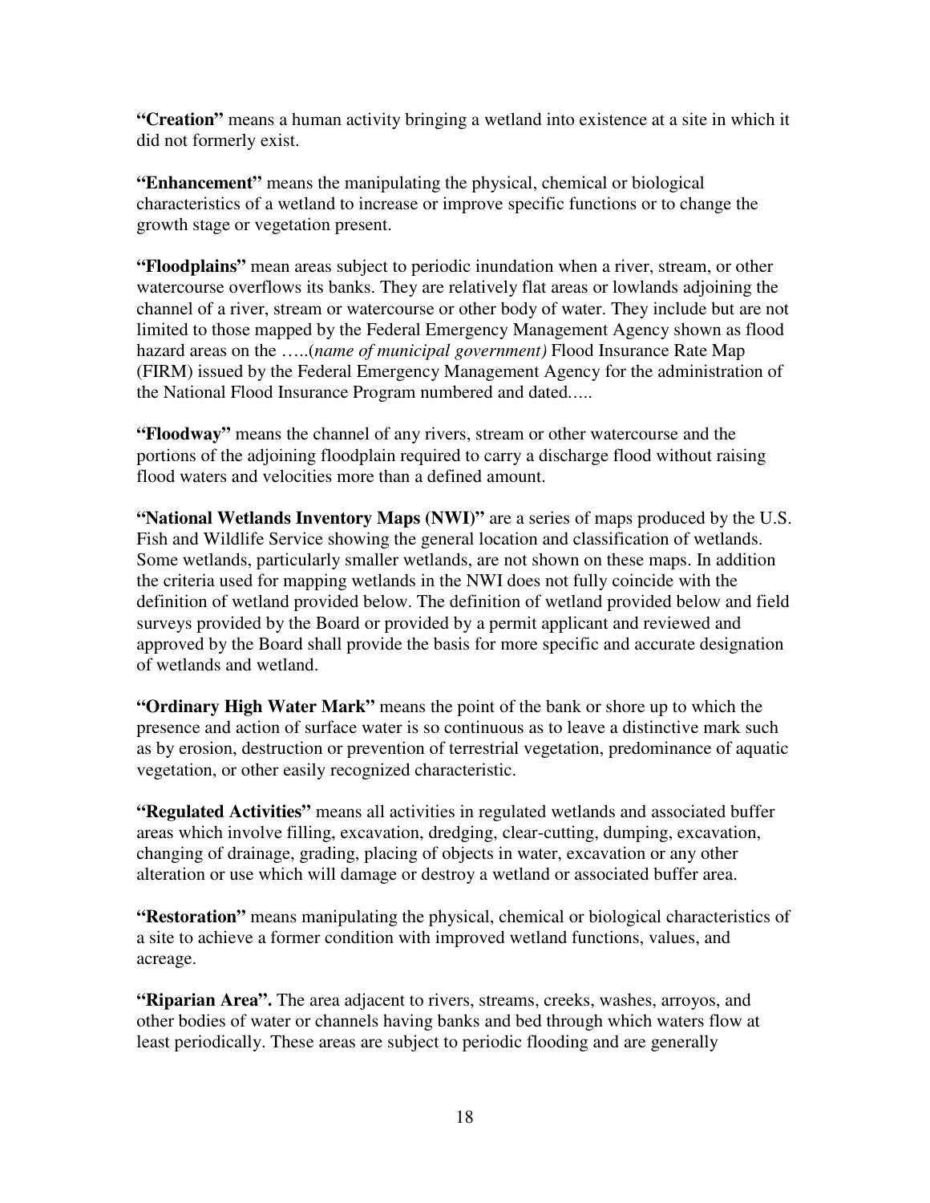**"Creation"** means a human activity bringing a wetland into existence at a site in which it did not formerly exist.

**"Enhancement"** means the manipulating the physical, chemical or biological characteristics of a wetland to increase or improve specific functions or to change the growth stage or vegetation present.

**"Floodplains"** mean areas subject to periodic inundation when a river, stream, or other watercourse overflows its banks. They are relatively flat areas or lowlands adjoining the channel of a river, stream or watercourse or other body of water. They include but are not limited to those mapped by the Federal Emergency Management Agency shown as flood hazard areas on the …..(*name of municipal government)* Flood Insurance Rate Map (FIRM) issued by the Federal Emergency Management Agency for the administration of the National Flood Insurance Program numbered and dated…..

**"Floodway"** means the channel of any rivers, stream or other watercourse and the portions of the adjoining floodplain required to carry a discharge flood without raising flood waters and velocities more than a defined amount.

**"National Wetlands Inventory Maps (NWI)"** are a series of maps produced by the U.S. Fish and Wildlife Service showing the general location and classification of wetlands. Some wetlands, particularly smaller wetlands, are not shown on these maps. In addition the criteria used for mapping wetlands in the NWI does not fully coincide with the definition of wetland provided below. The definition of wetland provided below and field surveys provided by the Board or provided by a permit applicant and reviewed and approved by the Board shall provide the basis for more specific and accurate designation of wetlands and wetland.

**"Ordinary High Water Mark"** means the point of the bank or shore up to which the presence and action of surface water is so continuous as to leave a distinctive mark such as by erosion, destruction or prevention of terrestrial vegetation, predominance of aquatic vegetation, or other easily recognized characteristic.

**"Regulated Activities"** means all activities in regulated wetlands and associated buffer areas which involve filling, excavation, dredging, clear-cutting, dumping, excavation, changing of drainage, grading, placing of objects in water, excavation or any other alteration or use which will damage or destroy a wetland or associated buffer area.

**"Restoration"** means manipulating the physical, chemical or biological characteristics of a site to achieve a former condition with improved wetland functions, values, and acreage.

**"Riparian Area".** The area adjacent to rivers, streams, creeks, washes, arroyos, and other bodies of water or channels having banks and bed through which waters flow at least periodically. These areas are subject to periodic flooding and are generally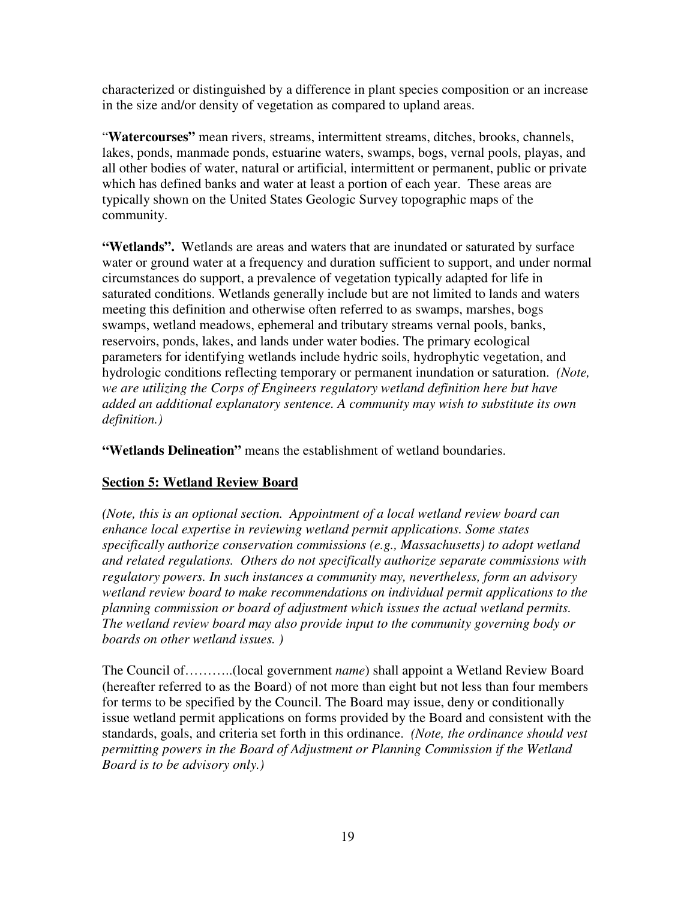characterized or distinguished by a difference in plant species composition or an increase in the size and/or density of vegetation as compared to upland areas.

"**Watercourses"** mean rivers, streams, intermittent streams, ditches, brooks, channels, lakes, ponds, manmade ponds, estuarine waters, swamps, bogs, vernal pools, playas, and all other bodies of water, natural or artificial, intermittent or permanent, public or private which has defined banks and water at least a portion of each year. These areas are typically shown on the United States Geologic Survey topographic maps of the community.

**"Wetlands".** Wetlands are areas and waters that are inundated or saturated by surface water or ground water at a frequency and duration sufficient to support, and under normal circumstances do support, a prevalence of vegetation typically adapted for life in saturated conditions. Wetlands generally include but are not limited to lands and waters meeting this definition and otherwise often referred to as swamps, marshes, bogs swamps, wetland meadows, ephemeral and tributary streams vernal pools, banks, reservoirs, ponds, lakes, and lands under water bodies. The primary ecological parameters for identifying wetlands include hydric soils, hydrophytic vegetation, and hydrologic conditions reflecting temporary or permanent inundation or saturation. *(Note, we are utilizing the Corps of Engineers regulatory wetland definition here but have added an additional explanatory sentence. A community may wish to substitute its own definition.)*

**"Wetlands Delineation"** means the establishment of wetland boundaries.

## Section 5: Wetland Review Board

*(Note, this is an optional section. Appointment of a local wetland review board can enhance local expertise in reviewing wetland permit applications. Some states specifically authorize conservation commissions (e.g., Massachusetts) to adopt wetland and related regulations. Others do not specifically authorize separate commissions with regulatory powers. In such instances a community may, nevertheless, form an advisory wetland review board to make recommendations on individual permit applications to the planning commission or board of adjustment which issues the actual wetland permits. The wetland review board may also provide input to the community governing body or boards on other wetland issues. )*

The Council of………..(local government *name*) shall appoint a Wetland Review Board (hereafter referred to as the Board) of not more than eight but not less than four members for terms to be specified by the Council. The Board may issue, deny or conditionally issue wetland permit applications on forms provided by the Board and consistent with the standards, goals, and criteria set forth in this ordinance. *(Note, the ordinance should vest permitting powers in the Board of Adjustment or Planning Commission if the Wetland Board is to be advisory only.)*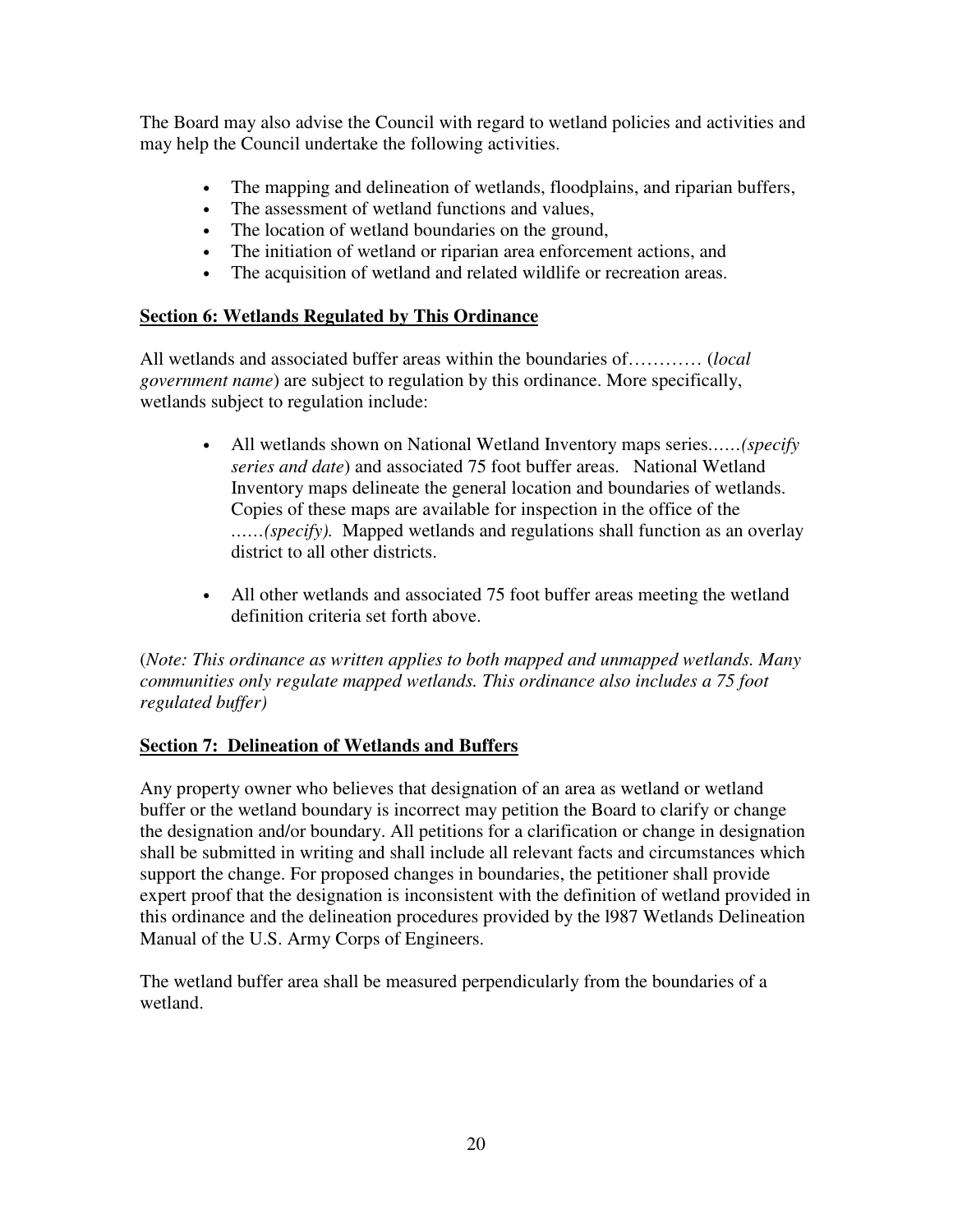The Board may also advise the Council with regard to wetland policies and activities and may help the Council undertake the following activities.

- The mapping and delineation of wetlands, floodplains, and riparian buffers,
- The assessment of wetland functions and values,
- The location of wetland boundaries on the ground,
- The initiation of wetland or riparian area enforcement actions, and
- The acquisition of wetland and related wildlife or recreation areas.

**Section 6: Wetlands Regulated by This Ordinance**

All wetlands and associated buffer areas within the boundaries of………… (*local government name*) are subject to regulation by this ordinance. More specifically, wetlands subject to regulation include:

- All wetlands shown on National Wetland Inventory maps series……*(specify series and date*) and associated 75 foot buffer areas. National Wetland Inventory maps delineate the general location and boundaries of wetlands. Copies of these maps are available for inspection in the office of the ……*(specify).* Mapped wetlands and regulations shall function as an overlay district to all other districts.

- All other wetlands and associated 75 foot buffer areas meeting the wetland definition criteria set forth above.

(*Note: This ordinance as written applies to both mapped and unmapped wetlands. Many communities only regulate mapped wetlands. This ordinance also includes a 75 foot regulated buffer)*

**Section 7: Delineation of Wetlands and Buffers**

Any property owner who believes that designation of an area as wetland or wetland buffer or the wetland boundary is incorrect may petition the Board to clarify or change the designation and/or boundary. All petitions for a clarification or change in designation shall be submitted in writing and shall include all relevant facts and circumstances which support the change. For proposed changes in boundaries, the petitioner shall provide expert proof that the designation is inconsistent with the definition of wetland provided in this ordinance and the delineation procedures provided by the l987 Wetlands Delineation Manual of the U.S. Army Corps of Engineers.

The wetland buffer area shall be measured perpendicularly from the boundaries of a wetland.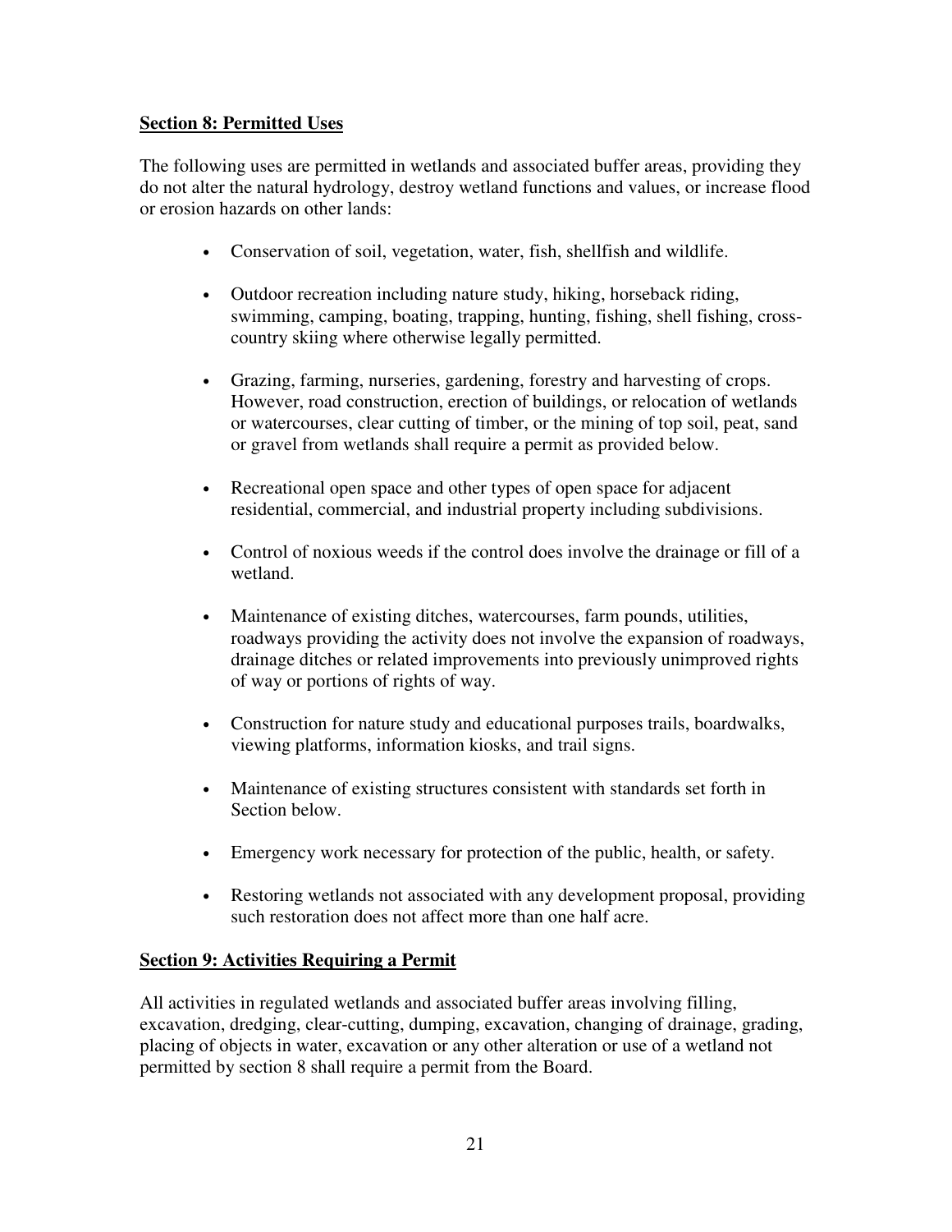## Section 8: Permitted Uses

The following uses are permitted in wetlands and associated buffer areas, providing they do not alter the natural hydrology, destroy wetland functions and values, or increase flood or erosion hazards on other lands:

- Conservation of soil, vegetation, water, fish, shellfish and wildlife.
- Outdoor recreation including nature study, hiking, horseback riding, swimming, camping, boating, trapping, hunting, fishing, shell fishing, cross-country skiing where otherwise legally permitted.
- Grazing, farming, nurseries, gardening, forestry and harvesting of crops. However, road construction, erection of buildings, or relocation of wetlands or watercourses, clear cutting of timber, or the mining of top soil, peat, sand or gravel from wetlands shall require a permit as provided below.
- Recreational open space and other types of open space for adjacent residential, commercial, and industrial property including subdivisions.
- Control of noxious weeds if the control does involve the drainage or fill of a wetland.
- Maintenance of existing ditches, watercourses, farm pounds, utilities, roadways providing the activity does not involve the expansion of roadways, drainage ditches or related improvements into previously unimproved rights of way or portions of rights of way.
- Construction for nature study and educational purposes trails, boardwalks, viewing platforms, information kiosks, and trail signs.
- Maintenance of existing structures consistent with standards set forth in Section below.
- Emergency work necessary for protection of the public, health, or safety.
- Restoring wetlands not associated with any development proposal, providing such restoration does not affect more than one half acre.

## Section 9: Activities Requiring a Permit

All activities in regulated wetlands and associated buffer areas involving filling, excavation, dredging, clear-cutting, dumping, excavation, changing of drainage, grading, placing of objects in water, excavation or any other alteration or use of a wetland not permitted by section 8 shall require a permit from the Board.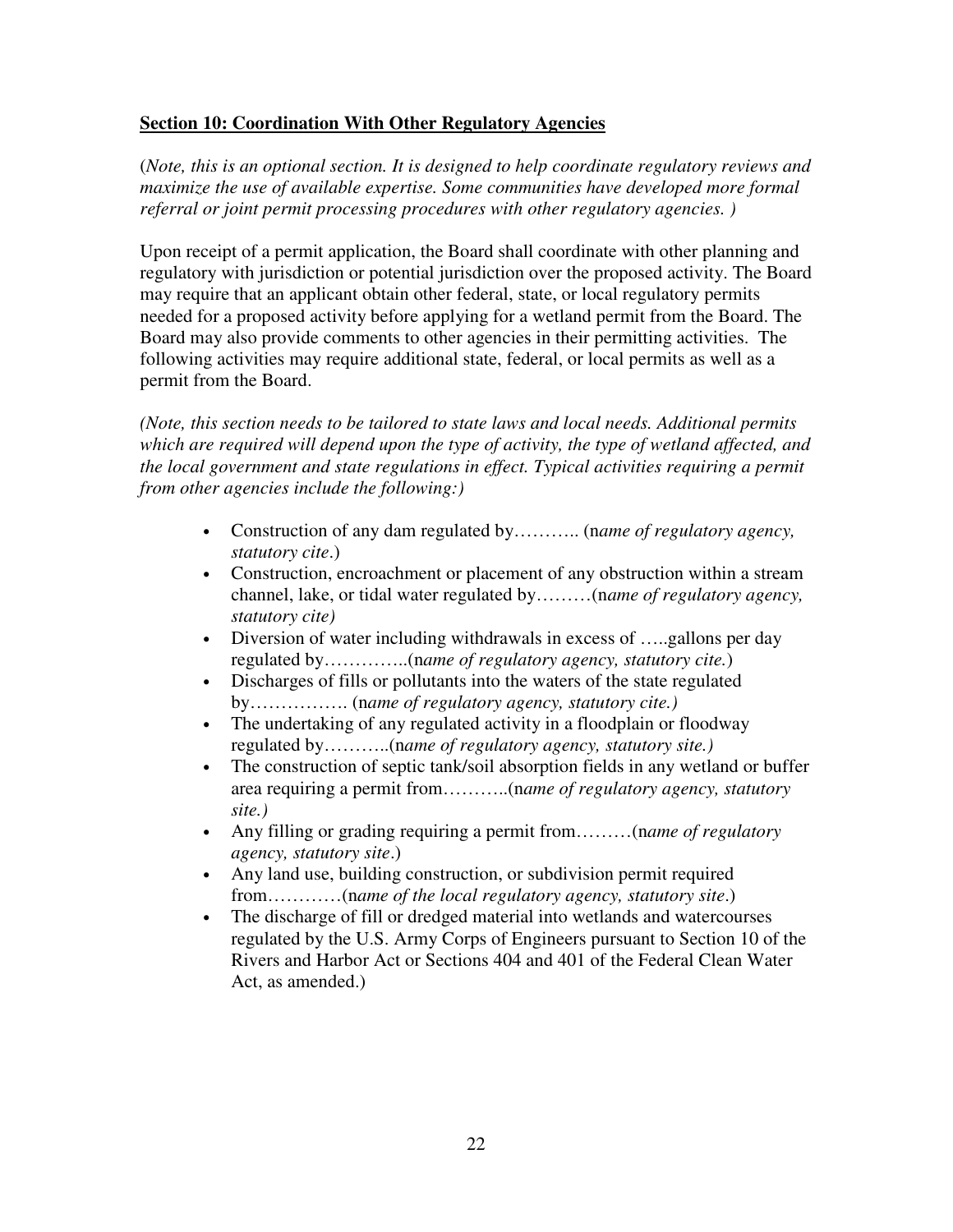**Section 10: Coordination With Other Regulatory Agencies**

(*Note, this is an optional section. It is designed to help coordinate regulatory reviews and maximize the use of available expertise. Some communities have developed more formal referral or joint permit processing procedures with other regulatory agencies. )*

Upon receipt of a permit application, the Board shall coordinate with other planning and regulatory with jurisdiction or potential jurisdiction over the proposed activity. The Board may require that an applicant obtain other federal, state, or local regulatory permits needed for a proposed activity before applying for a wetland permit from the Board. The Board may also provide comments to other agencies in their permitting activities. The following activities may require additional state, federal, or local permits as well as a permit from the Board.

*(Note, this section needs to be tailored to state laws and local needs. Additional permits which are required will depend upon the type of activity, the type of wetland affected, and the local government and state regulations in effect. Typical activities requiring a permit from other agencies include the following:)*

- Construction of any dam regulated by……….. (n*ame of regulatory agency, statutory cite*.)
- Construction, encroachment or placement of any obstruction within a stream channel, lake, or tidal water regulated by………(n*ame of regulatory agency, statutory cite)*
- Diversion of water including withdrawals in excess of …..gallons per day regulated by…………..(n*ame of regulatory agency, statutory cite.*)
- Discharges of fills or pollutants into the waters of the state regulated by……………. (n*ame of regulatory agency, statutory cite.)*
- The undertaking of any regulated activity in a floodplain or floodway regulated by………..(n*ame of regulatory agency, statutory site.)*
- The construction of septic tank/soil absorption fields in any wetland or buffer area requiring a permit from………..(n*ame of regulatory agency, statutory site.)*
- Any filling or grading requiring a permit from………(n*ame of regulatory agency, statutory site*.)
- Any land use, building construction, or subdivision permit required from…………(n*ame of the local regulatory agency, statutory site*.)
- The discharge of fill or dredged material into wetlands and watercourses regulated by the U.S. Army Corps of Engineers pursuant to Section 10 of the Rivers and Harbor Act or Sections 404 and 401 of the Federal Clean Water Act, as amended.)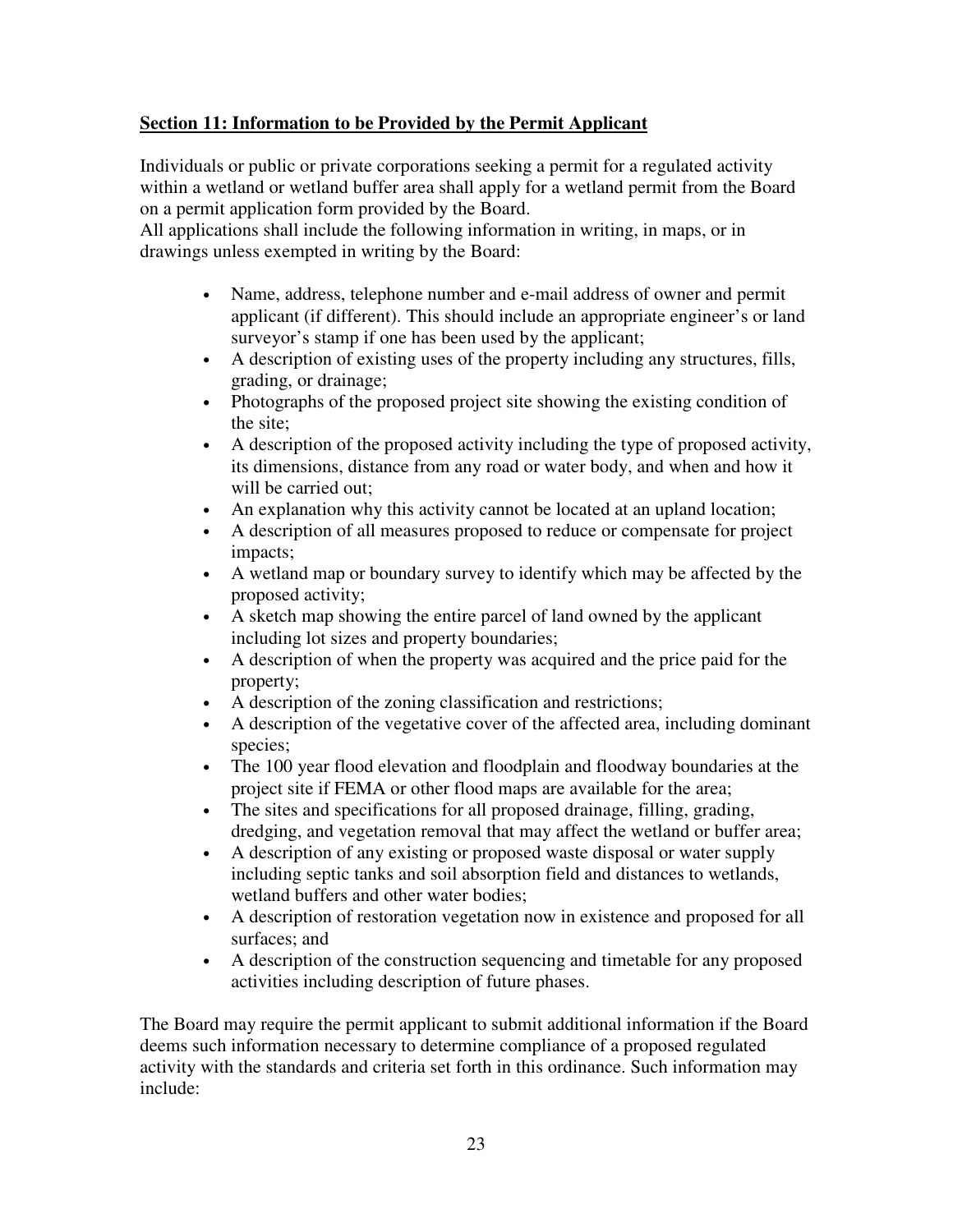**Section 11: Information to be Provided by the Permit Applicant**

Individuals or public or private corporations seeking a permit for a regulated activity within a wetland or wetland buffer area shall apply for a wetland permit from the Board on a permit application form provided by the Board.

All applications shall include the following information in writing, in maps, or in drawings unless exempted in writing by the Board:

- Name, address, telephone number and e-mail address of owner and permit applicant (if different). This should include an appropriate engineer's or land surveyor's stamp if one has been used by the applicant;
- A description of existing uses of the property including any structures, fills, grading, or drainage;
- Photographs of the proposed project site showing the existing condition of the site;
- A description of the proposed activity including the type of proposed activity, its dimensions, distance from any road or water body, and when and how it will be carried out;
- An explanation why this activity cannot be located at an upland location;
- A description of all measures proposed to reduce or compensate for project impacts;
- A wetland map or boundary survey to identify which may be affected by the proposed activity;
- A sketch map showing the entire parcel of land owned by the applicant including lot sizes and property boundaries;
- A description of when the property was acquired and the price paid for the property;
- A description of the zoning classification and restrictions;
- A description of the vegetative cover of the affected area, including dominant species;
- The 100 year flood elevation and floodplain and floodway boundaries at the project site if FEMA or other flood maps are available for the area;
- The sites and specifications for all proposed drainage, filling, grading, dredging, and vegetation removal that may affect the wetland or buffer area;
- A description of any existing or proposed waste disposal or water supply including septic tanks and soil absorption field and distances to wetlands, wetland buffers and other water bodies;
- A description of restoration vegetation now in existence and proposed for all surfaces; and
- A description of the construction sequencing and timetable for any proposed activities including description of future phases.

The Board may require the permit applicant to submit additional information if the Board deems such information necessary to determine compliance of a proposed regulated activity with the standards and criteria set forth in this ordinance. Such information may include: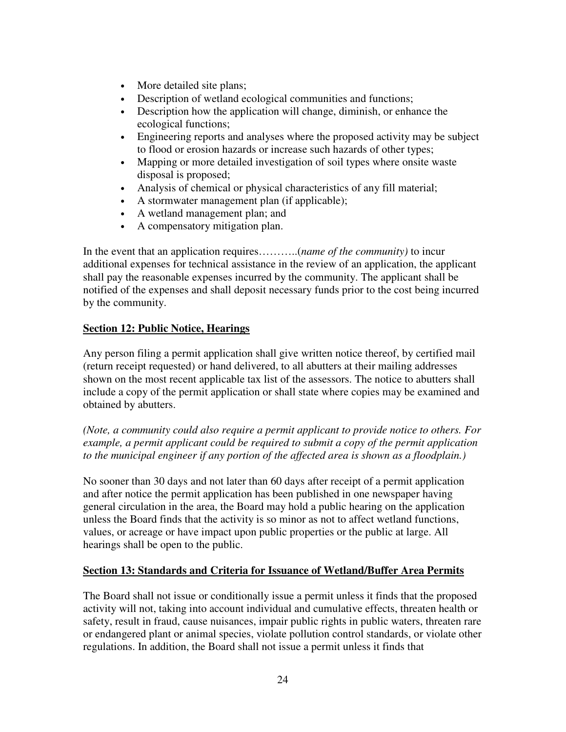- More detailed site plans;
- Description of wetland ecological communities and functions;
- Description how the application will change, diminish, or enhance the ecological functions;
- Engineering reports and analyses where the proposed activity may be subject to flood or erosion hazards or increase such hazards of other types;
- Mapping or more detailed investigation of soil types where onsite waste disposal is proposed;
- Analysis of chemical or physical characteristics of any fill material;
- A stormwater management plan (if applicable);
- A wetland management plan; and
- A compensatory mitigation plan.

In the event that an application requires………..(*name of the community)* to incur additional expenses for technical assistance in the review of an application, the applicant shall pay the reasonable expenses incurred by the community. The applicant shall be notified of the expenses and shall deposit necessary funds prior to the cost being incurred by the community.

**Section 12: Public Notice, Hearings**

Any person filing a permit application shall give written notice thereof, by certified mail (return receipt requested) or hand delivered, to all abutters at their mailing addresses shown on the most recent applicable tax list of the assessors. The notice to abutters shall include a copy of the permit application or shall state where copies may be examined and obtained by abutters.

*(Note, a community could also require a permit applicant to provide notice to others. For example, a permit applicant could be required to submit a copy of the permit application to the municipal engineer if any portion of the affected area is shown as a floodplain.)*

No sooner than 30 days and not later than 60 days after receipt of a permit application and after notice the permit application has been published in one newspaper having general circulation in the area, the Board may hold a public hearing on the application unless the Board finds that the activity is so minor as not to affect wetland functions, values, or acreage or have impact upon public properties or the public at large. All hearings shall be open to the public.

**Section 13: Standards and Criteria for Issuance of Wetland/Buffer Area Permits**

The Board shall not issue or conditionally issue a permit unless it finds that the proposed activity will not, taking into account individual and cumulative effects, threaten health or safety, result in fraud, cause nuisances, impair public rights in public waters, threaten rare or endangered plant or animal species, violate pollution control standards, or violate other regulations. In addition, the Board shall not issue a permit unless it finds that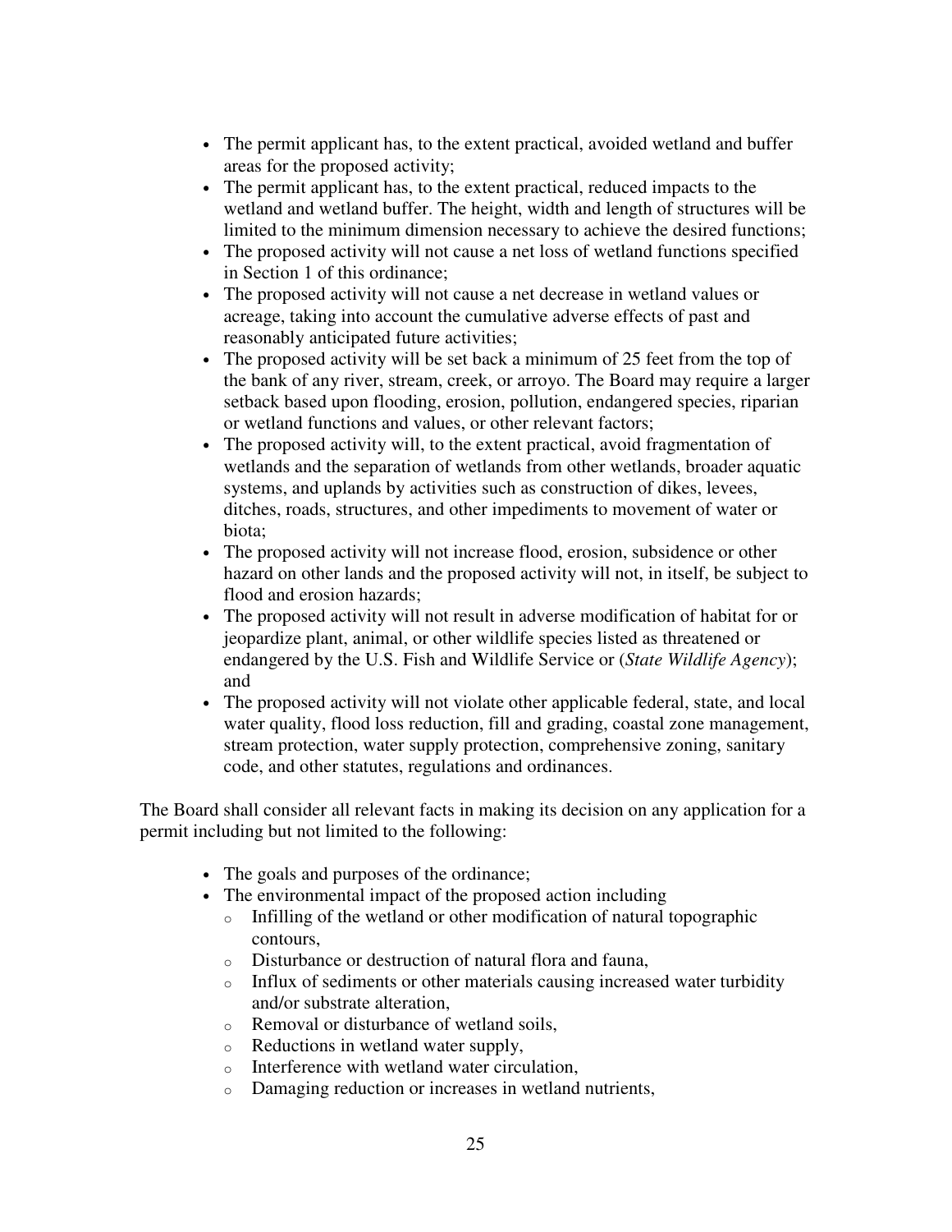- The permit applicant has, to the extent practical, avoided wetland and buffer areas for the proposed activity;
- The permit applicant has, to the extent practical, reduced impacts to the wetland and wetland buffer. The height, width and length of structures will be limited to the minimum dimension necessary to achieve the desired functions;
- The proposed activity will not cause a net loss of wetland functions specified in Section 1 of this ordinance;
- The proposed activity will not cause a net decrease in wetland values or acreage, taking into account the cumulative adverse effects of past and reasonably anticipated future activities;
- The proposed activity will be set back a minimum of 25 feet from the top of the bank of any river, stream, creek, or arroyo. The Board may require a larger setback based upon flooding, erosion, pollution, endangered species, riparian or wetland functions and values, or other relevant factors;
- The proposed activity will, to the extent practical, avoid fragmentation of wetlands and the separation of wetlands from other wetlands, broader aquatic systems, and uplands by activities such as construction of dikes, levees, ditches, roads, structures, and other impediments to movement of water or biota;
- The proposed activity will not increase flood, erosion, subsidence or other hazard on other lands and the proposed activity will not, in itself, be subject to flood and erosion hazards;
- The proposed activity will not result in adverse modification of habitat for or jeopardize plant, animal, or other wildlife species listed as threatened or endangered by the U.S. Fish and Wildlife Service or (*State Wildlife Agency*); and
- The proposed activity will not violate other applicable federal, state, and local water quality, flood loss reduction, fill and grading, coastal zone management, stream protection, water supply protection, comprehensive zoning, sanitary code, and other statutes, regulations and ordinances.

The Board shall consider all relevant facts in making its decision on any application for a permit including but not limited to the following:

- The goals and purposes of the ordinance;
- The environmental impact of the proposed action including
  - Infilling of the wetland or other modification of natural topographic contours,
  - Disturbance or destruction of natural flora and fauna,
  - Influx of sediments or other materials causing increased water turbidity and/or substrate alteration,
  - Removal or disturbance of wetland soils,
  - Reductions in wetland water supply,
  - Interference with wetland water circulation,
  - Damaging reduction or increases in wetland nutrients,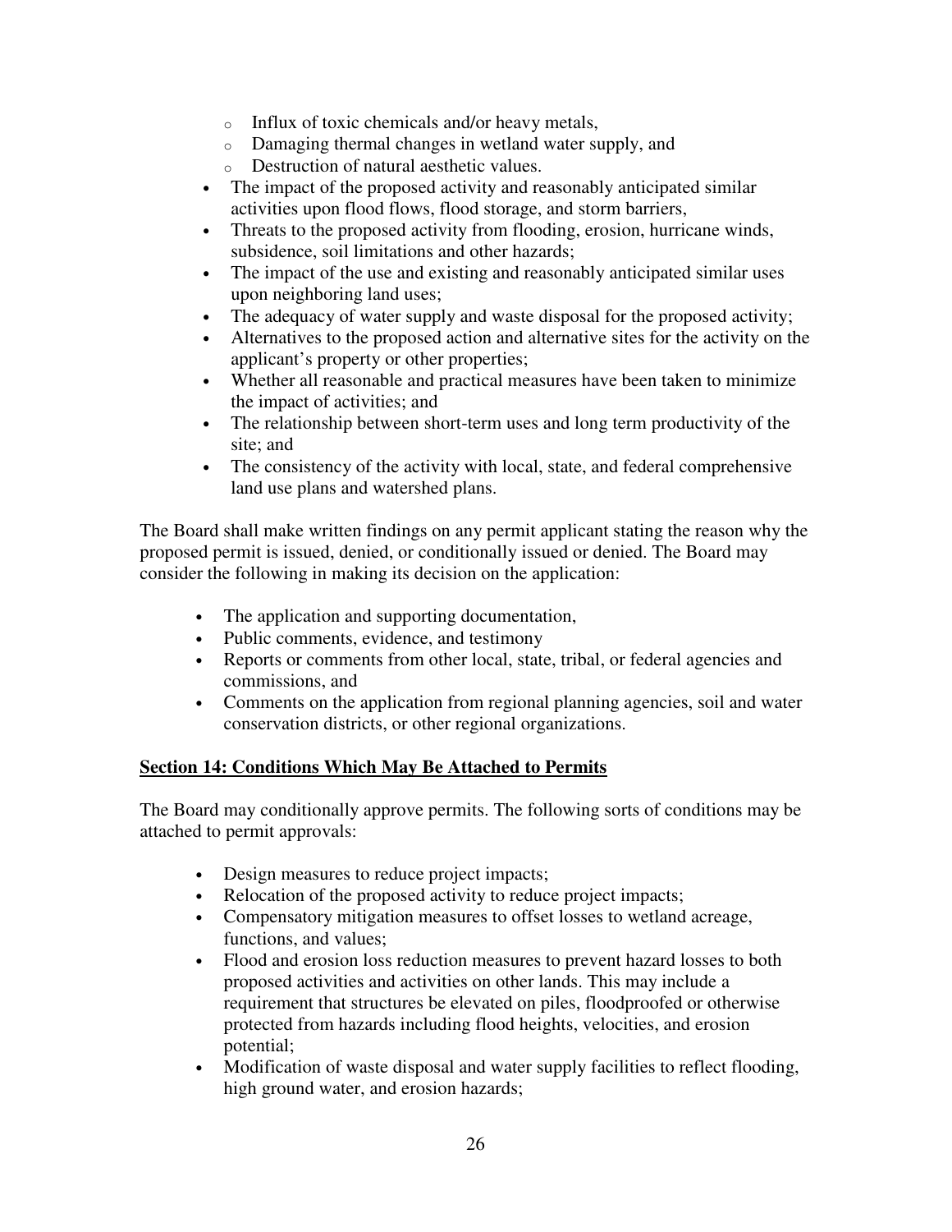- Influx of toxic chemicals and/or heavy metals,
    - Damaging thermal changes in wetland water supply, and
    - Destruction of natural aesthetic values.
- The impact of the proposed activity and reasonably anticipated similar activities upon flood flows, flood storage, and storm barriers,
- Threats to the proposed activity from flooding, erosion, hurricane winds, subsidence, soil limitations and other hazards;
- The impact of the use and existing and reasonably anticipated similar uses upon neighboring land uses;
- The adequacy of water supply and waste disposal for the proposed activity;
- Alternatives to the proposed action and alternative sites for the activity on the applicant's property or other properties;
- Whether all reasonable and practical measures have been taken to minimize the impact of activities; and
- The relationship between short-term uses and long term productivity of the site; and
- The consistency of the activity with local, state, and federal comprehensive land use plans and watershed plans.

The Board shall make written findings on any permit applicant stating the reason why the proposed permit is issued, denied, or conditionally issued or denied. The Board may consider the following in making its decision on the application:

- The application and supporting documentation,
- Public comments, evidence, and testimony
- Reports or comments from other local, state, tribal, or federal agencies and commissions, and
- Comments on the application from regional planning agencies, soil and water conservation districts, or other regional organizations.

**Section 14: Conditions Which May Be Attached to Permits**

The Board may conditionally approve permits. The following sorts of conditions may be attached to permit approvals:

- Design measures to reduce project impacts;
- Relocation of the proposed activity to reduce project impacts;
- Compensatory mitigation measures to offset losses to wetland acreage, functions, and values;
- Flood and erosion loss reduction measures to prevent hazard losses to both proposed activities and activities on other lands. This may include a requirement that structures be elevated on piles, floodproofed or otherwise protected from hazards including flood heights, velocities, and erosion potential;
- Modification of waste disposal and water supply facilities to reflect flooding, high ground water, and erosion hazards;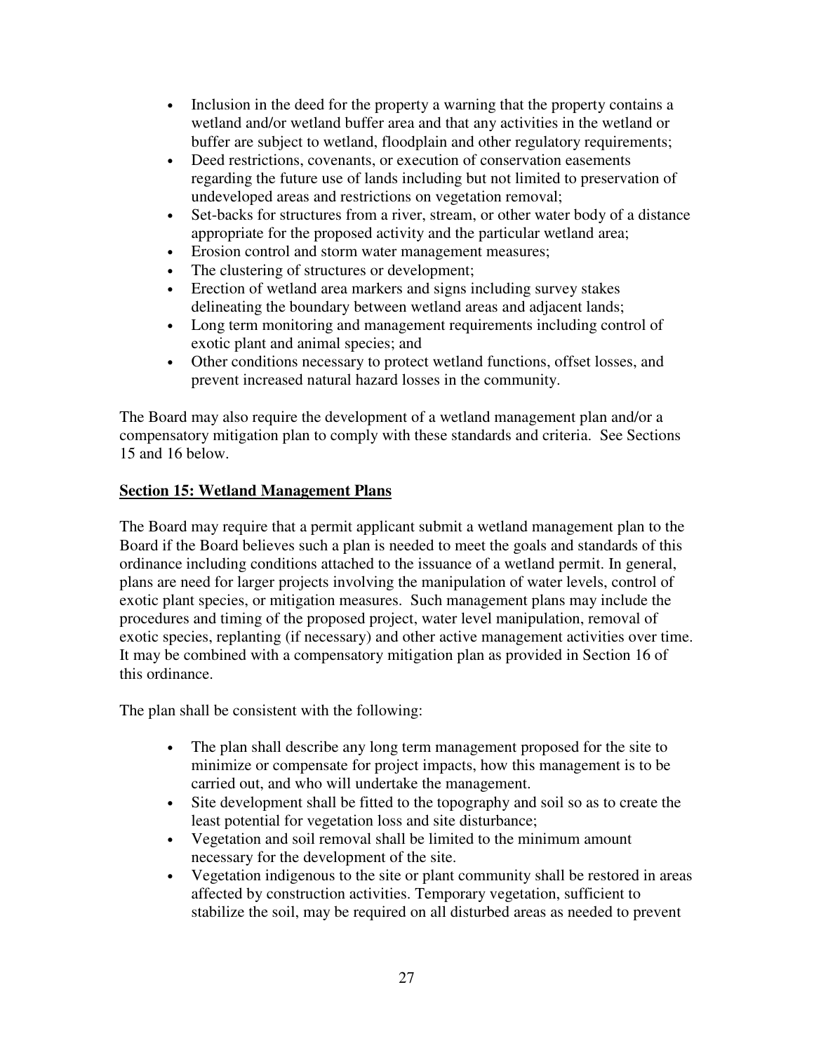- Inclusion in the deed for the property a warning that the property contains a wetland and/or wetland buffer area and that any activities in the wetland or buffer are subject to wetland, floodplain and other regulatory requirements;
- Deed restrictions, covenants, or execution of conservation easements regarding the future use of lands including but not limited to preservation of undeveloped areas and restrictions on vegetation removal;
- Set-backs for structures from a river, stream, or other water body of a distance appropriate for the proposed activity and the particular wetland area;
- Erosion control and storm water management measures;
- The clustering of structures or development;
- Erection of wetland area markers and signs including survey stakes delineating the boundary between wetland areas and adjacent lands;
- Long term monitoring and management requirements including control of exotic plant and animal species; and
- Other conditions necessary to protect wetland functions, offset losses, and prevent increased natural hazard losses in the community.

The Board may also require the development of a wetland management plan and/or a compensatory mitigation plan to comply with these standards and criteria. See Sections 15 and 16 below.

## Section 15: Wetland Management Plans

The Board may require that a permit applicant submit a wetland management plan to the Board if the Board believes such a plan is needed to meet the goals and standards of this ordinance including conditions attached to the issuance of a wetland permit. In general, plans are need for larger projects involving the manipulation of water levels, control of exotic plant species, or mitigation measures. Such management plans may include the procedures and timing of the proposed project, water level manipulation, removal of exotic species, replanting (if necessary) and other active management activities over time. It may be combined with a compensatory mitigation plan as provided in Section 16 of this ordinance.

The plan shall be consistent with the following:

- The plan shall describe any long term management proposed for the site to minimize or compensate for project impacts, how this management is to be carried out, and who will undertake the management.
- Site development shall be fitted to the topography and soil so as to create the least potential for vegetation loss and site disturbance;
- Vegetation and soil removal shall be limited to the minimum amount necessary for the development of the site.
- Vegetation indigenous to the site or plant community shall be restored in areas affected by construction activities. Temporary vegetation, sufficient to stabilize the soil, may be required on all disturbed areas as needed to prevent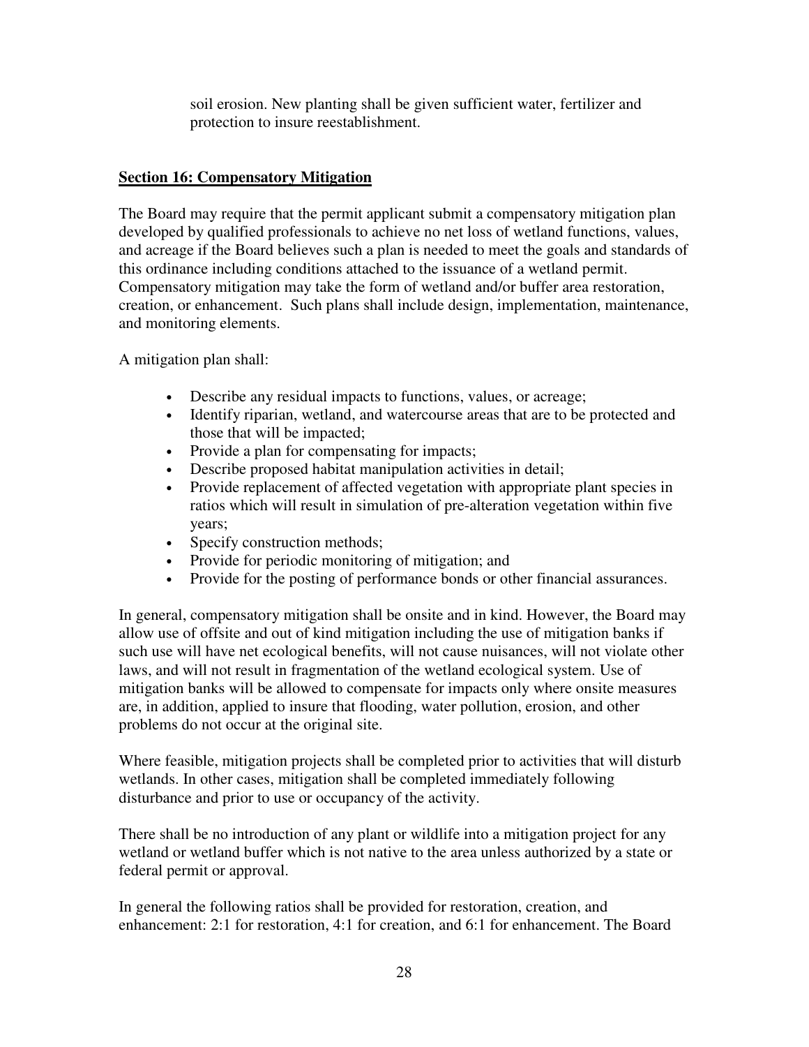soil erosion. New planting shall be given sufficient water, fertilizer and protection to insure reestablishment.

## **Section 16: Compensatory Mitigation**

The Board may require that the permit applicant submit a compensatory mitigation plan developed by qualified professionals to achieve no net loss of wetland functions, values, and acreage if the Board believes such a plan is needed to meet the goals and standards of this ordinance including conditions attached to the issuance of a wetland permit. Compensatory mitigation may take the form of wetland and/or buffer area restoration, creation, or enhancement. Such plans shall include design, implementation, maintenance, and monitoring elements.

A mitigation plan shall:

- Describe any residual impacts to functions, values, or acreage;
- Identify riparian, wetland, and watercourse areas that are to be protected and those that will be impacted;
- Provide a plan for compensating for impacts;
- Describe proposed habitat manipulation activities in detail;
- Provide replacement of affected vegetation with appropriate plant species in ratios which will result in simulation of pre-alteration vegetation within five years;
- Specify construction methods;
- Provide for periodic monitoring of mitigation; and
- Provide for the posting of performance bonds or other financial assurances.

In general, compensatory mitigation shall be onsite and in kind. However, the Board may allow use of offsite and out of kind mitigation including the use of mitigation banks if such use will have net ecological benefits, will not cause nuisances, will not violate other laws, and will not result in fragmentation of the wetland ecological system. Use of mitigation banks will be allowed to compensate for impacts only where onsite measures are, in addition, applied to insure that flooding, water pollution, erosion, and other problems do not occur at the original site.

Where feasible, mitigation projects shall be completed prior to activities that will disturb wetlands. In other cases, mitigation shall be completed immediately following disturbance and prior to use or occupancy of the activity.

There shall be no introduction of any plant or wildlife into a mitigation project for any wetland or wetland buffer which is not native to the area unless authorized by a state or federal permit or approval.

In general the following ratios shall be provided for restoration, creation, and enhancement: 2:1 for restoration, 4:1 for creation, and 6:1 for enhancement. The Board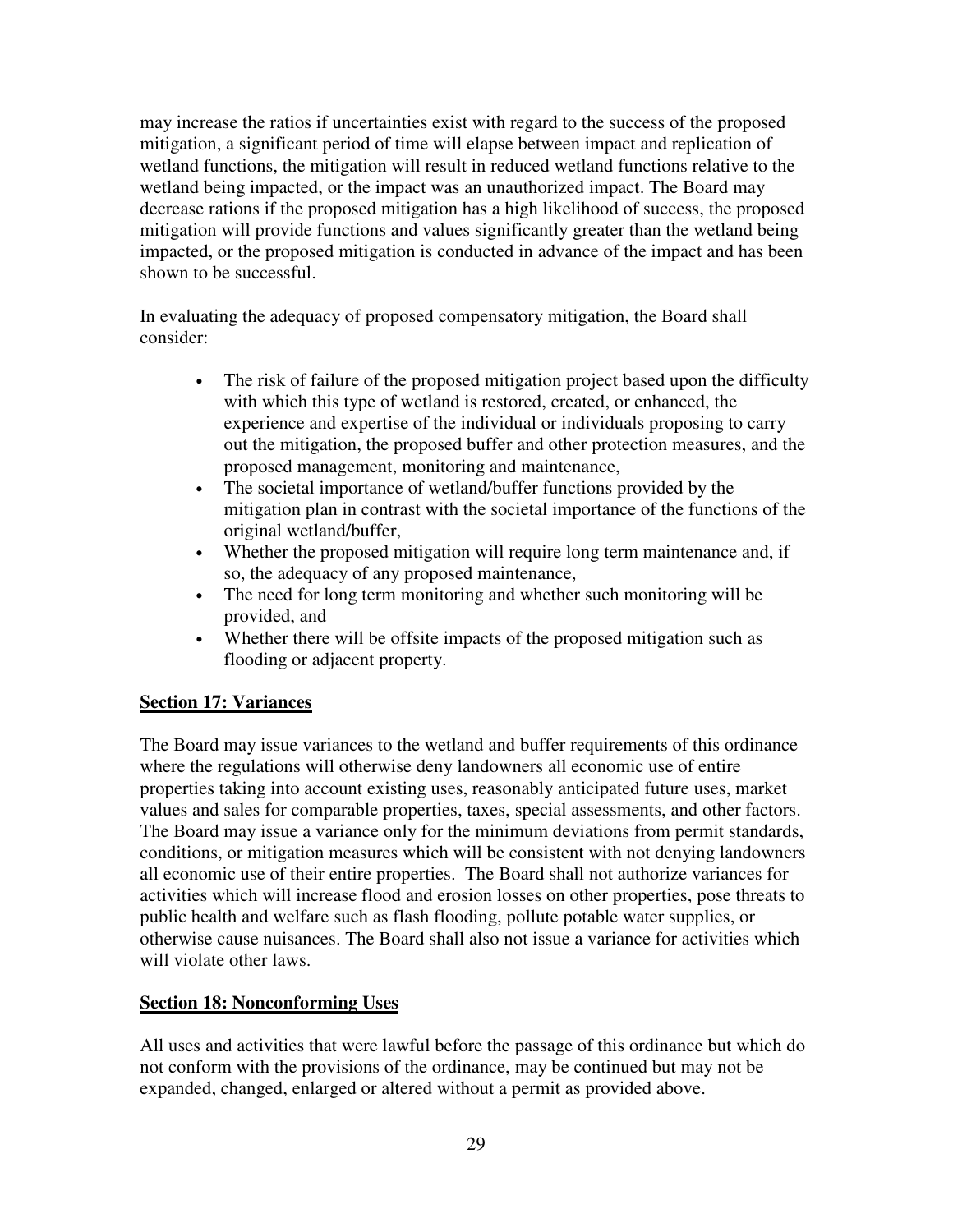may increase the ratios if uncertainties exist with regard to the success of the proposed mitigation, a significant period of time will elapse between impact and replication of wetland functions, the mitigation will result in reduced wetland functions relative to the wetland being impacted, or the impact was an unauthorized impact. The Board may decrease rations if the proposed mitigation has a high likelihood of success, the proposed mitigation will provide functions and values significantly greater than the wetland being impacted, or the proposed mitigation is conducted in advance of the impact and has been shown to be successful.

In evaluating the adequacy of proposed compensatory mitigation, the Board shall consider:

- The risk of failure of the proposed mitigation project based upon the difficulty with which this type of wetland is restored, created, or enhanced, the experience and expertise of the individual or individuals proposing to carry out the mitigation, the proposed buffer and other protection measures, and the proposed management, monitoring and maintenance,
- The societal importance of wetland/buffer functions provided by the mitigation plan in contrast with the societal importance of the functions of the original wetland/buffer,
- Whether the proposed mitigation will require long term maintenance and, if so, the adequacy of any proposed maintenance,
- The need for long term monitoring and whether such monitoring will be provided, and
- Whether there will be offsite impacts of the proposed mitigation such as flooding or adjacent property.

**Section 17: Variances**

The Board may issue variances to the wetland and buffer requirements of this ordinance where the regulations will otherwise deny landowners all economic use of entire properties taking into account existing uses, reasonably anticipated future uses, market values and sales for comparable properties, taxes, special assessments, and other factors. The Board may issue a variance only for the minimum deviations from permit standards, conditions, or mitigation measures which will be consistent with not denying landowners all economic use of their entire properties. The Board shall not authorize variances for activities which will increase flood and erosion losses on other properties, pose threats to public health and welfare such as flash flooding, pollute potable water supplies, or otherwise cause nuisances. The Board shall also not issue a variance for activities which will violate other laws.

**Section 18: Nonconforming Uses**

All uses and activities that were lawful before the passage of this ordinance but which do not conform with the provisions of the ordinance, may be continued but may not be expanded, changed, enlarged or altered without a permit as provided above.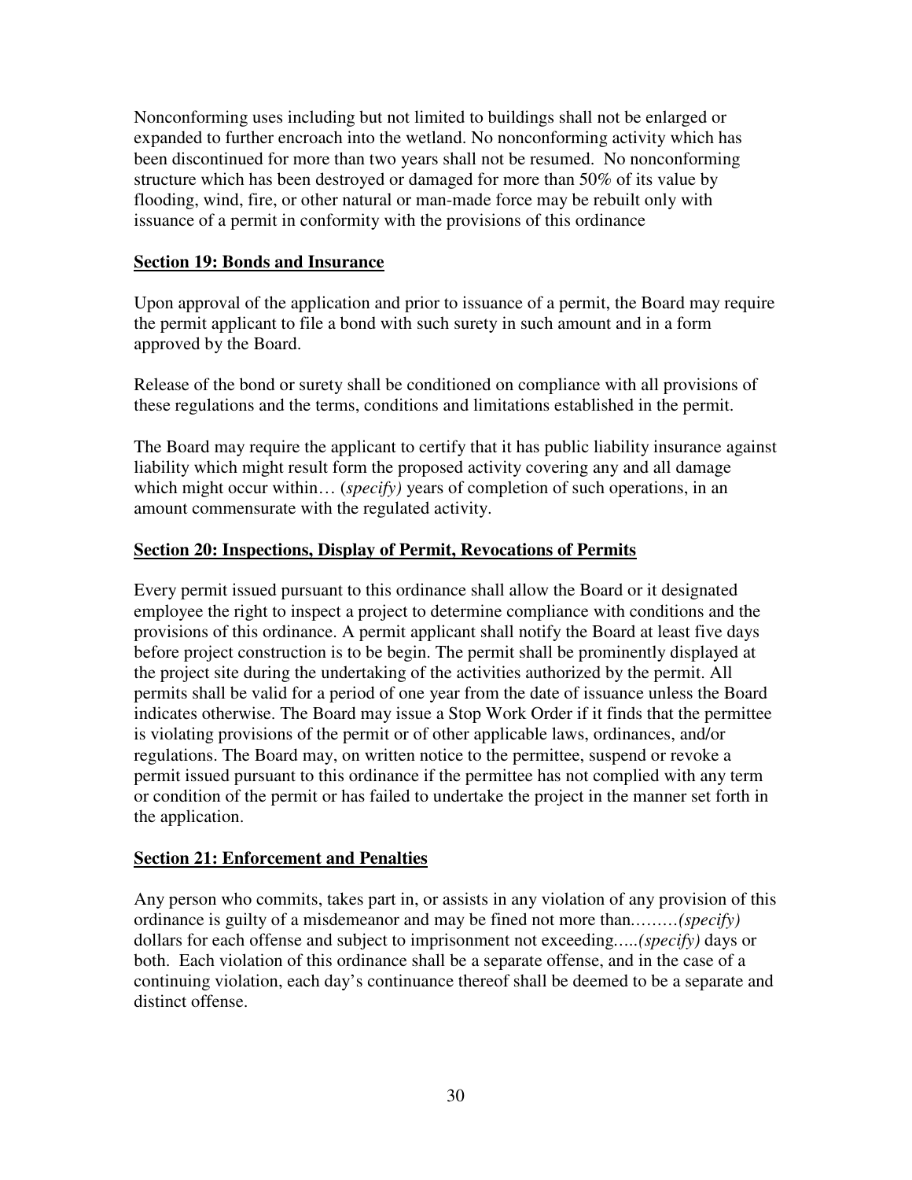Nonconforming uses including but not limited to buildings shall not be enlarged or expanded to further encroach into the wetland. No nonconforming activity which has been discontinued for more than two years shall not be resumed. No nonconforming structure which has been destroyed or damaged for more than 50% of its value by flooding, wind, fire, or other natural or man-made force may be rebuilt only with issuance of a permit in conformity with the provisions of this ordinance

**Section 19: Bonds and Insurance**

Upon approval of the application and prior to issuance of a permit, the Board may require the permit applicant to file a bond with such surety in such amount and in a form approved by the Board.

Release of the bond or surety shall be conditioned on compliance with all provisions of these regulations and the terms, conditions and limitations established in the permit.

The Board may require the applicant to certify that it has public liability insurance against liability which might result form the proposed activity covering any and all damage which might occur within… (*specify)* years of completion of such operations, in an amount commensurate with the regulated activity.

**Section 20: Inspections, Display of Permit, Revocations of Permits**

Every permit issued pursuant to this ordinance shall allow the Board or it designated employee the right to inspect a project to determine compliance with conditions and the provisions of this ordinance. A permit applicant shall notify the Board at least five days before project construction is to be begin. The permit shall be prominently displayed at the project site during the undertaking of the activities authorized by the permit. All permits shall be valid for a period of one year from the date of issuance unless the Board indicates otherwise. The Board may issue a Stop Work Order if it finds that the permittee is violating provisions of the permit or of other applicable laws, ordinances, and/or regulations. The Board may, on written notice to the permittee, suspend or revoke a permit issued pursuant to this ordinance if the permittee has not complied with any term or condition of the permit or has failed to undertake the project in the manner set forth in the application.

**Section 21: Enforcement and Penalties**

Any person who commits, takes part in, or assists in any violation of any provision of this ordinance is guilty of a misdemeanor and may be fined not more than………*(specify)* dollars for each offense and subject to imprisonment not exceeding…..*(specify)* days or both. Each violation of this ordinance shall be a separate offense, and in the case of a continuing violation, each day's continuance thereof shall be deemed to be a separate and distinct offense.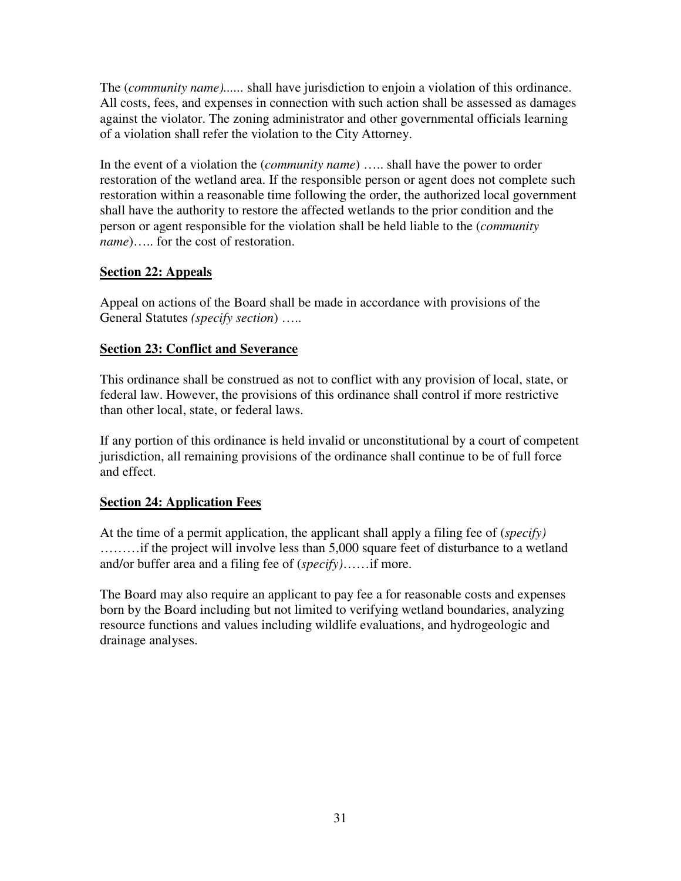The (*community name)*...... shall have jurisdiction to enjoin a violation of this ordinance. All costs, fees, and expenses in connection with such action shall be assessed as damages against the violator. The zoning administrator and other governmental officials learning of a violation shall refer the violation to the City Attorney.

In the event of a violation the (*community name*) ….. shall have the power to order restoration of the wetland area. If the responsible person or agent does not complete such restoration within a reasonable time following the order, the authorized local government shall have the authority to restore the affected wetlands to the prior condition and the person or agent responsible for the violation shall be held liable to the (*community name*)….. for the cost of restoration.

**Section 22: Appeals**

Appeal on actions of the Board shall be made in accordance with provisions of the General Statutes *(specify section*) …..

**Section 23: Conflict and Severance**

This ordinance shall be construed as not to conflict with any provision of local, state, or federal law. However, the provisions of this ordinance shall control if more restrictive than other local, state, or federal laws.

If any portion of this ordinance is held invalid or unconstitutional by a court of competent jurisdiction, all remaining provisions of the ordinance shall continue to be of full force and effect.

**Section 24: Application Fees**

At the time of a permit application, the applicant shall apply a filing fee of (*specify)* ………if the project will involve less than 5,000 square feet of disturbance to a wetland and/or buffer area and a filing fee of (*specify)*……if more.

The Board may also require an applicant to pay fee a for reasonable costs and expenses born by the Board including but not limited to verifying wetland boundaries, analyzing resource functions and values including wildlife evaluations, and hydrogeologic and drainage analyses.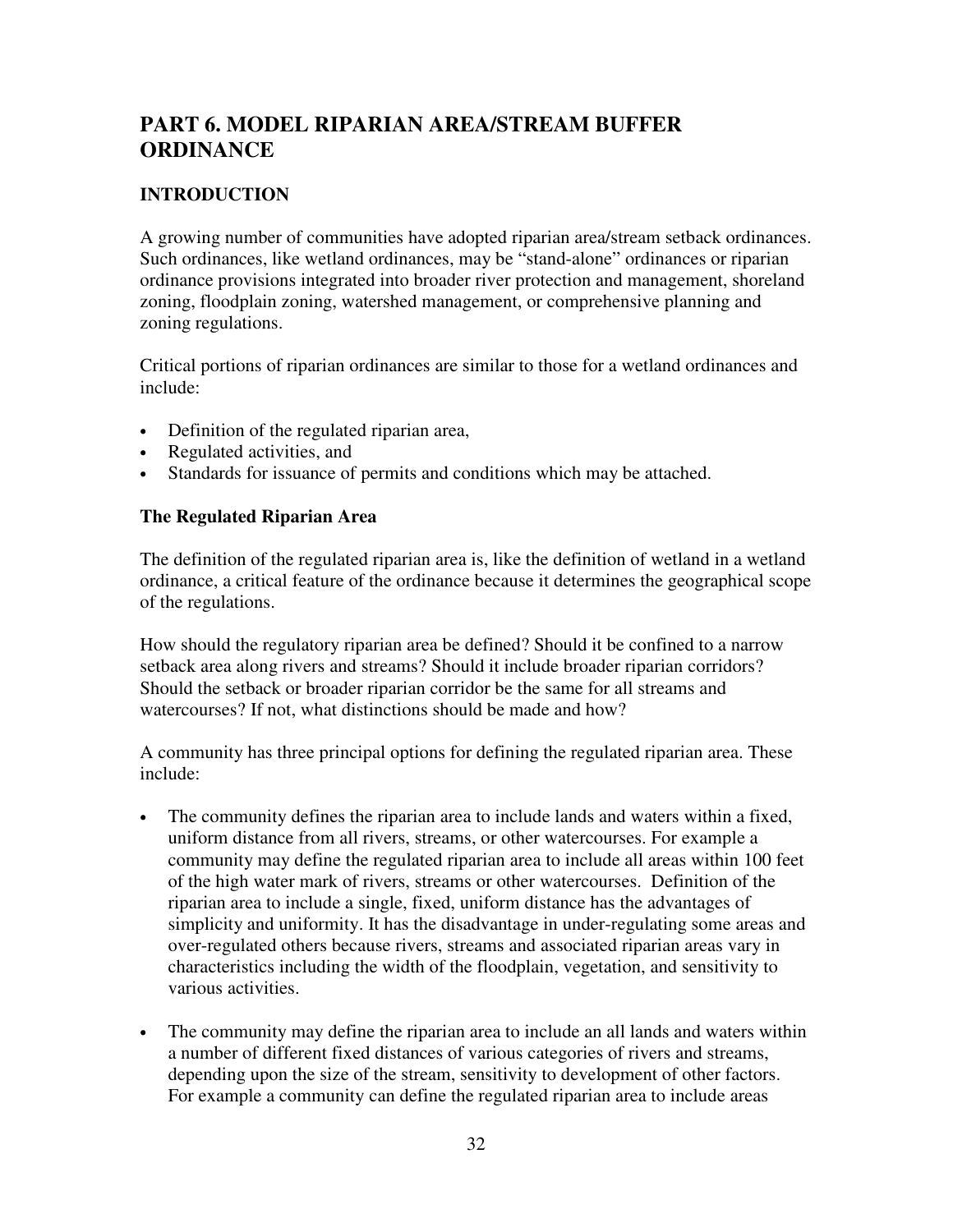## PART 6. MODEL RIPARIAN AREA/STREAM BUFFER ORDINANCE

### INTRODUCTION

A growing number of communities have adopted riparian area/stream setback ordinances. Such ordinances, like wetland ordinances, may be "stand-alone" ordinances or riparian ordinance provisions integrated into broader river protection and management, shoreland zoning, floodplain zoning, watershed management, or comprehensive planning and zoning regulations.

Critical portions of riparian ordinances are similar to those for a wetland ordinances and include:

- Definition of the regulated riparian area,
- Regulated activities, and
- Standards for issuance of permits and conditions which may be attached.

### The Regulated Riparian Area

The definition of the regulated riparian area is, like the definition of wetland in a wetland ordinance, a critical feature of the ordinance because it determines the geographical scope of the regulations.

How should the regulatory riparian area be defined? Should it be confined to a narrow setback area along rivers and streams? Should it include broader riparian corridors? Should the setback or broader riparian corridor be the same for all streams and watercourses? If not, what distinctions should be made and how?

A community has three principal options for defining the regulated riparian area. These include:

- The community defines the riparian area to include lands and waters within a fixed, uniform distance from all rivers, streams, or other watercourses. For example a community may define the regulated riparian area to include all areas within 100 feet of the high water mark of rivers, streams or other watercourses. Definition of the riparian area to include a single, fixed, uniform distance has the advantages of simplicity and uniformity. It has the disadvantage in under-regulating some areas and over-regulated others because rivers, streams and associated riparian areas vary in characteristics including the width of the floodplain, vegetation, and sensitivity to various activities.
- The community may define the riparian area to include an all lands and waters within a number of different fixed distances of various categories of rivers and streams, depending upon the size of the stream, sensitivity to development of other factors. For example a community can define the regulated riparian area to include areas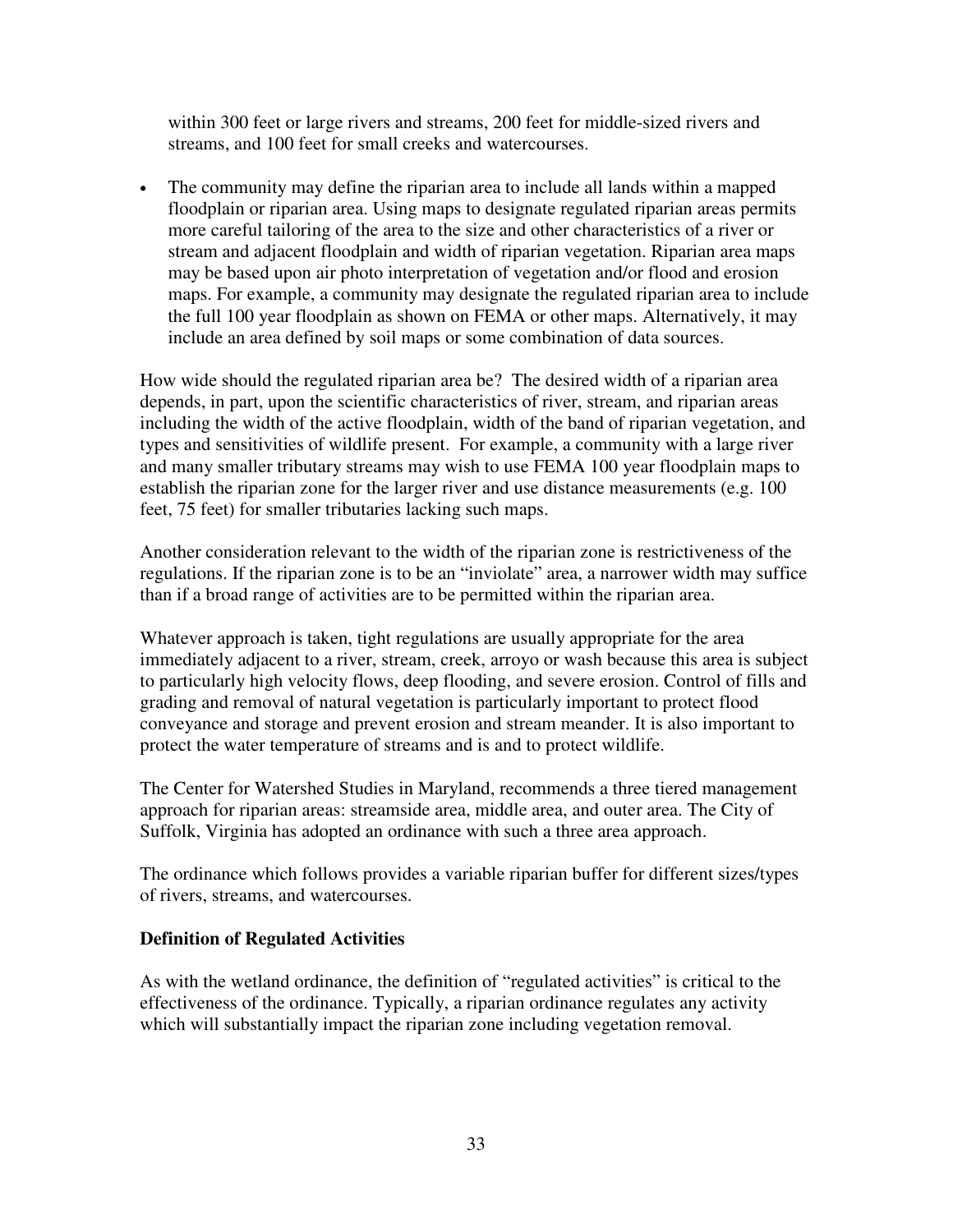within 300 feet or large rivers and streams, 200 feet for middle-sized rivers and streams, and 100 feet for small creeks and watercourses.

- The community may define the riparian area to include all lands within a mapped floodplain or riparian area. Using maps to designate regulated riparian areas permits more careful tailoring of the area to the size and other characteristics of a river or stream and adjacent floodplain and width of riparian vegetation. Riparian area maps may be based upon air photo interpretation of vegetation and/or flood and erosion maps. For example, a community may designate the regulated riparian area to include the full 100 year floodplain as shown on FEMA or other maps. Alternatively, it may include an area defined by soil maps or some combination of data sources.

How wide should the regulated riparian area be? The desired width of a riparian area depends, in part, upon the scientific characteristics of river, stream, and riparian areas including the width of the active floodplain, width of the band of riparian vegetation, and types and sensitivities of wildlife present. For example, a community with a large river and many smaller tributary streams may wish to use FEMA 100 year floodplain maps to establish the riparian zone for the larger river and use distance measurements (e.g. 100 feet, 75 feet) for smaller tributaries lacking such maps.

Another consideration relevant to the width of the riparian zone is restrictiveness of the regulations. If the riparian zone is to be an "inviolate" area, a narrower width may suffice than if a broad range of activities are to be permitted within the riparian area.

Whatever approach is taken, tight regulations are usually appropriate for the area immediately adjacent to a river, stream, creek, arroyo or wash because this area is subject to particularly high velocity flows, deep flooding, and severe erosion. Control of fills and grading and removal of natural vegetation is particularly important to protect flood conveyance and storage and prevent erosion and stream meander. It is also important to protect the water temperature of streams and is and to protect wildlife.

The Center for Watershed Studies in Maryland, recommends a three tiered management approach for riparian areas: streamside area, middle area, and outer area. The City of Suffolk, Virginia has adopted an ordinance with such a three area approach.

The ordinance which follows provides a variable riparian buffer for different sizes/types of rivers, streams, and watercourses.

**Definition of Regulated Activities**

As with the wetland ordinance, the definition of "regulated activities" is critical to the effectiveness of the ordinance. Typically, a riparian ordinance regulates any activity which will substantially impact the riparian zone including vegetation removal.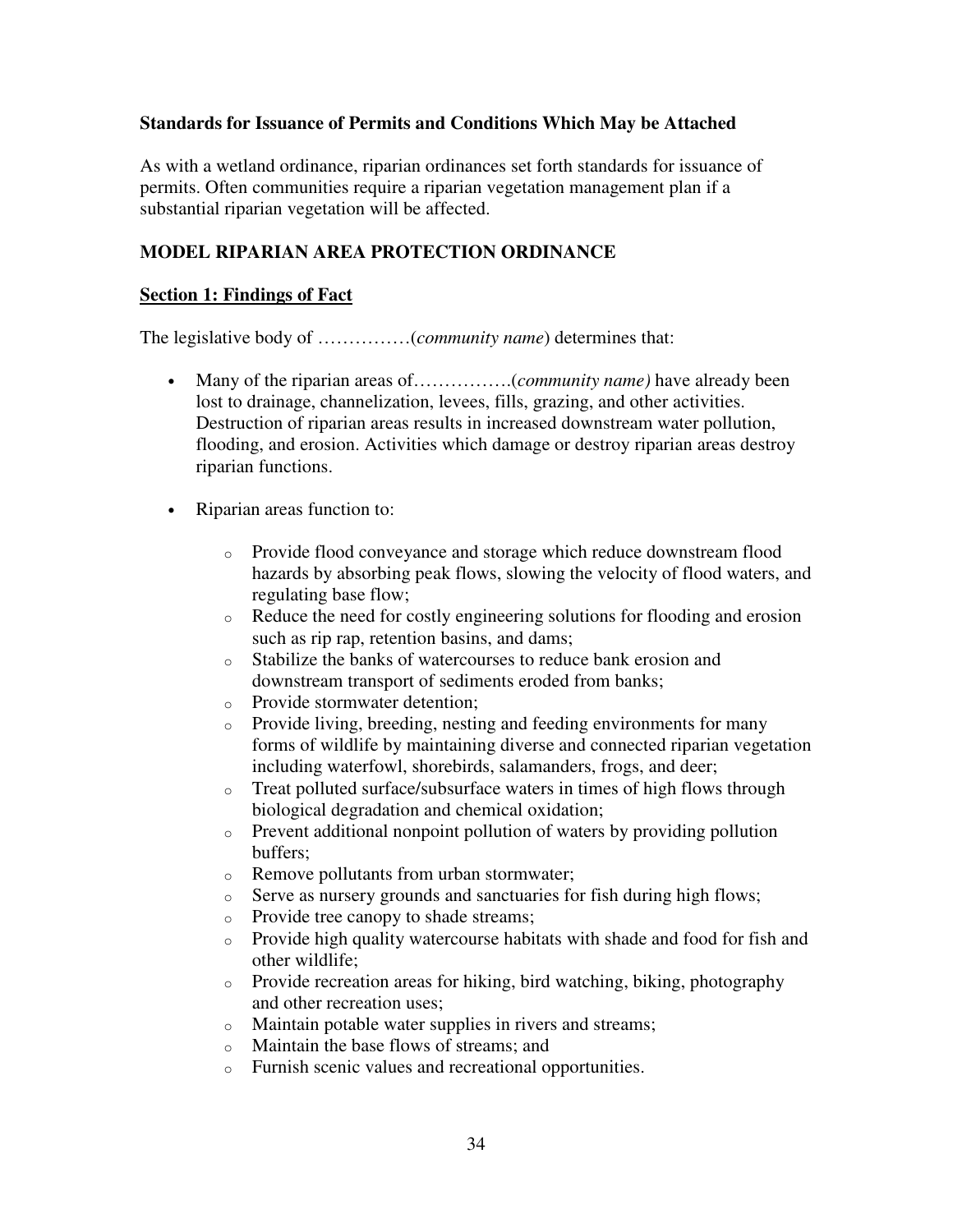**Standards for Issuance of Permits and Conditions Which May be Attached**

As with a wetland ordinance, riparian ordinances set forth standards for issuance of permits. Often communities require a riparian vegetation management plan if a substantial riparian vegetation will be affected.

## MODEL RIPARIAN AREA PROTECTION ORDINANCE

### Section 1: Findings of Fact

The legislative body of ……………(*community name*) determines that:

- Many of the riparian areas of…………….(*community name)* have already been lost to drainage, channelization, levees, fills, grazing, and other activities. Destruction of riparian areas results in increased downstream water pollution, flooding, and erosion. Activities which damage or destroy riparian areas destroy riparian functions.

- Riparian areas function to:

    - Provide flood conveyance and storage which reduce downstream flood hazards by absorbing peak flows, slowing the velocity of flood waters, and regulating base flow;
    - Reduce the need for costly engineering solutions for flooding and erosion such as rip rap, retention basins, and dams;
    - Stabilize the banks of watercourses to reduce bank erosion and downstream transport of sediments eroded from banks;
    - Provide stormwater detention;
    - Provide living, breeding, nesting and feeding environments for many forms of wildlife by maintaining diverse and connected riparian vegetation including waterfowl, shorebirds, salamanders, frogs, and deer;
    - Treat polluted surface/subsurface waters in times of high flows through biological degradation and chemical oxidation;
    - Prevent additional nonpoint pollution of waters by providing pollution buffers;
    - Remove pollutants from urban stormwater;
    - Serve as nursery grounds and sanctuaries for fish during high flows;
    - Provide tree canopy to shade streams;
    - Provide high quality watercourse habitats with shade and food for fish and other wildlife;
    - Provide recreation areas for hiking, bird watching, biking, photography and other recreation uses;
    - Maintain potable water supplies in rivers and streams;
    - Maintain the base flows of streams; and
    - Furnish scenic values and recreational opportunities.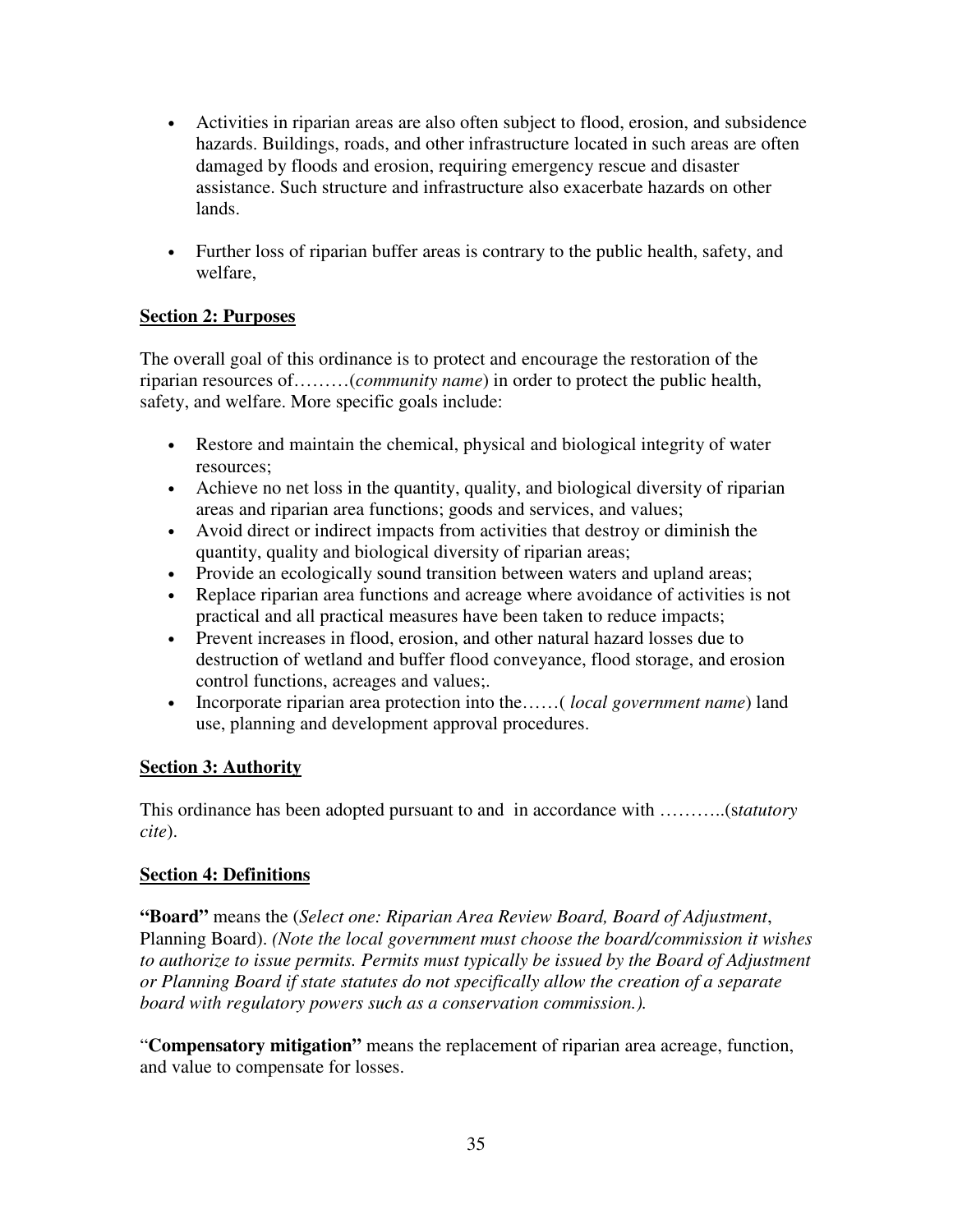- Activities in riparian areas are also often subject to flood, erosion, and subsidence hazards. Buildings, roads, and other infrastructure located in such areas are often damaged by floods and erosion, requiring emergency rescue and disaster assistance. Such structure and infrastructure also exacerbate hazards on other lands.

- Further loss of riparian buffer areas is contrary to the public health, safety, and welfare,

**Section 2: Purposes**

The overall goal of this ordinance is to protect and encourage the restoration of the riparian resources of………(*community name*) in order to protect the public health, safety, and welfare. More specific goals include:

- Restore and maintain the chemical, physical and biological integrity of water resources;
- Achieve no net loss in the quantity, quality, and biological diversity of riparian areas and riparian area functions; goods and services, and values;
- Avoid direct or indirect impacts from activities that destroy or diminish the quantity, quality and biological diversity of riparian areas;
- Provide an ecologically sound transition between waters and upland areas;
- Replace riparian area functions and acreage where avoidance of activities is not practical and all practical measures have been taken to reduce impacts;
- Prevent increases in flood, erosion, and other natural hazard losses due to destruction of wetland and buffer flood conveyance, flood storage, and erosion control functions, acreages and values;.
- Incorporate riparian area protection into the……( *local government name*) land use, planning and development approval procedures.

**Section 3: Authority**

This ordinance has been adopted pursuant to and in accordance with ………..(s*tatutory cite*).

**Section 4: Definitions**

**"Board"** means the (*Select one: Riparian Area Review Board, Board of Adjustment*, Planning Board). *(Note the local government must choose the board/commission it wishes to authorize to issue permits. Permits must typically be issued by the Board of Adjustment or Planning Board if state statutes do not specifically allow the creation of a separate board with regulatory powers such as a conservation commission.).*

"**Compensatory mitigation"** means the replacement of riparian area acreage, function, and value to compensate for losses.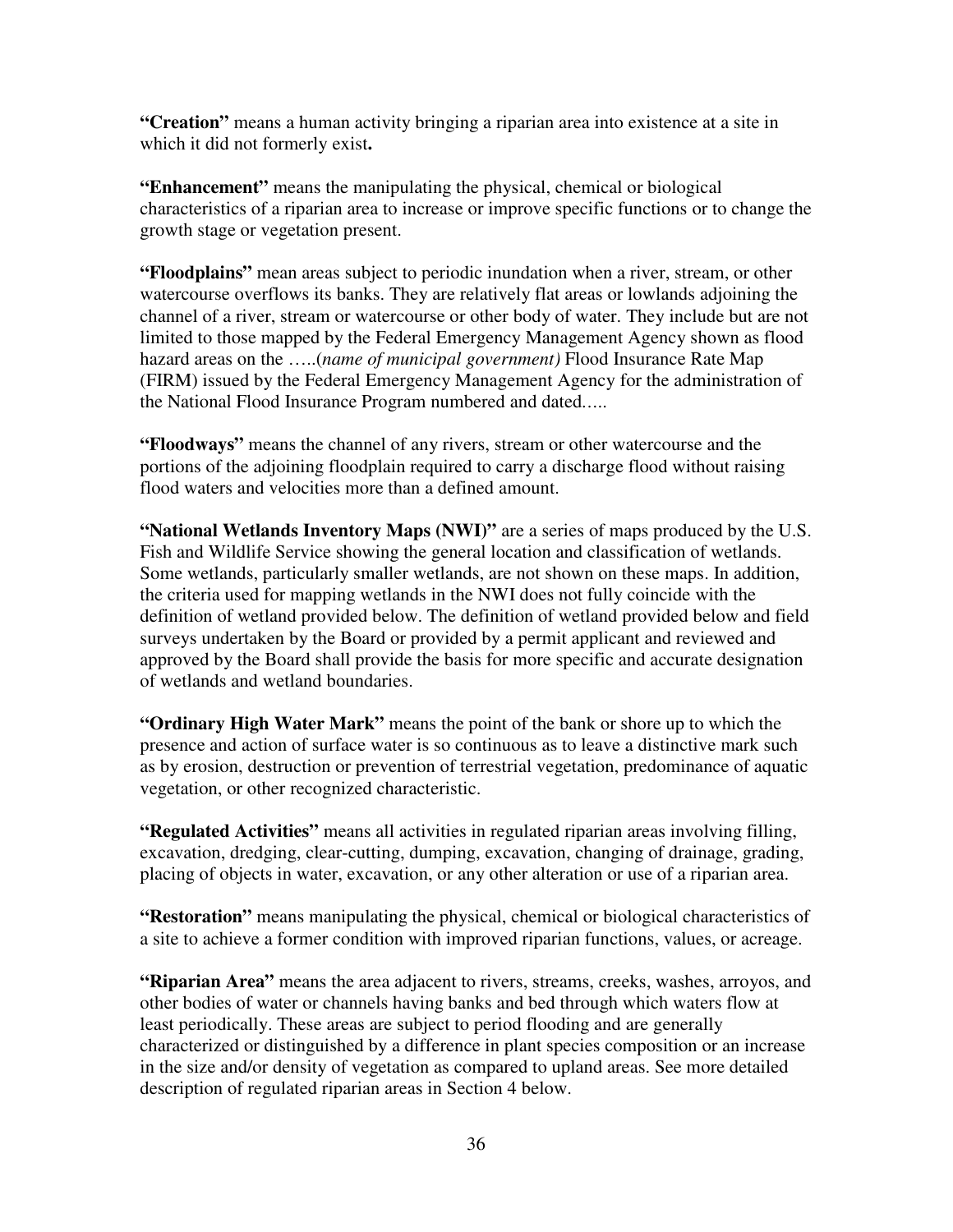**"Creation"** means a human activity bringing a riparian area into existence at a site in which it did not formerly exist**.**

**"Enhancement"** means the manipulating the physical, chemical or biological characteristics of a riparian area to increase or improve specific functions or to change the growth stage or vegetation present.

**"Floodplains"** mean areas subject to periodic inundation when a river, stream, or other watercourse overflows its banks. They are relatively flat areas or lowlands adjoining the channel of a river, stream or watercourse or other body of water. They include but are not limited to those mapped by the Federal Emergency Management Agency shown as flood hazard areas on the …..(*name of municipal government)* Flood Insurance Rate Map (FIRM) issued by the Federal Emergency Management Agency for the administration of the National Flood Insurance Program numbered and dated.….

**"Floodways"** means the channel of any rivers, stream or other watercourse and the portions of the adjoining floodplain required to carry a discharge flood without raising flood waters and velocities more than a defined amount.

**"National Wetlands Inventory Maps (NWI)"** are a series of maps produced by the U.S. Fish and Wildlife Service showing the general location and classification of wetlands. Some wetlands, particularly smaller wetlands, are not shown on these maps. In addition, the criteria used for mapping wetlands in the NWI does not fully coincide with the definition of wetland provided below. The definition of wetland provided below and field surveys undertaken by the Board or provided by a permit applicant and reviewed and approved by the Board shall provide the basis for more specific and accurate designation of wetlands and wetland boundaries.

**"Ordinary High Water Mark"** means the point of the bank or shore up to which the presence and action of surface water is so continuous as to leave a distinctive mark such as by erosion, destruction or prevention of terrestrial vegetation, predominance of aquatic vegetation, or other recognized characteristic.

**"Regulated Activities"** means all activities in regulated riparian areas involving filling, excavation, dredging, clear-cutting, dumping, excavation, changing of drainage, grading, placing of objects in water, excavation, or any other alteration or use of a riparian area.

**"Restoration"** means manipulating the physical, chemical or biological characteristics of a site to achieve a former condition with improved riparian functions, values, or acreage.

**"Riparian Area"** means the area adjacent to rivers, streams, creeks, washes, arroyos, and other bodies of water or channels having banks and bed through which waters flow at least periodically. These areas are subject to period flooding and are generally characterized or distinguished by a difference in plant species composition or an increase in the size and/or density of vegetation as compared to upland areas. See more detailed description of regulated riparian areas in Section 4 below.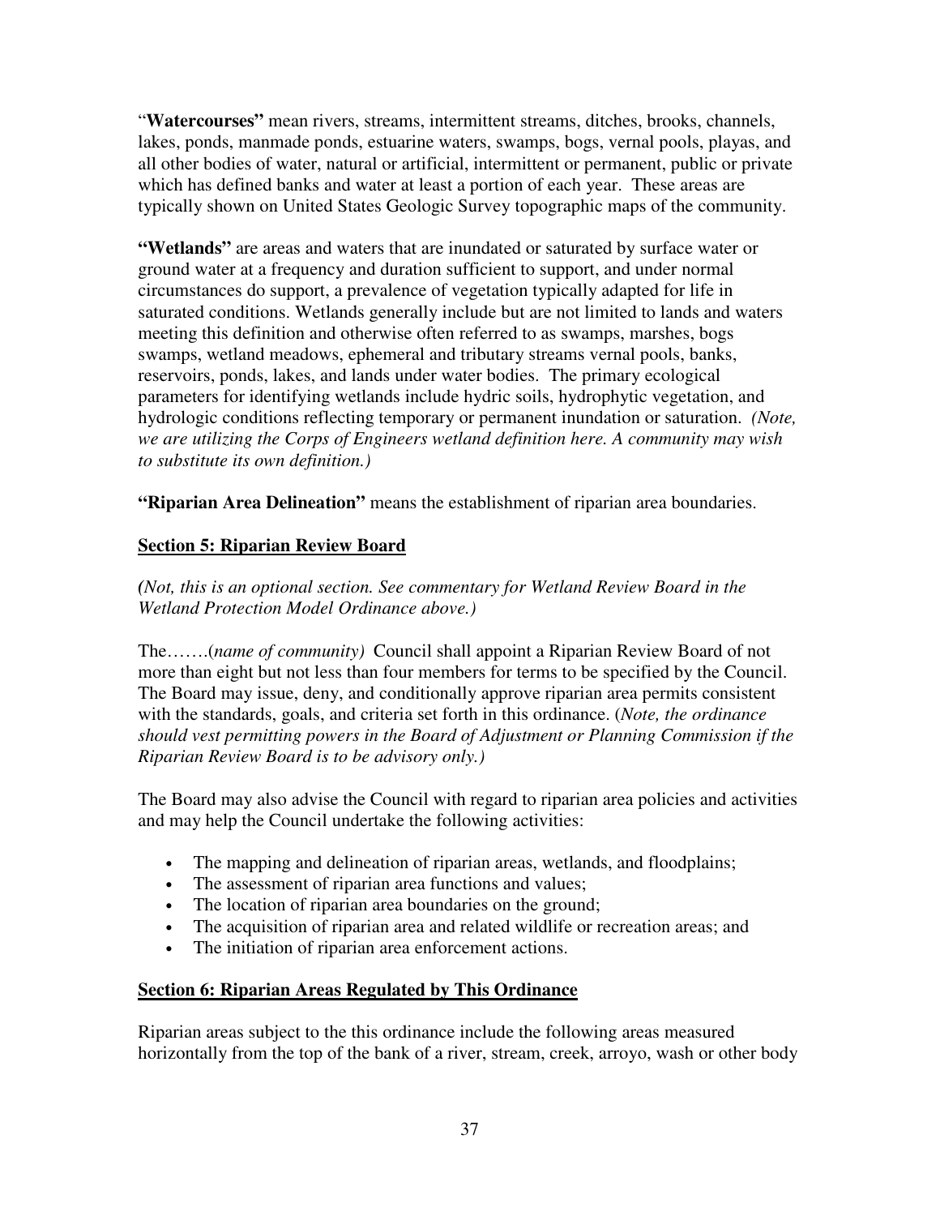"**Watercourses**" mean rivers, streams, intermittent streams, ditches, brooks, channels, lakes, ponds, manmade ponds, estuarine waters, swamps, bogs, vernal pools, playas, and all other bodies of water, natural or artificial, intermittent or permanent, public or private which has defined banks and water at least a portion of each year. These areas are typically shown on United States Geologic Survey topographic maps of the community.

**"Wetlands"** are areas and waters that are inundated or saturated by surface water or ground water at a frequency and duration sufficient to support, and under normal circumstances do support, a prevalence of vegetation typically adapted for life in saturated conditions. Wetlands generally include but are not limited to lands and waters meeting this definition and otherwise often referred to as swamps, marshes, bogs swamps, wetland meadows, ephemeral and tributary streams vernal pools, banks, reservoirs, ponds, lakes, and lands under water bodies. The primary ecological parameters for identifying wetlands include hydric soils, hydrophytic vegetation, and hydrologic conditions reflecting temporary or permanent inundation or saturation. *(Note, we are utilizing the Corps of Engineers wetland definition here. A community may wish to substitute its own definition.)*

**"Riparian Area Delineation"** means the establishment of riparian area boundaries.

**Section 5: Riparian Review Board**

*(Not, this is an optional section. See commentary for Wetland Review Board in the Wetland Protection Model Ordinance above.)*

The…….(*name of community)* Council shall appoint a Riparian Review Board of not more than eight but not less than four members for terms to be specified by the Council. The Board may issue, deny, and conditionally approve riparian area permits consistent with the standards, goals, and criteria set forth in this ordinance. (*Note, the ordinance should vest permitting powers in the Board of Adjustment or Planning Commission if the Riparian Review Board is to be advisory only.)*

The Board may also advise the Council with regard to riparian area policies and activities and may help the Council undertake the following activities:

- The mapping and delineation of riparian areas, wetlands, and floodplains;
- The assessment of riparian area functions and values;
- The location of riparian area boundaries on the ground;
- The acquisition of riparian area and related wildlife or recreation areas; and
- The initiation of riparian area enforcement actions.

**Section 6: Riparian Areas Regulated by This Ordinance**

Riparian areas subject to the this ordinance include the following areas measured horizontally from the top of the bank of a river, stream, creek, arroyo, wash or other body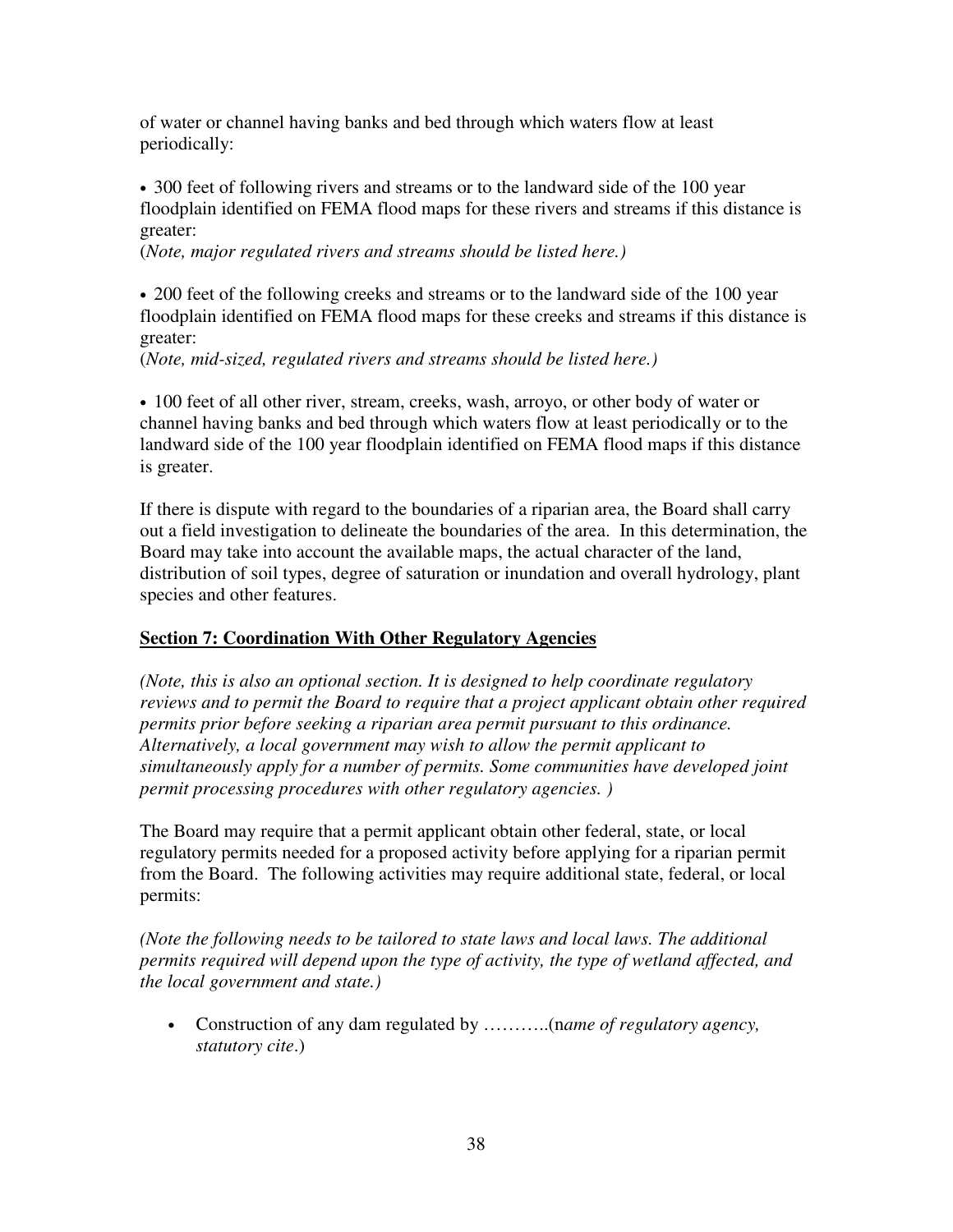of water or channel having banks and bed through which waters flow at least periodically:

- 300 feet of following rivers and streams or to the landward side of the 100 year floodplain identified on FEMA flood maps for these rivers and streams if this distance is greater:
(*Note, major regulated rivers and streams should be listed here.)*

- 200 feet of the following creeks and streams or to the landward side of the 100 year floodplain identified on FEMA flood maps for these creeks and streams if this distance is greater:
(*Note, mid-sized, regulated rivers and streams should be listed here.)*

- 100 feet of all other river, stream, creeks, wash, arroyo, or other body of water or channel having banks and bed through which waters flow at least periodically or to the landward side of the 100 year floodplain identified on FEMA flood maps if this distance is greater.

If there is dispute with regard to the boundaries of a riparian area, the Board shall carry out a field investigation to delineate the boundaries of the area. In this determination, the Board may take into account the available maps, the actual character of the land, distribution of soil types, degree of saturation or inundation and overall hydrology, plant species and other features.

## Section 7: Coordination With Other Regulatory Agencies

*(Note, this is also an optional section. It is designed to help coordinate regulatory reviews and to permit the Board to require that a project applicant obtain other required permits prior before seeking a riparian area permit pursuant to this ordinance. Alternatively, a local government may wish to allow the permit applicant to simultaneously apply for a number of permits. Some communities have developed joint permit processing procedures with other regulatory agencies. )*

The Board may require that a permit applicant obtain other federal, state, or local regulatory permits needed for a proposed activity before applying for a riparian permit from the Board. The following activities may require additional state, federal, or local permits:

*(Note the following needs to be tailored to state laws and local laws. The additional permits required will depend upon the type of activity, the type of wetland affected, and the local government and state.)*

- Construction of any dam regulated by ………..(n*ame of regulatory agency, statutory cite*.)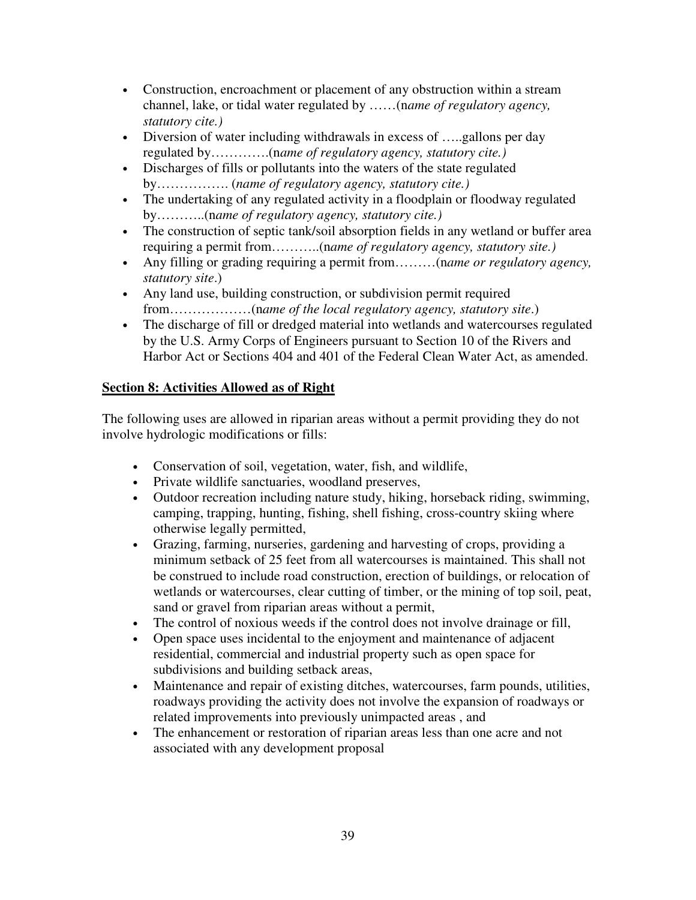- Construction, encroachment or placement of any obstruction within a stream channel, lake, or tidal water regulated by ……(*name of regulatory agency, statutory cite.)*
- Diversion of water including withdrawals in excess of …..gallons per day regulated by…………(*name of regulatory agency, statutory cite.)*
- Discharges of fills or pollutants into the waters of the state regulated by……………. (*name of regulatory agency, statutory cite.)*
- The undertaking of any regulated activity in a floodplain or floodway regulated by………..(*name of regulatory agency, statutory cite.)*
- The construction of septic tank/soil absorption fields in any wetland or buffer area requiring a permit from………..(*name of regulatory agency, statutory site.)*
- Any filling or grading requiring a permit from………(*name or regulatory agency, statutory site*.)
- Any land use, building construction, or subdivision permit required from………………(*name of the local regulatory agency, statutory site*.)
- The discharge of fill or dredged material into wetlands and watercourses regulated by the U.S. Army Corps of Engineers pursuant to Section 10 of the Rivers and Harbor Act or Sections 404 and 401 of the Federal Clean Water Act, as amended.

## Section 8: Activities Allowed as of Right

The following uses are allowed in riparian areas without a permit providing they do not involve hydrologic modifications or fills:

- Conservation of soil, vegetation, water, fish, and wildlife,
- Private wildlife sanctuaries, woodland preserves,
- Outdoor recreation including nature study, hiking, horseback riding, swimming, camping, trapping, hunting, fishing, shell fishing, cross-country skiing where otherwise legally permitted,
- Grazing, farming, nurseries, gardening and harvesting of crops, providing a minimum setback of 25 feet from all watercourses is maintained. This shall not be construed to include road construction, erection of buildings, or relocation of wetlands or watercourses, clear cutting of timber, or the mining of top soil, peat, sand or gravel from riparian areas without a permit,
- The control of noxious weeds if the control does not involve drainage or fill,
- Open space uses incidental to the enjoyment and maintenance of adjacent residential, commercial and industrial property such as open space for subdivisions and building setback areas,
- Maintenance and repair of existing ditches, watercourses, farm pounds, utilities, roadways providing the activity does not involve the expansion of roadways or related improvements into previously unimpacted areas , and
- The enhancement or restoration of riparian areas less than one acre and not associated with any development proposal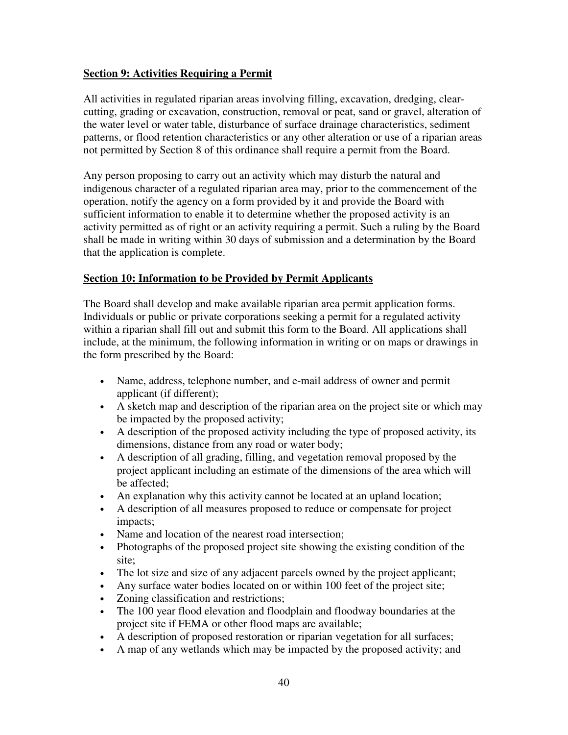**Section 9: Activities Requiring a Permit**

All activities in regulated riparian areas involving filling, excavation, dredging, clear-cutting, grading or excavation, construction, removal or peat, sand or gravel, alteration of the water level or water table, disturbance of surface drainage characteristics, sediment patterns, or flood retention characteristics or any other alteration or use of a riparian areas not permitted by Section 8 of this ordinance shall require a permit from the Board.

Any person proposing to carry out an activity which may disturb the natural and indigenous character of a regulated riparian area may, prior to the commencement of the operation, notify the agency on a form provided by it and provide the Board with sufficient information to enable it to determine whether the proposed activity is an activity permitted as of right or an activity requiring a permit. Such a ruling by the Board shall be made in writing within 30 days of submission and a determination by the Board that the application is complete.

**Section 10: Information to be Provided by Permit Applicants**

The Board shall develop and make available riparian area permit application forms. Individuals or public or private corporations seeking a permit for a regulated activity within a riparian shall fill out and submit this form to the Board. All applications shall include, at the minimum, the following information in writing or on maps or drawings in the form prescribed by the Board:

- Name, address, telephone number, and e-mail address of owner and permit applicant (if different);
- A sketch map and description of the riparian area on the project site or which may be impacted by the proposed activity;
- A description of the proposed activity including the type of proposed activity, its dimensions, distance from any road or water body;
- A description of all grading, filling, and vegetation removal proposed by the project applicant including an estimate of the dimensions of the area which will be affected;
- An explanation why this activity cannot be located at an upland location;
- A description of all measures proposed to reduce or compensate for project impacts;
- Name and location of the nearest road intersection;
- Photographs of the proposed project site showing the existing condition of the site;
- The lot size and size of any adjacent parcels owned by the project applicant;
- Any surface water bodies located on or within 100 feet of the project site;
- Zoning classification and restrictions;
- The 100 year flood elevation and floodplain and floodway boundaries at the project site if FEMA or other flood maps are available;
- A description of proposed restoration or riparian vegetation for all surfaces;
- A map of any wetlands which may be impacted by the proposed activity; and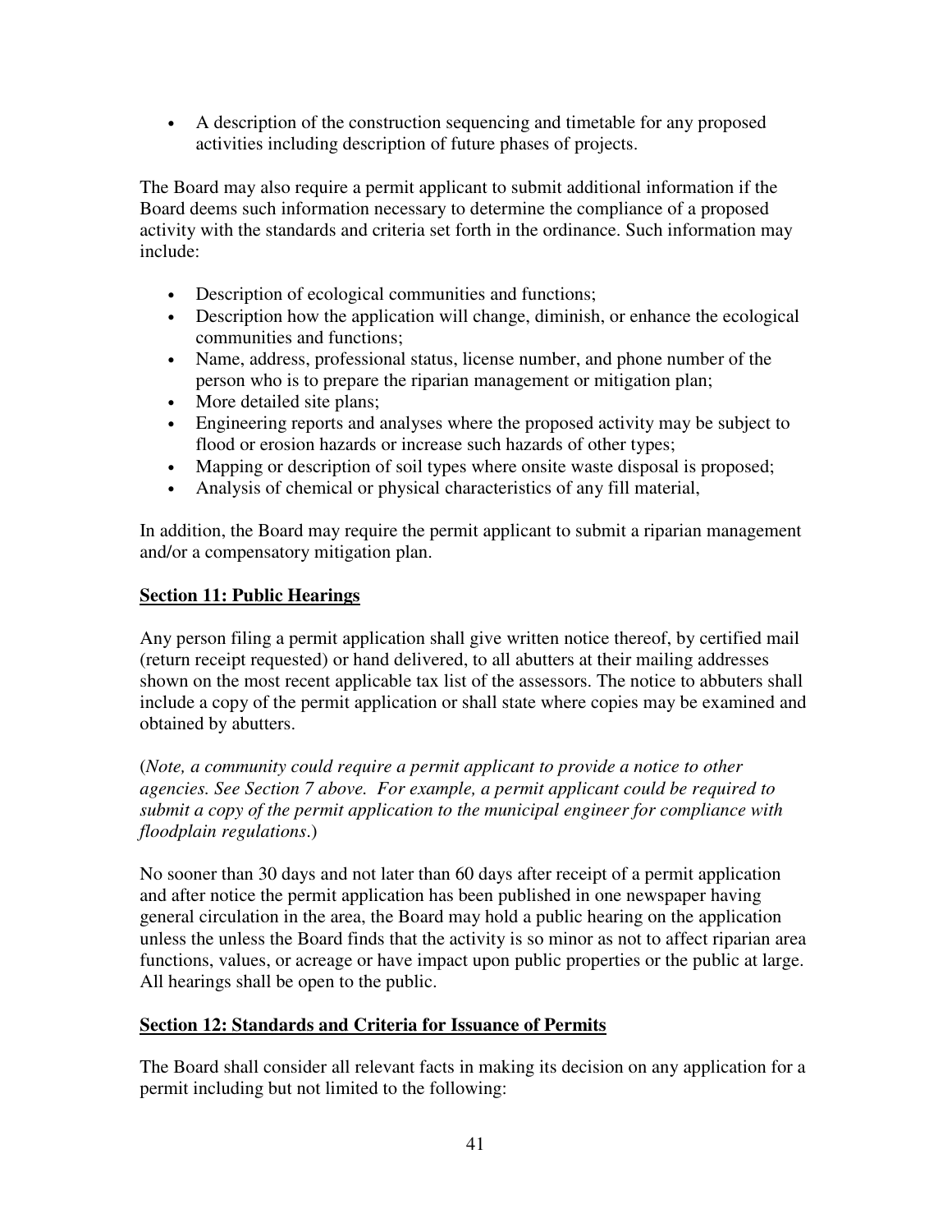- A description of the construction sequencing and timetable for any proposed activities including description of future phases of projects.

The Board may also require a permit applicant to submit additional information if the Board deems such information necessary to determine the compliance of a proposed activity with the standards and criteria set forth in the ordinance. Such information may include:

- Description of ecological communities and functions;
- Description how the application will change, diminish, or enhance the ecological communities and functions;
- Name, address, professional status, license number, and phone number of the person who is to prepare the riparian management or mitigation plan;
- More detailed site plans;
- Engineering reports and analyses where the proposed activity may be subject to flood or erosion hazards or increase such hazards of other types;
- Mapping or description of soil types where onsite waste disposal is proposed;
- Analysis of chemical or physical characteristics of any fill material,

In addition, the Board may require the permit applicant to submit a riparian management and/or a compensatory mitigation plan.

**Section 11: Public Hearings**

Any person filing a permit application shall give written notice thereof, by certified mail (return receipt requested) or hand delivered, to all abutters at their mailing addresses shown on the most recent applicable tax list of the assessors. The notice to abbuters shall include a copy of the permit application or shall state where copies may be examined and obtained by abutters.

(*Note, a community could require a permit applicant to provide a notice to other agencies. See Section 7 above. For example, a permit applicant could be required to submit a copy of the permit application to the municipal engineer for compliance with floodplain regulations*.)

No sooner than 30 days and not later than 60 days after receipt of a permit application and after notice the permit application has been published in one newspaper having general circulation in the area, the Board may hold a public hearing on the application unless the unless the Board finds that the activity is so minor as not to affect riparian area functions, values, or acreage or have impact upon public properties or the public at large. All hearings shall be open to the public.

**Section 12: Standards and Criteria for Issuance of Permits**

The Board shall consider all relevant facts in making its decision on any application for a permit including but not limited to the following: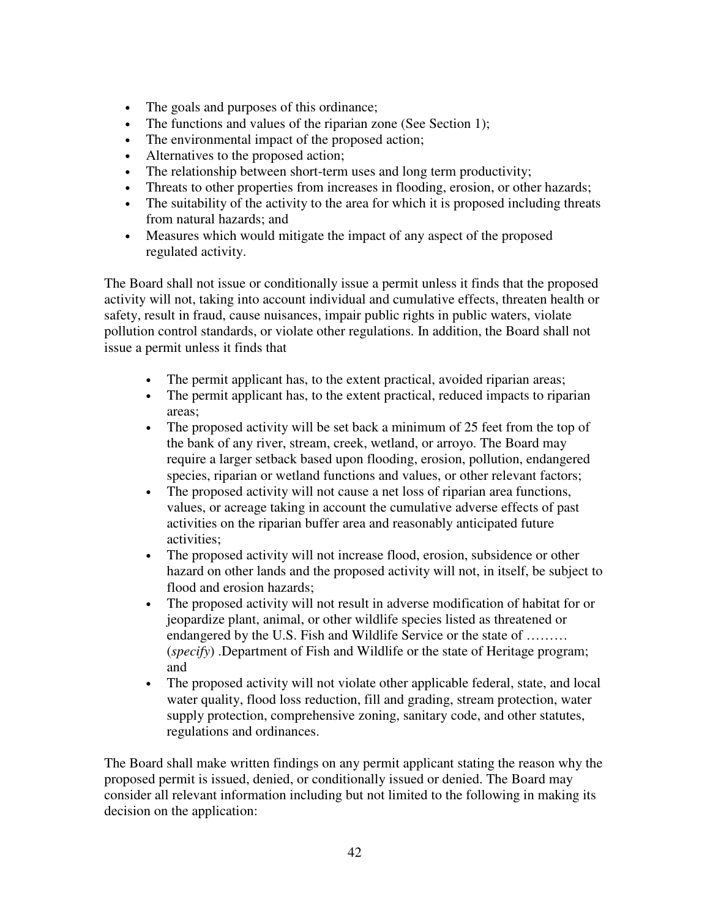- The goals and purposes of this ordinance;
- The functions and values of the riparian zone (See Section 1);
- The environmental impact of the proposed action;
- Alternatives to the proposed action;
- The relationship between short-term uses and long term productivity;
- Threats to other properties from increases in flooding, erosion, or other hazards;
- The suitability of the activity to the area for which it is proposed including threats from natural hazards; and
- Measures which would mitigate the impact of any aspect of the proposed regulated activity.

The Board shall not issue or conditionally issue a permit unless it finds that the proposed activity will not, taking into account individual and cumulative effects, threaten health or safety, result in fraud, cause nuisances, impair public rights in public waters, violate pollution control standards, or violate other regulations. In addition, the Board shall not issue a permit unless it finds that

- The permit applicant has, to the extent practical, avoided riparian areas;
- The permit applicant has, to the extent practical, reduced impacts to riparian areas;
- The proposed activity will be set back a minimum of 25 feet from the top of the bank of any river, stream, creek, wetland, or arroyo. The Board may require a larger setback based upon flooding, erosion, pollution, endangered species, riparian or wetland functions and values, or other relevant factors;
- The proposed activity will not cause a net loss of riparian area functions, values, or acreage taking in account the cumulative adverse effects of past activities on the riparian buffer area and reasonably anticipated future activities;
- The proposed activity will not increase flood, erosion, subsidence or other hazard on other lands and the proposed activity will not, in itself, be subject to flood and erosion hazards;
- The proposed activity will not result in adverse modification of habitat for or jeopardize plant, animal, or other wildlife species listed as threatened or endangered by the U.S. Fish and Wildlife Service or the state of ……… (*specify*) .Department of Fish and Wildlife or the state of Heritage program; and
- The proposed activity will not violate other applicable federal, state, and local water quality, flood loss reduction, fill and grading, stream protection, water supply protection, comprehensive zoning, sanitary code, and other statutes, regulations and ordinances.

The Board shall make written findings on any permit applicant stating the reason why the proposed permit is issued, denied, or conditionally issued or denied. The Board may consider all relevant information including but not limited to the following in making its decision on the application: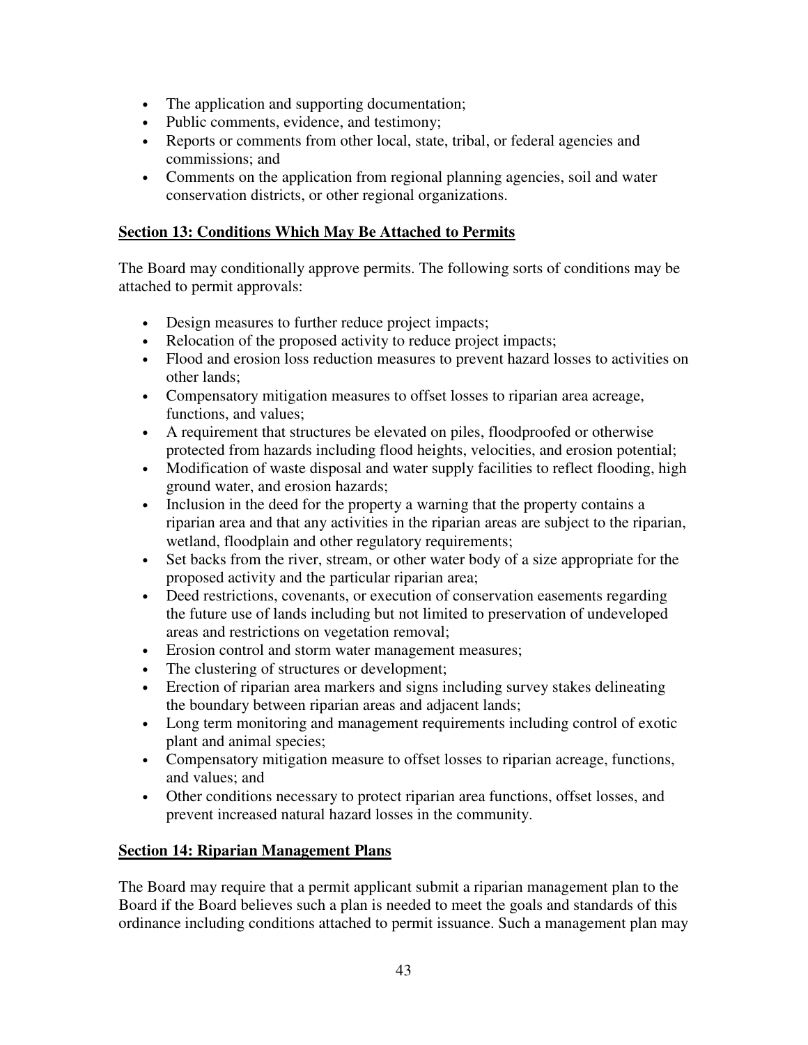- The application and supporting documentation;
- Public comments, evidence, and testimony;
- Reports or comments from other local, state, tribal, or federal agencies and commissions; and
- Comments on the application from regional planning agencies, soil and water conservation districts, or other regional organizations.

## Section 13: Conditions Which May Be Attached to Permits

The Board may conditionally approve permits. The following sorts of conditions may be attached to permit approvals:

- Design measures to further reduce project impacts;
- Relocation of the proposed activity to reduce project impacts;
- Flood and erosion loss reduction measures to prevent hazard losses to activities on other lands;
- Compensatory mitigation measures to offset losses to riparian area acreage, functions, and values;
- A requirement that structures be elevated on piles, floodproofed or otherwise protected from hazards including flood heights, velocities, and erosion potential;
- Modification of waste disposal and water supply facilities to reflect flooding, high ground water, and erosion hazards;
- Inclusion in the deed for the property a warning that the property contains a riparian area and that any activities in the riparian areas are subject to the riparian, wetland, floodplain and other regulatory requirements;
- Set backs from the river, stream, or other water body of a size appropriate for the proposed activity and the particular riparian area;
- Deed restrictions, covenants, or execution of conservation easements regarding the future use of lands including but not limited to preservation of undeveloped areas and restrictions on vegetation removal;
- Erosion control and storm water management measures;
- The clustering of structures or development;
- Erection of riparian area markers and signs including survey stakes delineating the boundary between riparian areas and adjacent lands;
- Long term monitoring and management requirements including control of exotic plant and animal species;
- Compensatory mitigation measure to offset losses to riparian acreage, functions, and values; and
- Other conditions necessary to protect riparian area functions, offset losses, and prevent increased natural hazard losses in the community.

## Section 14: Riparian Management Plans

The Board may require that a permit applicant submit a riparian management plan to the Board if the Board believes such a plan is needed to meet the goals and standards of this ordinance including conditions attached to permit issuance. Such a management plan may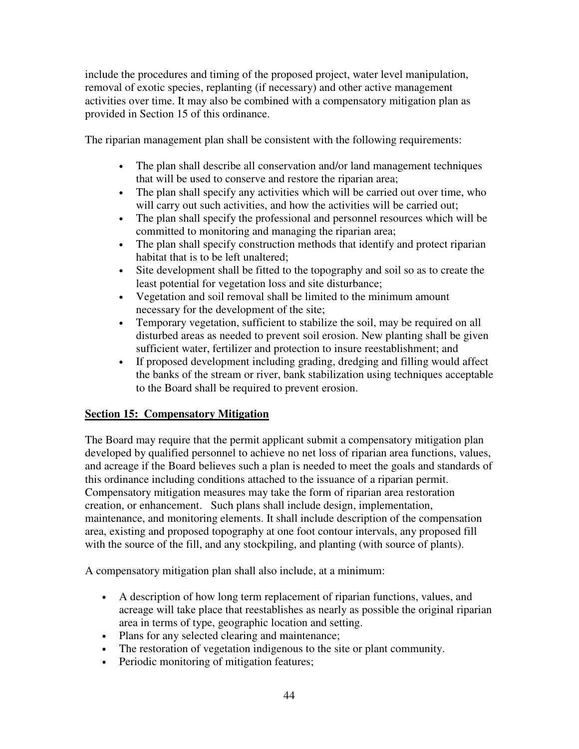include the procedures and timing of the proposed project, water level manipulation, removal of exotic species, replanting (if necessary) and other active management activities over time. It may also be combined with a compensatory mitigation plan as provided in Section 15 of this ordinance.

The riparian management plan shall be consistent with the following requirements:

- The plan shall describe all conservation and/or land management techniques that will be used to conserve and restore the riparian area;
- The plan shall specify any activities which will be carried out over time, who will carry out such activities, and how the activities will be carried out;
- The plan shall specify the professional and personnel resources which will be committed to monitoring and managing the riparian area;
- The plan shall specify construction methods that identify and protect riparian habitat that is to be left unaltered;
- Site development shall be fitted to the topography and soil so as to create the least potential for vegetation loss and site disturbance;
- Vegetation and soil removal shall be limited to the minimum amount necessary for the development of the site;
- Temporary vegetation, sufficient to stabilize the soil, may be required on all disturbed areas as needed to prevent soil erosion. New planting shall be given sufficient water, fertilizer and protection to insure reestablishment; and
- If proposed development including grading, dredging and filling would affect the banks of the stream or river, bank stabilization using techniques acceptable to the Board shall be required to prevent erosion.

## **Section 15: Compensatory Mitigation**

The Board may require that the permit applicant submit a compensatory mitigation plan developed by qualified personnel to achieve no net loss of riparian area functions, values, and acreage if the Board believes such a plan is needed to meet the goals and standards of this ordinance including conditions attached to the issuance of a riparian permit. Compensatory mitigation measures may take the form of riparian area restoration creation, or enhancement. Such plans shall include design, implementation, maintenance, and monitoring elements. It shall include description of the compensation area, existing and proposed topography at one foot contour intervals, any proposed fill with the source of the fill, and any stockpiling, and planting (with source of plants).

A compensatory mitigation plan shall also include, at a minimum:

- A description of how long term replacement of riparian functions, values, and acreage will take place that reestablishes as nearly as possible the original riparian area in terms of type, geographic location and setting.
- Plans for any selected clearing and maintenance;
- The restoration of vegetation indigenous to the site or plant community.
- Periodic monitoring of mitigation features;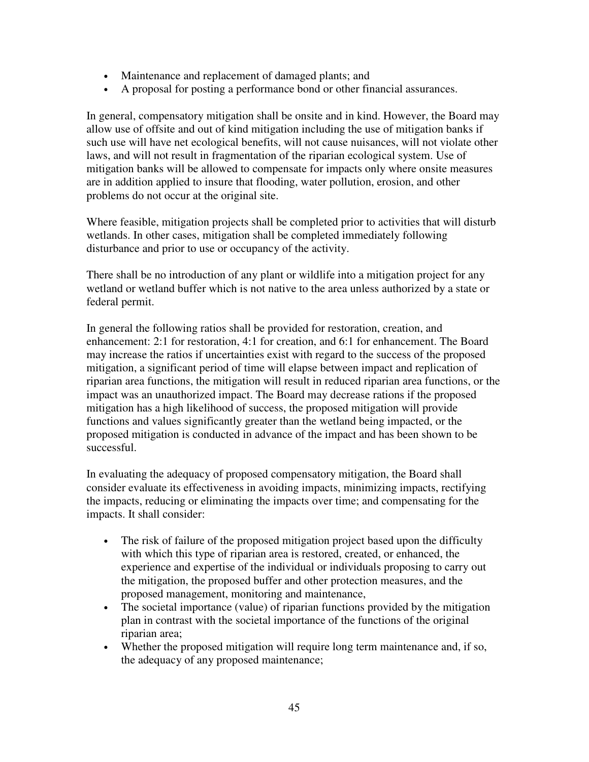- Maintenance and replacement of damaged plants; and
- A proposal for posting a performance bond or other financial assurances.

In general, compensatory mitigation shall be onsite and in kind. However, the Board may allow use of offsite and out of kind mitigation including the use of mitigation banks if such use will have net ecological benefits, will not cause nuisances, will not violate other laws, and will not result in fragmentation of the riparian ecological system. Use of mitigation banks will be allowed to compensate for impacts only where onsite measures are in addition applied to insure that flooding, water pollution, erosion, and other problems do not occur at the original site.

Where feasible, mitigation projects shall be completed prior to activities that will disturb wetlands. In other cases, mitigation shall be completed immediately following disturbance and prior to use or occupancy of the activity.

There shall be no introduction of any plant or wildlife into a mitigation project for any wetland or wetland buffer which is not native to the area unless authorized by a state or federal permit.

In general the following ratios shall be provided for restoration, creation, and enhancement: 2:1 for restoration, 4:1 for creation, and 6:1 for enhancement. The Board may increase the ratios if uncertainties exist with regard to the success of the proposed mitigation, a significant period of time will elapse between impact and replication of riparian area functions, the mitigation will result in reduced riparian area functions, or the impact was an unauthorized impact. The Board may decrease rations if the proposed mitigation has a high likelihood of success, the proposed mitigation will provide functions and values significantly greater than the wetland being impacted, or the proposed mitigation is conducted in advance of the impact and has been shown to be successful.

In evaluating the adequacy of proposed compensatory mitigation, the Board shall consider evaluate its effectiveness in avoiding impacts, minimizing impacts, rectifying the impacts, reducing or eliminating the impacts over time; and compensating for the impacts. It shall consider:

- The risk of failure of the proposed mitigation project based upon the difficulty with which this type of riparian area is restored, created, or enhanced, the experience and expertise of the individual or individuals proposing to carry out the mitigation, the proposed buffer and other protection measures, and the proposed management, monitoring and maintenance,
- The societal importance (value) of riparian functions provided by the mitigation plan in contrast with the societal importance of the functions of the original riparian area;
- Whether the proposed mitigation will require long term maintenance and, if so, the adequacy of any proposed maintenance;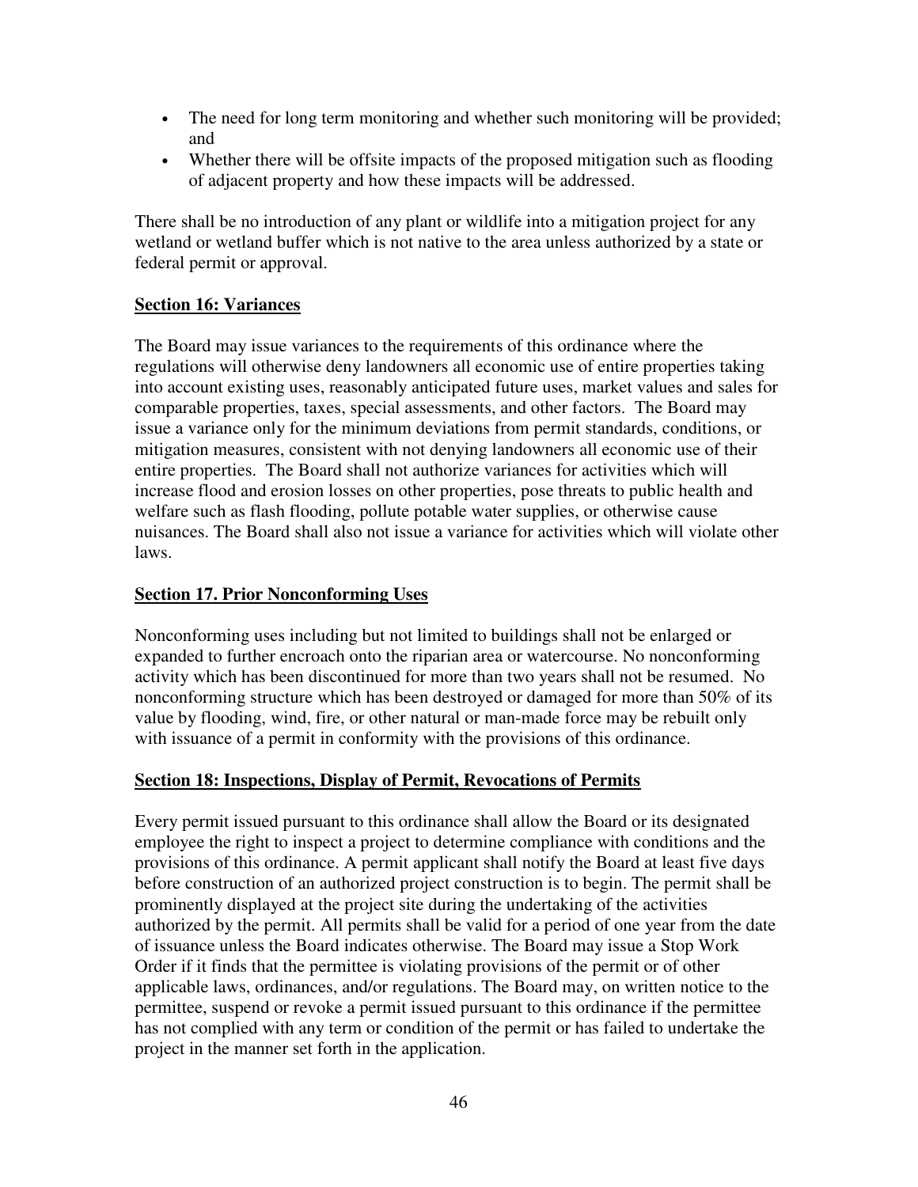- The need for long term monitoring and whether such monitoring will be provided; and
- Whether there will be offsite impacts of the proposed mitigation such as flooding of adjacent property and how these impacts will be addressed.

There shall be no introduction of any plant or wildlife into a mitigation project for any wetland or wetland buffer which is not native to the area unless authorized by a state or federal permit or approval.

## Section 16: Variances

The Board may issue variances to the requirements of this ordinance where the regulations will otherwise deny landowners all economic use of entire properties taking into account existing uses, reasonably anticipated future uses, market values and sales for comparable properties, taxes, special assessments, and other factors. The Board may issue a variance only for the minimum deviations from permit standards, conditions, or mitigation measures, consistent with not denying landowners all economic use of their entire properties. The Board shall not authorize variances for activities which will increase flood and erosion losses on other properties, pose threats to public health and welfare such as flash flooding, pollute potable water supplies, or otherwise cause nuisances. The Board shall also not issue a variance for activities which will violate other laws.

## Section 17. Prior Nonconforming Uses

Nonconforming uses including but not limited to buildings shall not be enlarged or expanded to further encroach onto the riparian area or watercourse. No nonconforming activity which has been discontinued for more than two years shall not be resumed. No nonconforming structure which has been destroyed or damaged for more than 50% of its value by flooding, wind, fire, or other natural or man-made force may be rebuilt only with issuance of a permit in conformity with the provisions of this ordinance.

## Section 18: Inspections, Display of Permit, Revocations of Permits

Every permit issued pursuant to this ordinance shall allow the Board or its designated employee the right to inspect a project to determine compliance with conditions and the provisions of this ordinance. A permit applicant shall notify the Board at least five days before construction of an authorized project construction is to begin. The permit shall be prominently displayed at the project site during the undertaking of the activities authorized by the permit. All permits shall be valid for a period of one year from the date of issuance unless the Board indicates otherwise. The Board may issue a Stop Work Order if it finds that the permittee is violating provisions of the permit or of other applicable laws, ordinances, and/or regulations. The Board may, on written notice to the permittee, suspend or revoke a permit issued pursuant to this ordinance if the permittee has not complied with any term or condition of the permit or has failed to undertake the project in the manner set forth in the application.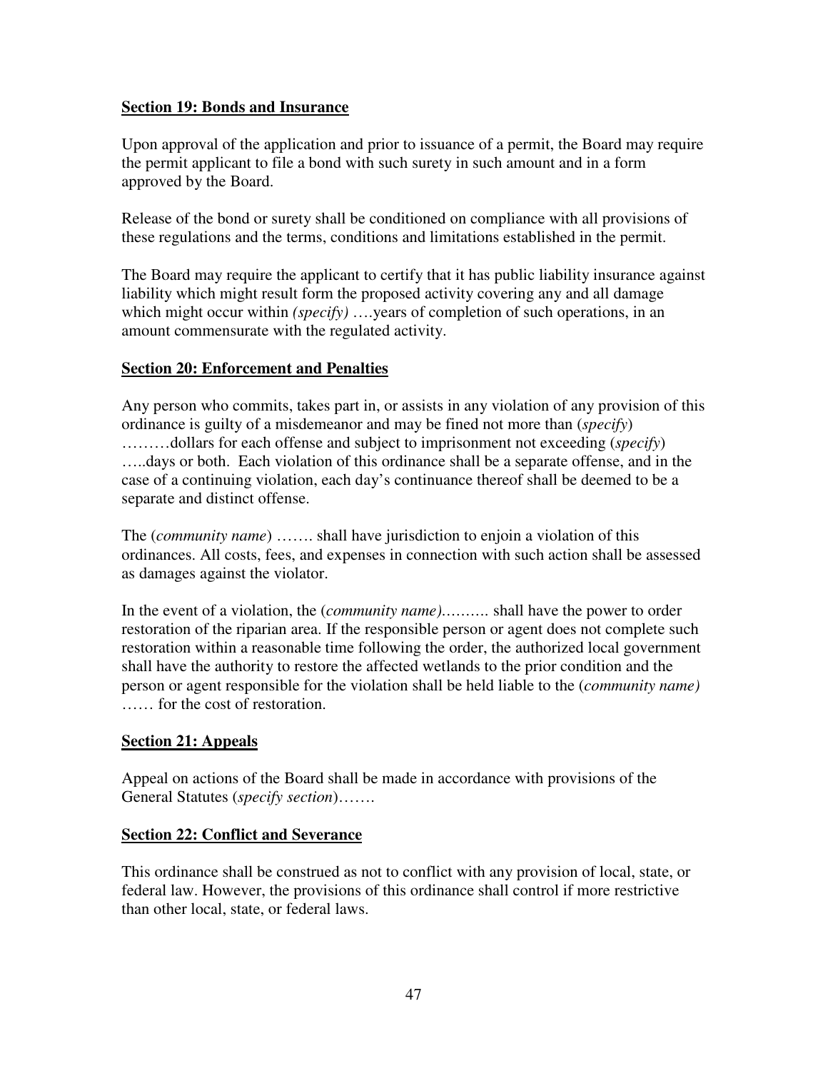**Section 19: Bonds and Insurance**

Upon approval of the application and prior to issuance of a permit, the Board may require the permit applicant to file a bond with such surety in such amount and in a form approved by the Board.

Release of the bond or surety shall be conditioned on compliance with all provisions of these regulations and the terms, conditions and limitations established in the permit.

The Board may require the applicant to certify that it has public liability insurance against liability which might result form the proposed activity covering any and all damage which might occur within *(specify)* ….years of completion of such operations, in an amount commensurate with the regulated activity.

**Section 20: Enforcement and Penalties**

Any person who commits, takes part in, or assists in any violation of any provision of this ordinance is guilty of a misdemeanor and may be fined not more than (*specify*) ………dollars for each offense and subject to imprisonment not exceeding (*specify*) …..days or both. Each violation of this ordinance shall be a separate offense, and in the case of a continuing violation, each day's continuance thereof shall be deemed to be a separate and distinct offense.

The (*community name*) ……. shall have jurisdiction to enjoin a violation of this ordinances. All costs, fees, and expenses in connection with such action shall be assessed as damages against the violator.

In the event of a violation, the (*community name)*………. shall have the power to order restoration of the riparian area. If the responsible person or agent does not complete such restoration within a reasonable time following the order, the authorized local government shall have the authority to restore the affected wetlands to the prior condition and the person or agent responsible for the violation shall be held liable to the (*community name)* …… for the cost of restoration.

**Section 21: Appeals**

Appeal on actions of the Board shall be made in accordance with provisions of the General Statutes (*specify section*)…….

**Section 22: Conflict and Severance**

This ordinance shall be construed as not to conflict with any provision of local, state, or federal law. However, the provisions of this ordinance shall control if more restrictive than other local, state, or federal laws.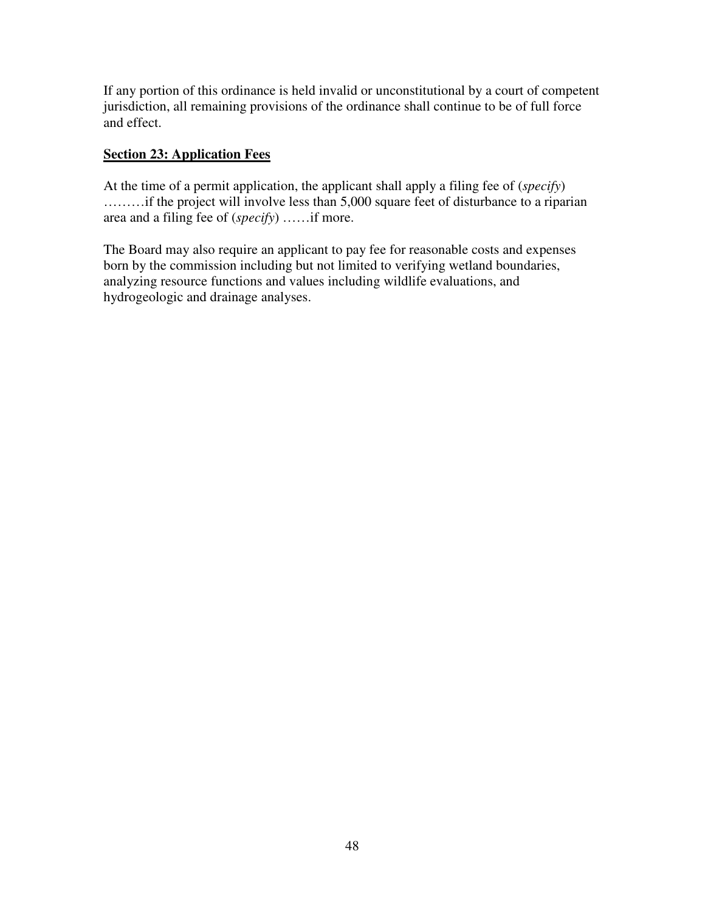If any portion of this ordinance is held invalid or unconstitutional by a court of competent jurisdiction, all remaining provisions of the ordinance shall continue to be of full force and effect.

**Section 23: Application Fees**

At the time of a permit application, the applicant shall apply a filing fee of (*specify*) ………if the project will involve less than 5,000 square feet of disturbance to a riparian area and a filing fee of (*specify*) ……if more.

The Board may also require an applicant to pay fee for reasonable costs and expenses born by the commission including but not limited to verifying wetland boundaries, analyzing resource functions and values including wildlife evaluations, and hydrogeologic and drainage analyses.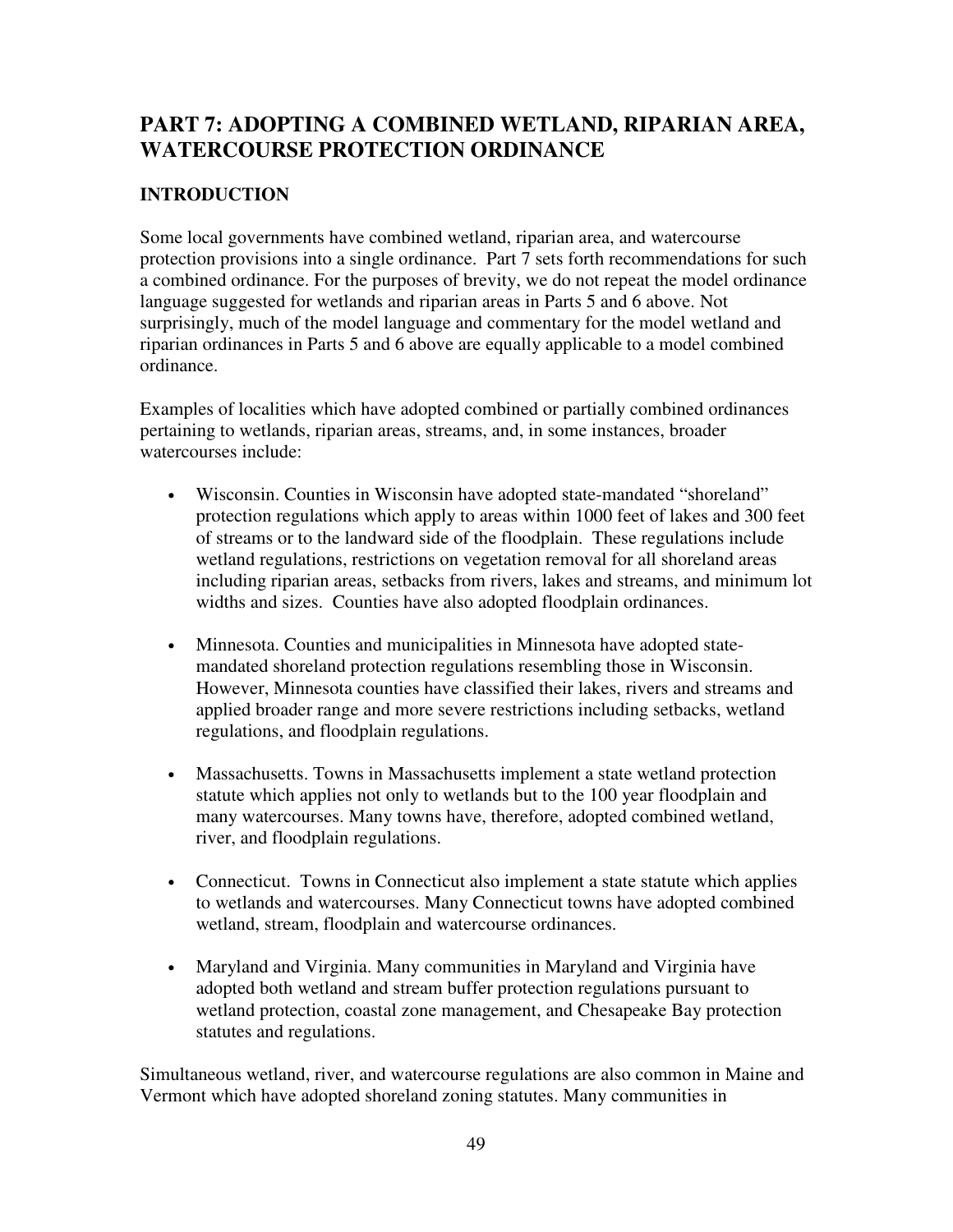## PART 7: ADOPTING A COMBINED WETLAND, RIPARIAN AREA, WATERCOURSE PROTECTION ORDINANCE

### INTRODUCTION

Some local governments have combined wetland, riparian area, and watercourse protection provisions into a single ordinance. Part 7 sets forth recommendations for such a combined ordinance. For the purposes of brevity, we do not repeat the model ordinance language suggested for wetlands and riparian areas in Parts 5 and 6 above. Not surprisingly, much of the model language and commentary for the model wetland and riparian ordinances in Parts 5 and 6 above are equally applicable to a model combined ordinance.

Examples of localities which have adopted combined or partially combined ordinances pertaining to wetlands, riparian areas, streams, and, in some instances, broader watercourses include:

- Wisconsin. Counties in Wisconsin have adopted state-mandated "shoreland" protection regulations which apply to areas within 1000 feet of lakes and 300 feet of streams or to the landward side of the floodplain. These regulations include wetland regulations, restrictions on vegetation removal for all shoreland areas including riparian areas, setbacks from rivers, lakes and streams, and minimum lot widths and sizes. Counties have also adopted floodplain ordinances.

- Minnesota. Counties and municipalities in Minnesota have adopted state-mandated shoreland protection regulations resembling those in Wisconsin. However, Minnesota counties have classified their lakes, rivers and streams and applied broader range and more severe restrictions including setbacks, wetland regulations, and floodplain regulations.

- Massachusetts. Towns in Massachusetts implement a state wetland protection statute which applies not only to wetlands but to the 100 year floodplain and many watercourses. Many towns have, therefore, adopted combined wetland, river, and floodplain regulations.

- Connecticut. Towns in Connecticut also implement a state statute which applies to wetlands and watercourses. Many Connecticut towns have adopted combined wetland, stream, floodplain and watercourse ordinances.

- Maryland and Virginia. Many communities in Maryland and Virginia have adopted both wetland and stream buffer protection regulations pursuant to wetland protection, coastal zone management, and Chesapeake Bay protection statutes and regulations.

Simultaneous wetland, river, and watercourse regulations are also common in Maine and Vermont which have adopted shoreland zoning statutes. Many communities in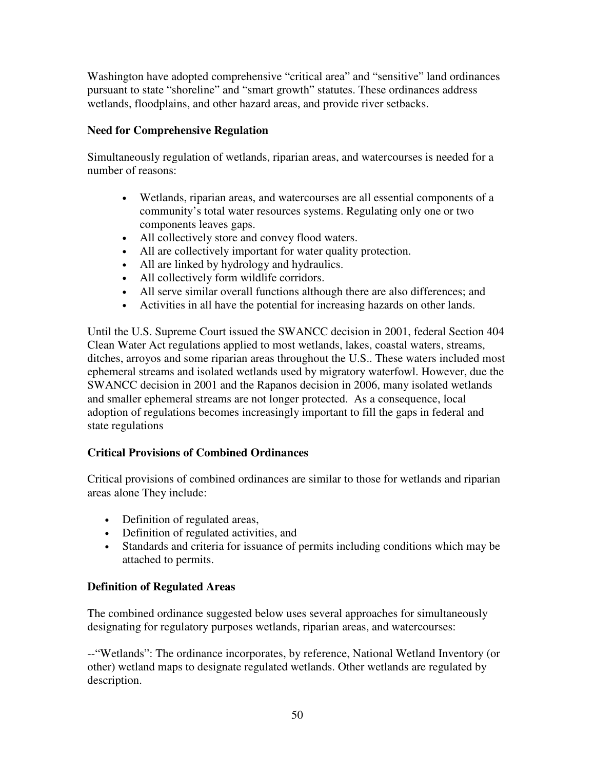Washington have adopted comprehensive "critical area" and "sensitive" land ordinances pursuant to state "shoreline" and "smart growth" statutes. These ordinances address wetlands, floodplains, and other hazard areas, and provide river setbacks.

**Need for Comprehensive Regulation**

Simultaneously regulation of wetlands, riparian areas, and watercourses is needed for a number of reasons:

- Wetlands, riparian areas, and watercourses are all essential components of a community's total water resources systems. Regulating only one or two components leaves gaps.
- All collectively store and convey flood waters.
- All are collectively important for water quality protection.
- All are linked by hydrology and hydraulics.
- All collectively form wildlife corridors.
- All serve similar overall functions although there are also differences; and
- Activities in all have the potential for increasing hazards on other lands.

Until the U.S. Supreme Court issued the SWANCC decision in 2001, federal Section 404 Clean Water Act regulations applied to most wetlands, lakes, coastal waters, streams, ditches, arroyos and some riparian areas throughout the U.S.. These waters included most ephemeral streams and isolated wetlands used by migratory waterfowl. However, due the SWANCC decision in 2001 and the Rapanos decision in 2006, many isolated wetlands and smaller ephemeral streams are not longer protected. As a consequence, local adoption of regulations becomes increasingly important to fill the gaps in federal and state regulations

**Critical Provisions of Combined Ordinances**

Critical provisions of combined ordinances are similar to those for wetlands and riparian areas alone They include:

- Definition of regulated areas,
- Definition of regulated activities, and
- Standards and criteria for issuance of permits including conditions which may be attached to permits.

**Definition of Regulated Areas**

The combined ordinance suggested below uses several approaches for simultaneously designating for regulatory purposes wetlands, riparian areas, and watercourses:

--"Wetlands": The ordinance incorporates, by reference, National Wetland Inventory (or other) wetland maps to designate regulated wetlands. Other wetlands are regulated by description.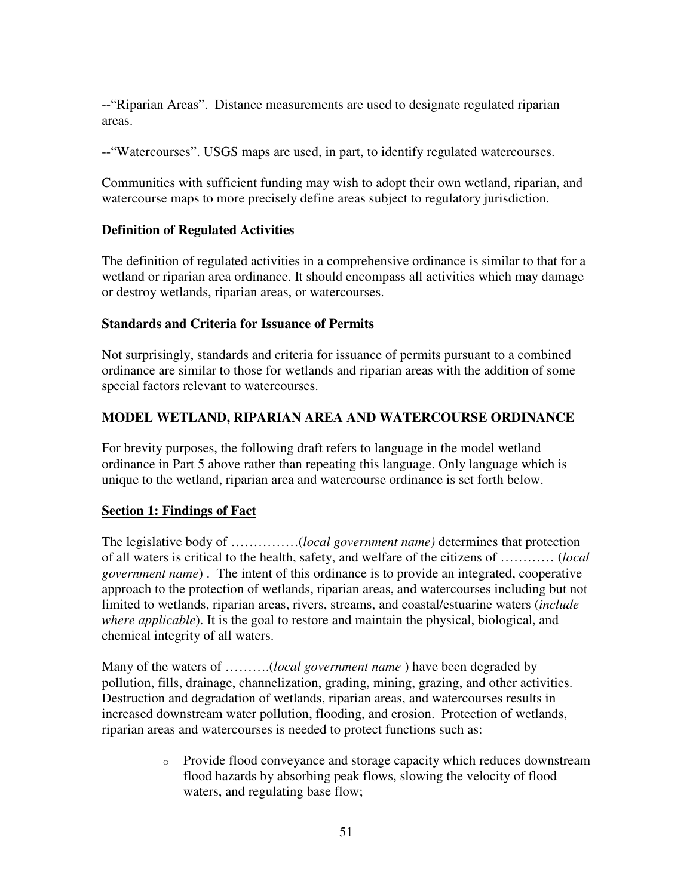--"Riparian Areas". Distance measurements are used to designate regulated riparian areas.

--"Watercourses". USGS maps are used, in part, to identify regulated watercourses.

Communities with sufficient funding may wish to adopt their own wetland, riparian, and watercourse maps to more precisely define areas subject to regulatory jurisdiction.

**Definition of Regulated Activities**

The definition of regulated activities in a comprehensive ordinance is similar to that for a wetland or riparian area ordinance. It should encompass all activities which may damage or destroy wetlands, riparian areas, or watercourses.

**Standards and Criteria for Issuance of Permits**

Not surprisingly, standards and criteria for issuance of permits pursuant to a combined ordinance are similar to those for wetlands and riparian areas with the addition of some special factors relevant to watercourses.

## MODEL WETLAND, RIPARIAN AREA AND WATERCOURSE ORDINANCE

For brevity purposes, the following draft refers to language in the model wetland ordinance in Part 5 above rather than repeating this language. Only language which is unique to the wetland, riparian area and watercourse ordinance is set forth below.

### Section 1: Findings of Fact

The legislative body of ……………(*local government name)* determines that protection of all waters is critical to the health, safety, and welfare of the citizens of ………… (*local government name*) . The intent of this ordinance is to provide an integrated, cooperative approach to the protection of wetlands, riparian areas, and watercourses including but not limited to wetlands, riparian areas, rivers, streams, and coastal/estuarine waters (*include where applicable*). It is the goal to restore and maintain the physical, biological, and chemical integrity of all waters.

Many of the waters of ……….(*local government name* ) have been degraded by pollution, fills, drainage, channelization, grading, mining, grazing, and other activities. Destruction and degradation of wetlands, riparian areas, and watercourses results in increased downstream water pollution, flooding, and erosion. Protection of wetlands, riparian areas and watercourses is needed to protect functions such as:

- Provide flood conveyance and storage capacity which reduces downstream flood hazards by absorbing peak flows, slowing the velocity of flood waters, and regulating base flow;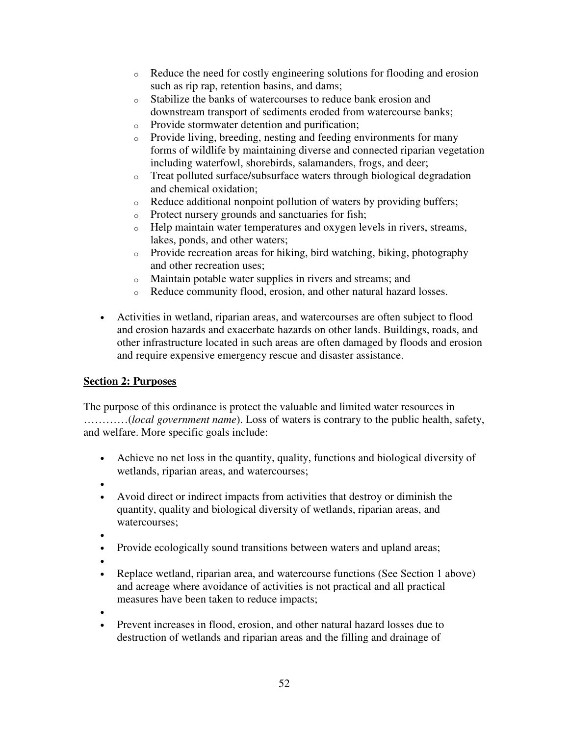- Reduce the need for costly engineering solutions for flooding and erosion such as rip rap, retention basins, and dams;
- Stabilize the banks of watercourses to reduce bank erosion and downstream transport of sediments eroded from watercourse banks;
- Provide stormwater detention and purification;
- Provide living, breeding, nesting and feeding environments for many forms of wildlife by maintaining diverse and connected riparian vegetation including waterfowl, shorebirds, salamanders, frogs, and deer;
- Treat polluted surface/subsurface waters through biological degradation and chemical oxidation;
- Reduce additional nonpoint pollution of waters by providing buffers;
- Protect nursery grounds and sanctuaries for fish;
- Help maintain water temperatures and oxygen levels in rivers, streams, lakes, ponds, and other waters;
- Provide recreation areas for hiking, bird watching, biking, photography and other recreation uses;
- Maintain potable water supplies in rivers and streams; and
- Reduce community flood, erosion, and other natural hazard losses.

- Activities in wetland, riparian areas, and watercourses are often subject to flood and erosion hazards and exacerbate hazards on other lands. Buildings, roads, and other infrastructure located in such areas are often damaged by floods and erosion and require expensive emergency rescue and disaster assistance.

**Section 2: Purposes**

The purpose of this ordinance is protect the valuable and limited water resources in …………(*local government name*). Loss of waters is contrary to the public health, safety, and welfare. More specific goals include:

- Achieve no net loss in the quantity, quality, functions and biological diversity of wetlands, riparian areas, and watercourses;
- Avoid direct or indirect impacts from activities that destroy or diminish the quantity, quality and biological diversity of wetlands, riparian areas, and watercourses;
- Provide ecologically sound transitions between waters and upland areas;
- Replace wetland, riparian area, and watercourse functions (See Section 1 above) and acreage where avoidance of activities is not practical and all practical measures have been taken to reduce impacts;
- Prevent increases in flood, erosion, and other natural hazard losses due to destruction of wetlands and riparian areas and the filling and drainage of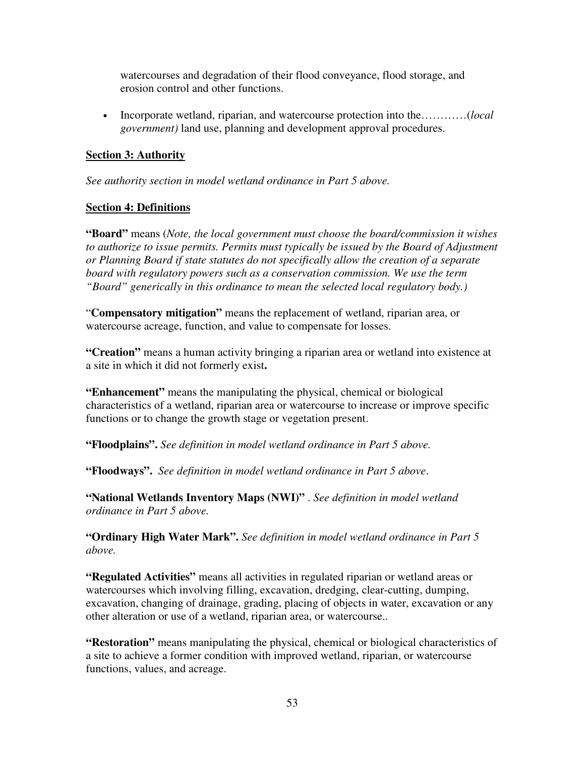watercourses and degradation of their flood conveyance, flood storage, and erosion control and other functions.

- Incorporate wetland, riparian, and watercourse protection into the…………(*local government)* land use, planning and development approval procedures.

**<u>Section 3: Authority</u>**

*See authority section in model wetland ordinance in Part 5 above.*

**<u>Section 4: Definitions</u>**

**"Board"** means (*Note, the local government must choose the board/commission it wishes to authorize to issue permits. Permits must typically be issued by the Board of Adjustment or Planning Board if state statutes do not specifically allow the creation of a separate board with regulatory powers such as a conservation commission. We use the term "Board" generically in this ordinance to mean the selected local regulatory body.)*

"**Compensatory mitigation"** means the replacement of wetland, riparian area, or watercourse acreage, function, and value to compensate for losses.

**"Creation"** means a human activity bringing a riparian area or wetland into existence at a site in which it did not formerly exist**.**

**"Enhancement"** means the manipulating the physical, chemical or biological characteristics of a wetland, riparian area or watercourse to increase or improve specific functions or to change the growth stage or vegetation present.

**"Floodplains".** *See definition in model wetland ordinance in Part 5 above.*

**"Floodways".** *See definition in model wetland ordinance in Part 5 above*.

**"National Wetlands Inventory Maps (NWI)"** . *See definition in model wetland ordinance in Part 5 above.*

**"Ordinary High Water Mark".** *See definition in model wetland ordinance in Part 5 above.*

**"Regulated Activities"** means all activities in regulated riparian or wetland areas or watercourses which involving filling, excavation, dredging, clear-cutting, dumping, excavation, changing of drainage, grading, placing of objects in water, excavation or any other alteration or use of a wetland, riparian area, or watercourse..

**"Restoration"** means manipulating the physical, chemical or biological characteristics of a site to achieve a former condition with improved wetland, riparian, or watercourse functions, values, and acreage.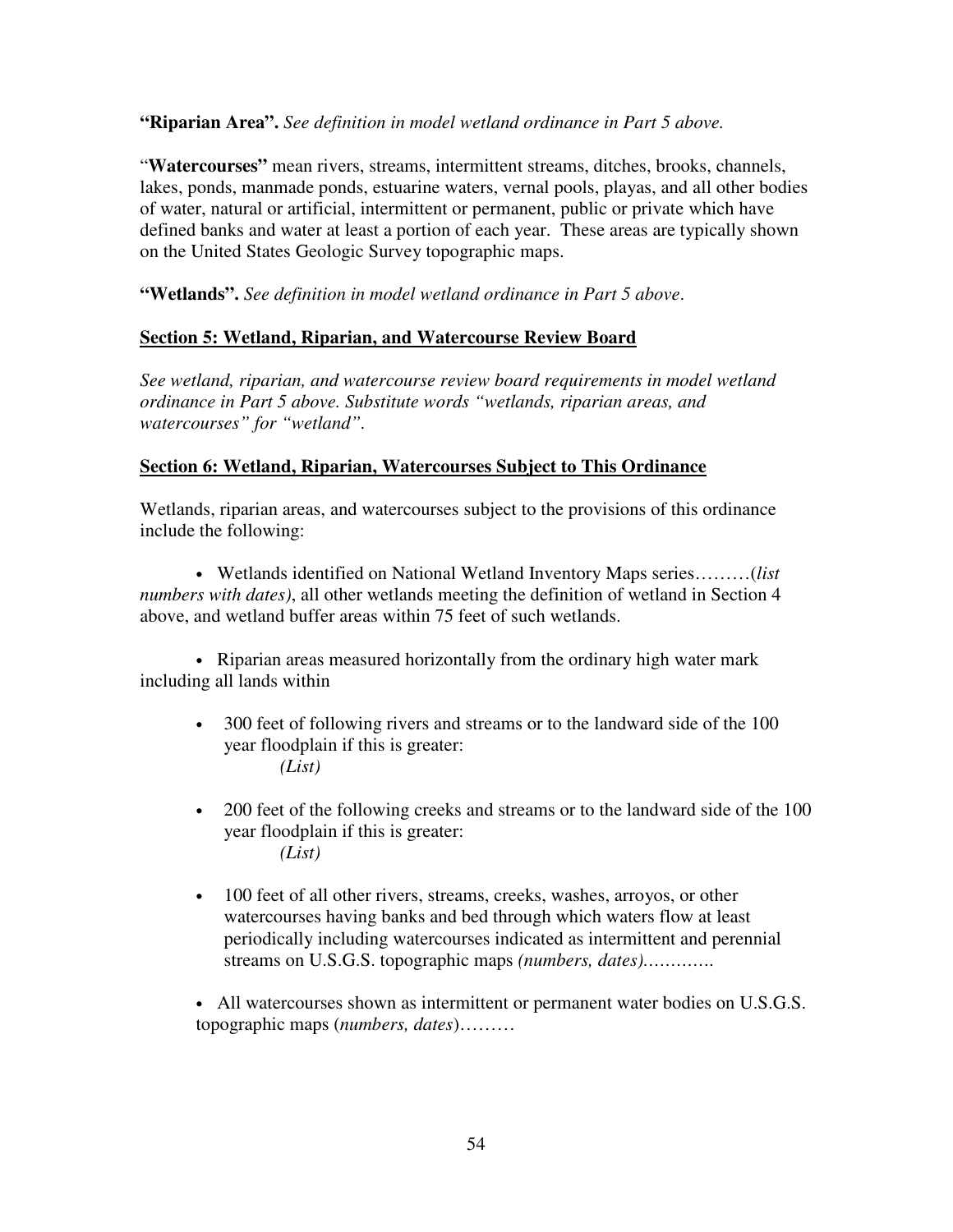**"Riparian Area".** *See definition in model wetland ordinance in Part 5 above.*

"**Watercourses"** mean rivers, streams, intermittent streams, ditches, brooks, channels, lakes, ponds, manmade ponds, estuarine waters, vernal pools, playas, and all other bodies of water, natural or artificial, intermittent or permanent, public or private which have defined banks and water at least a portion of each year. These areas are typically shown on the United States Geologic Survey topographic maps.

**"Wetlands".** *See definition in model wetland ordinance in Part 5 above*.

## Section 5: Wetland, Riparian, and Watercourse Review Board

*See wetland, riparian, and watercourse review board requirements in model wetland ordinance in Part 5 above. Substitute words "wetlands, riparian areas, and watercourses" for "wetland".*

## Section 6: Wetland, Riparian, Watercourses Subject to This Ordinance

Wetlands, riparian areas, and watercourses subject to the provisions of this ordinance include the following:

- Wetlands identified on National Wetland Inventory Maps series………(*list numbers with dates)*, all other wetlands meeting the definition of wetland in Section 4 above, and wetland buffer areas within 75 feet of such wetlands.

- Riparian areas measured horizontally from the ordinary high water mark including all lands within

  - 300 feet of following rivers and streams or to the landward side of the 100 year floodplain if this is greater:
    *(List)*

  - 200 feet of the following creeks and streams or to the landward side of the 100 year floodplain if this is greater:
    *(List)*

  - 100 feet of all other rivers, streams, creeks, washes, arroyos, or other watercourses having banks and bed through which waters flow at least periodically including watercourses indicated as intermittent and perennial streams on U.S.G.S. topographic maps *(numbers, dates)*………….

- All watercourses shown as intermittent or permanent water bodies on U.S.G.S. topographic maps (*numbers, dates*)………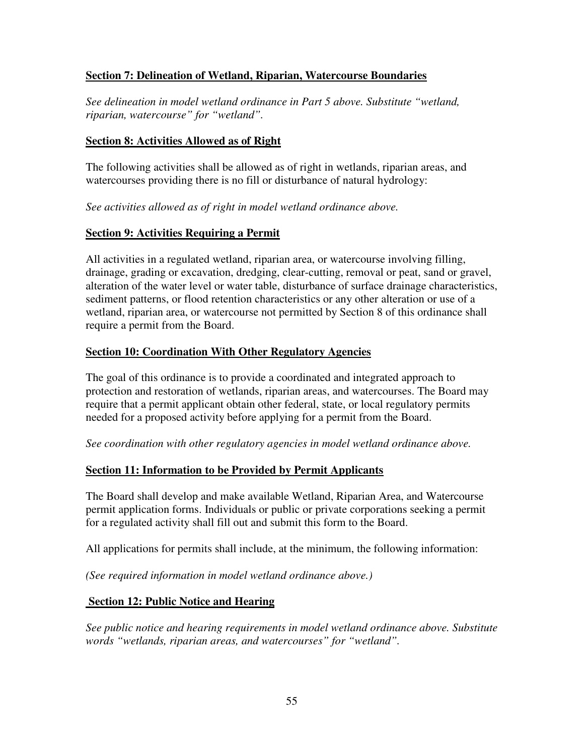### Section 7: Delineation of Wetland, Riparian, Watercourse Boundaries

*See delineation in model wetland ordinance in Part 5 above. Substitute "wetland, riparian, watercourse" for "wetland".*

### Section 8: Activities Allowed as of Right

The following activities shall be allowed as of right in wetlands, riparian areas, and watercourses providing there is no fill or disturbance of natural hydrology:

*See activities allowed as of right in model wetland ordinance above.*

### Section 9: Activities Requiring a Permit

All activities in a regulated wetland, riparian area, or watercourse involving filling, drainage, grading or excavation, dredging, clear-cutting, removal or peat, sand or gravel, alteration of the water level or water table, disturbance of surface drainage characteristics, sediment patterns, or flood retention characteristics or any other alteration or use of a wetland, riparian area, or watercourse not permitted by Section 8 of this ordinance shall require a permit from the Board.

### Section 10: Coordination With Other Regulatory Agencies

The goal of this ordinance is to provide a coordinated and integrated approach to protection and restoration of wetlands, riparian areas, and watercourses. The Board may require that a permit applicant obtain other federal, state, or local regulatory permits needed for a proposed activity before applying for a permit from the Board.

*See coordination with other regulatory agencies in model wetland ordinance above.*

### Section 11: Information to be Provided by Permit Applicants

The Board shall develop and make available Wetland, Riparian Area, and Watercourse permit application forms. Individuals or public or private corporations seeking a permit for a regulated activity shall fill out and submit this form to the Board.

All applications for permits shall include, at the minimum, the following information:

*(See required information in model wetland ordinance above.)*

### Section 12: Public Notice and Hearing

*See public notice and hearing requirements in model wetland ordinance above. Substitute words "wetlands, riparian areas, and watercourses" for "wetland".*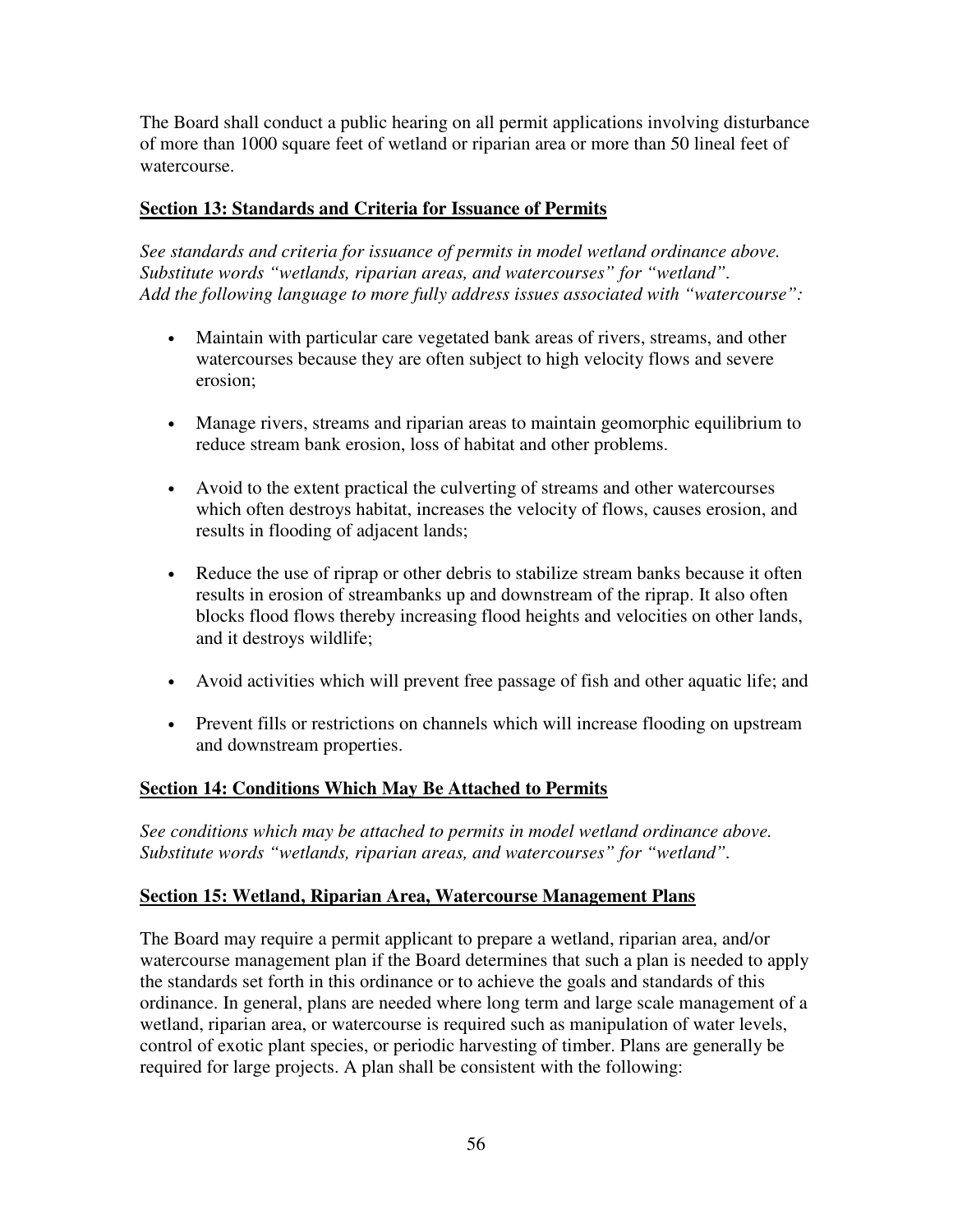The Board shall conduct a public hearing on all permit applications involving disturbance of more than 1000 square feet of wetland or riparian area or more than 50 lineal feet of watercourse.

## Section 13: Standards and Criteria for Issuance of Permits

*See standards and criteria for issuance of permits in model wetland ordinance above. Substitute words "wetlands, riparian areas, and watercourses" for "wetland". Add the following language to more fully address issues associated with "watercourse":*

- Maintain with particular care vegetated bank areas of rivers, streams, and other watercourses because they are often subject to high velocity flows and severe erosion;
- Manage rivers, streams and riparian areas to maintain geomorphic equilibrium to reduce stream bank erosion, loss of habitat and other problems.
- Avoid to the extent practical the culverting of streams and other watercourses which often destroys habitat, increases the velocity of flows, causes erosion, and results in flooding of adjacent lands;
- Reduce the use of riprap or other debris to stabilize stream banks because it often results in erosion of streambanks up and downstream of the riprap. It also often blocks flood flows thereby increasing flood heights and velocities on other lands, and it destroys wildlife;
- Avoid activities which will prevent free passage of fish and other aquatic life; and
- Prevent fills or restrictions on channels which will increase flooding on upstream and downstream properties.

## Section 14: Conditions Which May Be Attached to Permits

*See conditions which may be attached to permits in model wetland ordinance above. Substitute words "wetlands, riparian areas, and watercourses" for "wetland".*

## Section 15: Wetland, Riparian Area, Watercourse Management Plans

The Board may require a permit applicant to prepare a wetland, riparian area, and/or watercourse management plan if the Board determines that such a plan is needed to apply the standards set forth in this ordinance or to achieve the goals and standards of this ordinance. In general, plans are needed where long term and large scale management of a wetland, riparian area, or watercourse is required such as manipulation of water levels, control of exotic plant species, or periodic harvesting of timber. Plans are generally be required for large projects. A plan shall be consistent with the following: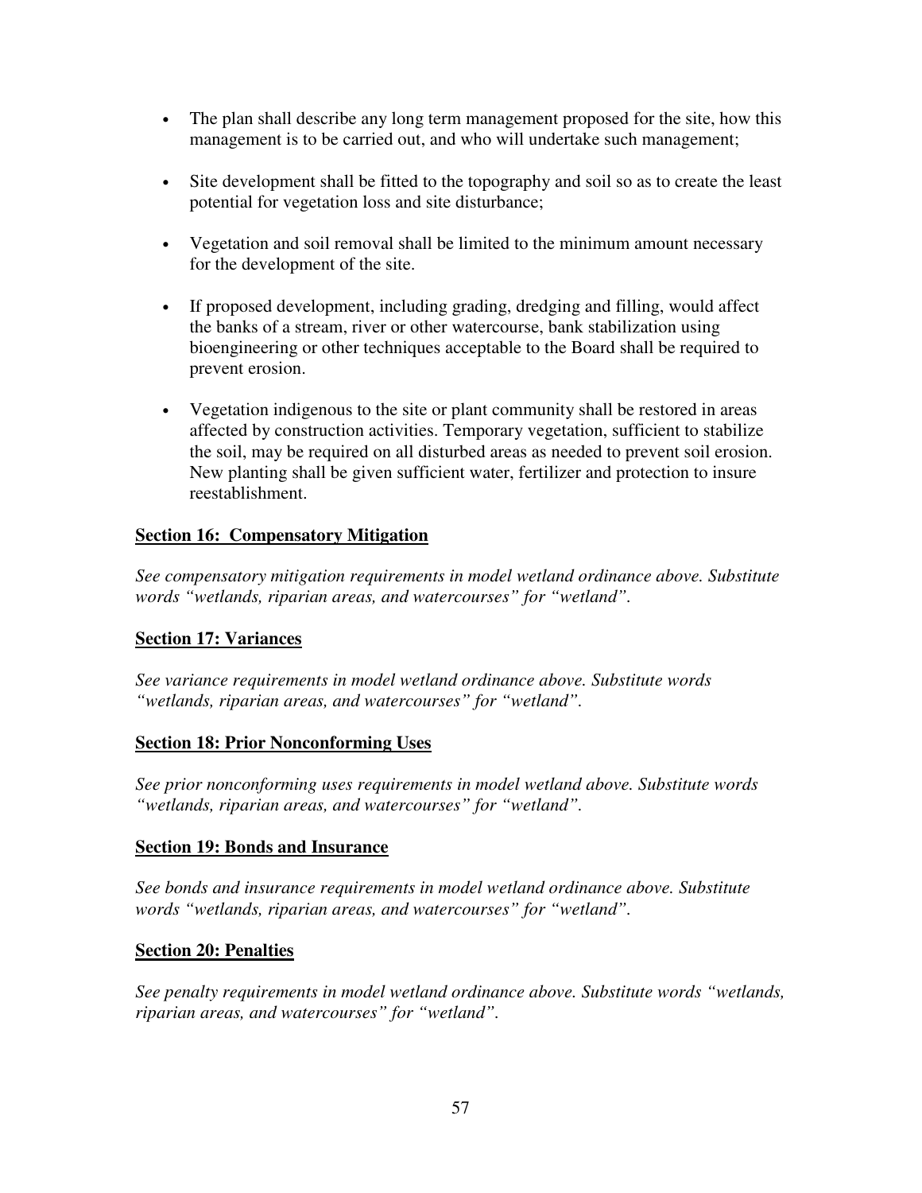- The plan shall describe any long term management proposed for the site, how this management is to be carried out, and who will undertake such management;

- Site development shall be fitted to the topography and soil so as to create the least potential for vegetation loss and site disturbance;

- Vegetation and soil removal shall be limited to the minimum amount necessary for the development of the site.

- If proposed development, including grading, dredging and filling, would affect the banks of a stream, river or other watercourse, bank stabilization using bioengineering or other techniques acceptable to the Board shall be required to prevent erosion.

- Vegetation indigenous to the site or plant community shall be restored in areas affected by construction activities. Temporary vegetation, sufficient to stabilize the soil, may be required on all disturbed areas as needed to prevent soil erosion. New planting shall be given sufficient water, fertilizer and protection to insure reestablishment.

**Section 16: Compensatory Mitigation**

*See compensatory mitigation requirements in model wetland ordinance above. Substitute words "wetlands, riparian areas, and watercourses" for "wetland".*

**Section 17: Variances**

*See variance requirements in model wetland ordinance above. Substitute words "wetlands, riparian areas, and watercourses" for "wetland".*

**Section 18: Prior Nonconforming Uses**

*See prior nonconforming uses requirements in model wetland above. Substitute words "wetlands, riparian areas, and watercourses" for "wetland".*

**Section 19: Bonds and Insurance**

*See bonds and insurance requirements in model wetland ordinance above. Substitute words "wetlands, riparian areas, and watercourses" for "wetland".*

**Section 20: Penalties**

*See penalty requirements in model wetland ordinance above. Substitute words "wetlands, riparian areas, and watercourses" for "wetland".*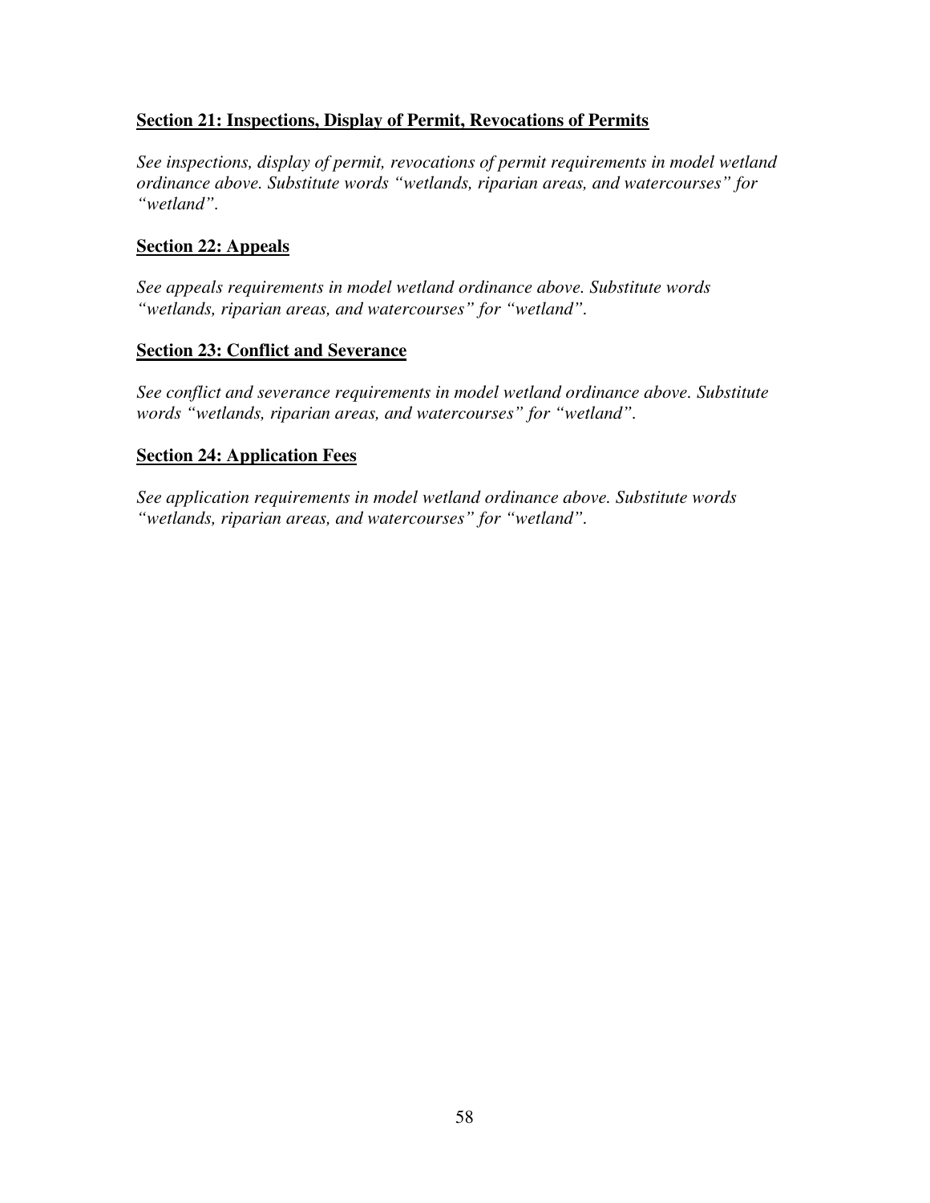**<u>Section 21: Inspections, Display of Permit, Revocations of Permits</u>**

*See inspections, display of permit, revocations of permit requirements in model wetland ordinance above. Substitute words "wetlands, riparian areas, and watercourses" for "wetland".*

**<u>Section 22: Appeals</u>**

*See appeals requirements in model wetland ordinance above. Substitute words "wetlands, riparian areas, and watercourses" for "wetland".*

**<u>Section 23: Conflict and Severance</u>**

*See conflict and severance requirements in model wetland ordinance above. Substitute words "wetlands, riparian areas, and watercourses" for "wetland".*

**<u>Section 24: Application Fees</u>**

*See application requirements in model wetland ordinance above. Substitute words "wetlands, riparian areas, and watercourses" for "wetland".*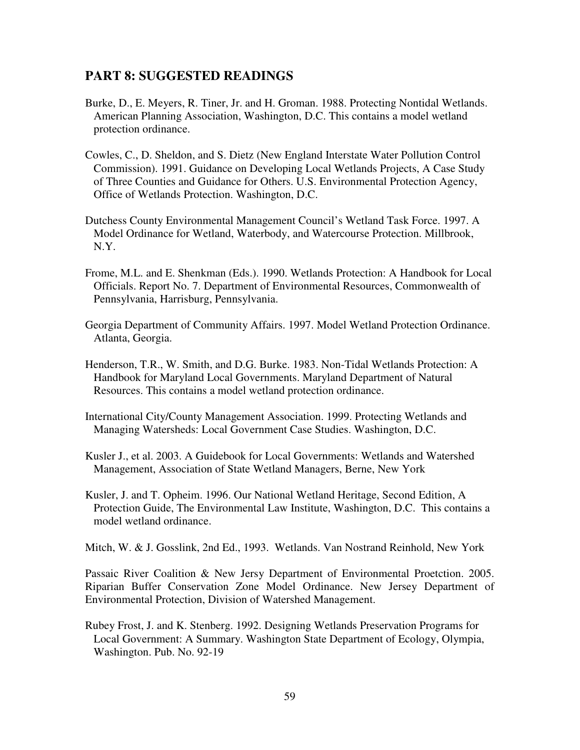## PART 8: SUGGESTED READINGS

Burke, D., E. Meyers, R. Tiner, Jr. and H. Groman. 1988. Protecting Nontidal Wetlands. American Planning Association, Washington, D.C. This contains a model wetland protection ordinance.

Cowles, C., D. Sheldon, and S. Dietz (New England Interstate Water Pollution Control Commission). 1991. Guidance on Developing Local Wetlands Projects, A Case Study of Three Counties and Guidance for Others. U.S. Environmental Protection Agency, Office of Wetlands Protection. Washington, D.C.

Dutchess County Environmental Management Council's Wetland Task Force. 1997. A Model Ordinance for Wetland, Waterbody, and Watercourse Protection. Millbrook, N.Y.

Frome, M.L. and E. Shenkman (Eds.). 1990. Wetlands Protection: A Handbook for Local Officials. Report No. 7. Department of Environmental Resources, Commonwealth of Pennsylvania, Harrisburg, Pennsylvania.

Georgia Department of Community Affairs. 1997. Model Wetland Protection Ordinance. Atlanta, Georgia.

Henderson, T.R., W. Smith, and D.G. Burke. 1983. Non-Tidal Wetlands Protection: A Handbook for Maryland Local Governments. Maryland Department of Natural Resources. This contains a model wetland protection ordinance.

International City/County Management Association. 1999. Protecting Wetlands and Managing Watersheds: Local Government Case Studies. Washington, D.C.

Kusler J., et al. 2003. A Guidebook for Local Governments: Wetlands and Watershed Management, Association of State Wetland Managers, Berne, New York

Kusler, J. and T. Opheim. 1996. Our National Wetland Heritage, Second Edition, A Protection Guide, The Environmental Law Institute, Washington, D.C. This contains a model wetland ordinance.

Mitch, W. & J. Gosslink, 2nd Ed., 1993. Wetlands. Van Nostrand Reinhold, New York

Passaic River Coalition & New Jersey Department of Environmental Proetction. 2005. Riparian Buffer Conservation Zone Model Ordinance. New Jersey Department of Environmental Protection, Division of Watershed Management.

Rubey Frost, J. and K. Stenberg. 1992. Designing Wetlands Preservation Programs for Local Government: A Summary. Washington State Department of Ecology, Olympia, Washington. Pub. No. 92-19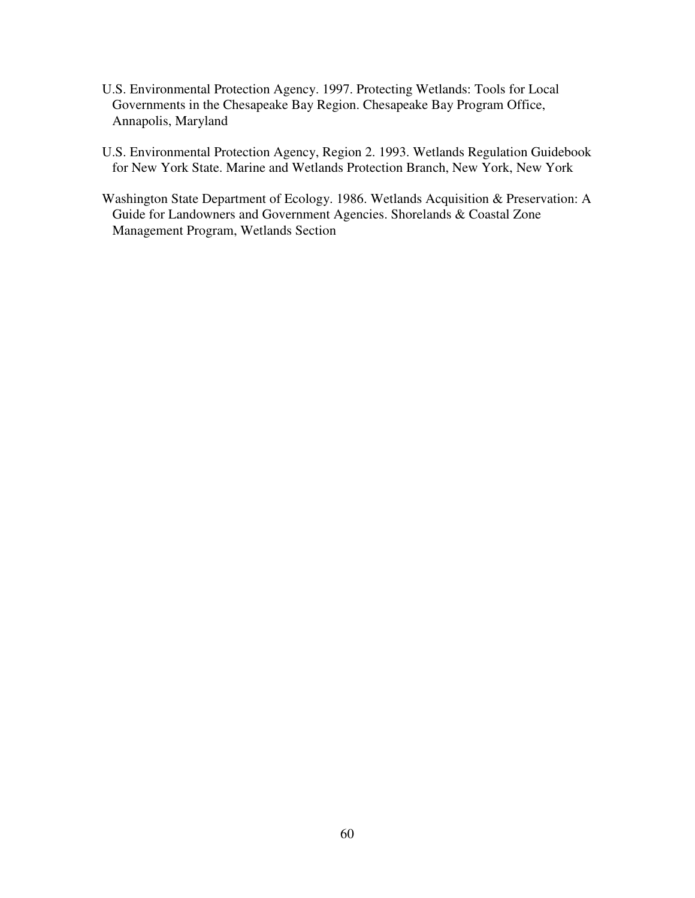U.S. Environmental Protection Agency. 1997. Protecting Wetlands: Tools for Local Governments in the Chesapeake Bay Region. Chesapeake Bay Program Office, Annapolis, Maryland

U.S. Environmental Protection Agency, Region 2. 1993. Wetlands Regulation Guidebook for New York State. Marine and Wetlands Protection Branch, New York, New York

Washington State Department of Ecology. 1986. Wetlands Acquisition & Preservation: A Guide for Landowners and Government Agencies. Shorelands & Coastal Zone Management Program, Wetlands Section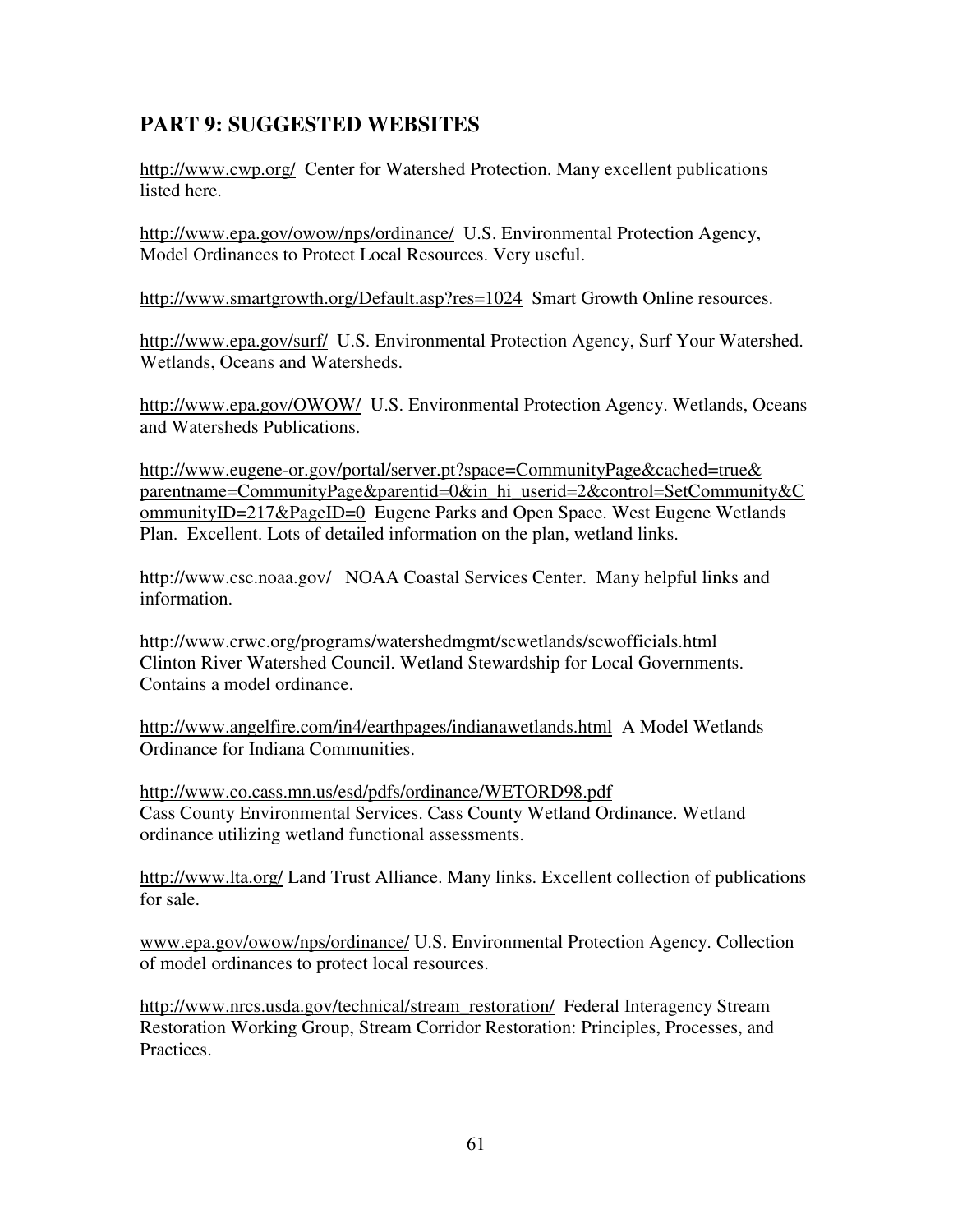## PART 9: SUGGESTED WEBSITES

http://www.cwp.org/ Center for Watershed Protection. Many excellent publications listed here.

http://www.epa.gov/owow/nps/ordinance/ U.S. Environmental Protection Agency, Model Ordinances to Protect Local Resources. Very useful.

http://www.smartgrowth.org/Default.asp?res=1024 Smart Growth Online resources.

http://www.epa.gov/surf/ U.S. Environmental Protection Agency, Surf Your Watershed. Wetlands, Oceans and Watersheds.

http://www.epa.gov/OWOW/ U.S. Environmental Protection Agency. Wetlands, Oceans and Watersheds Publications.

http://www.eugene-or.gov/portal/server.pt?space=CommunityPage&cached=true&parentname=CommunityPage&parentid=0&in_hi_userid=2&control=SetCommunity&CommunityID=217&PageID=0 Eugene Parks and Open Space. West Eugene Wetlands Plan. Excellent. Lots of detailed information on the plan, wetland links.

http://www.csc.noaa.gov/ NOAA Coastal Services Center. Many helpful links and information.

http://www.crwc.org/programs/watershedmgmt/scwetlands/scwofficials.html Clinton River Watershed Council. Wetland Stewardship for Local Governments. Contains a model ordinance.

http://www.angelfire.com/in4/earthpages/indianawetlands.html A Model Wetlands Ordinance for Indiana Communities.

http://www.co.cass.mn.us/esd/pdfs/ordinance/WETORD98.pdf Cass County Environmental Services. Cass County Wetland Ordinance. Wetland ordinance utilizing wetland functional assessments.

http://www.lta.org/ Land Trust Alliance. Many links. Excellent collection of publications for sale.

www.epa.gov/owow/nps/ordinance/ U.S. Environmental Protection Agency. Collection of model ordinances to protect local resources.

http://www.nrcs.usda.gov/technical/stream_restoration/ Federal Interagency Stream Restoration Working Group, Stream Corridor Restoration: Principles, Processes, and Practices.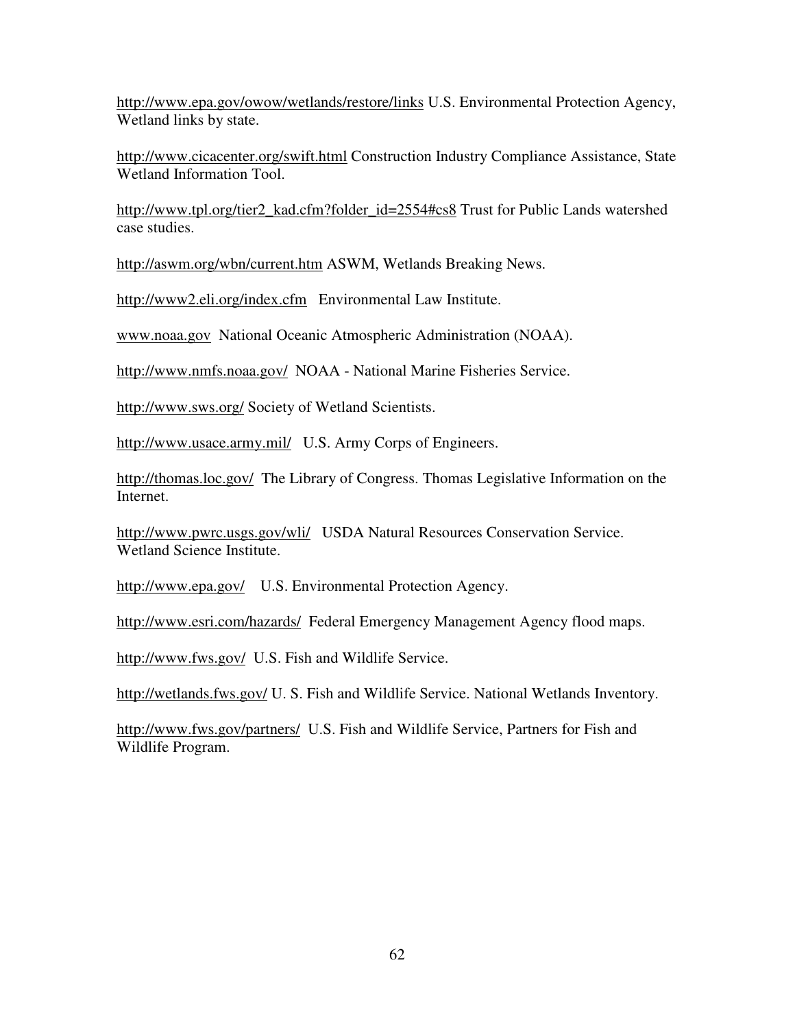http://www.epa.gov/owow/wetlands/restore/links U.S. Environmental Protection Agency, Wetland links by state.

http://www.cicacenter.org/swift.html Construction Industry Compliance Assistance, State Wetland Information Tool.

http://www.tpl.org/tier2_kad.cfm?folder_id=2554#cs8 Trust for Public Lands watershed case studies.

http://aswm.org/wbn/current.htm ASWM, Wetlands Breaking News.

http://www2.eli.org/index.cfm Environmental Law Institute.

www.noaa.gov National Oceanic Atmospheric Administration (NOAA).

http://www.nmfs.noaa.gov/ NOAA - National Marine Fisheries Service.

http://www.sws.org/ Society of Wetland Scientists.

http://www.usace.army.mil/ U.S. Army Corps of Engineers.

http://thomas.loc.gov/ The Library of Congress. Thomas Legislative Information on the Internet.

http://www.pwrc.usgs.gov/wli/ USDA Natural Resources Conservation Service. Wetland Science Institute.

http://www.epa.gov/ U.S. Environmental Protection Agency.

http://www.esri.com/hazards/ Federal Emergency Management Agency flood maps.

http://www.fws.gov/ U.S. Fish and Wildlife Service.

http://wetlands.fws.gov/ U. S. Fish and Wildlife Service. National Wetlands Inventory.

http://www.fws.gov/partners/ U.S. Fish and Wildlife Service, Partners for Fish and Wildlife Program.